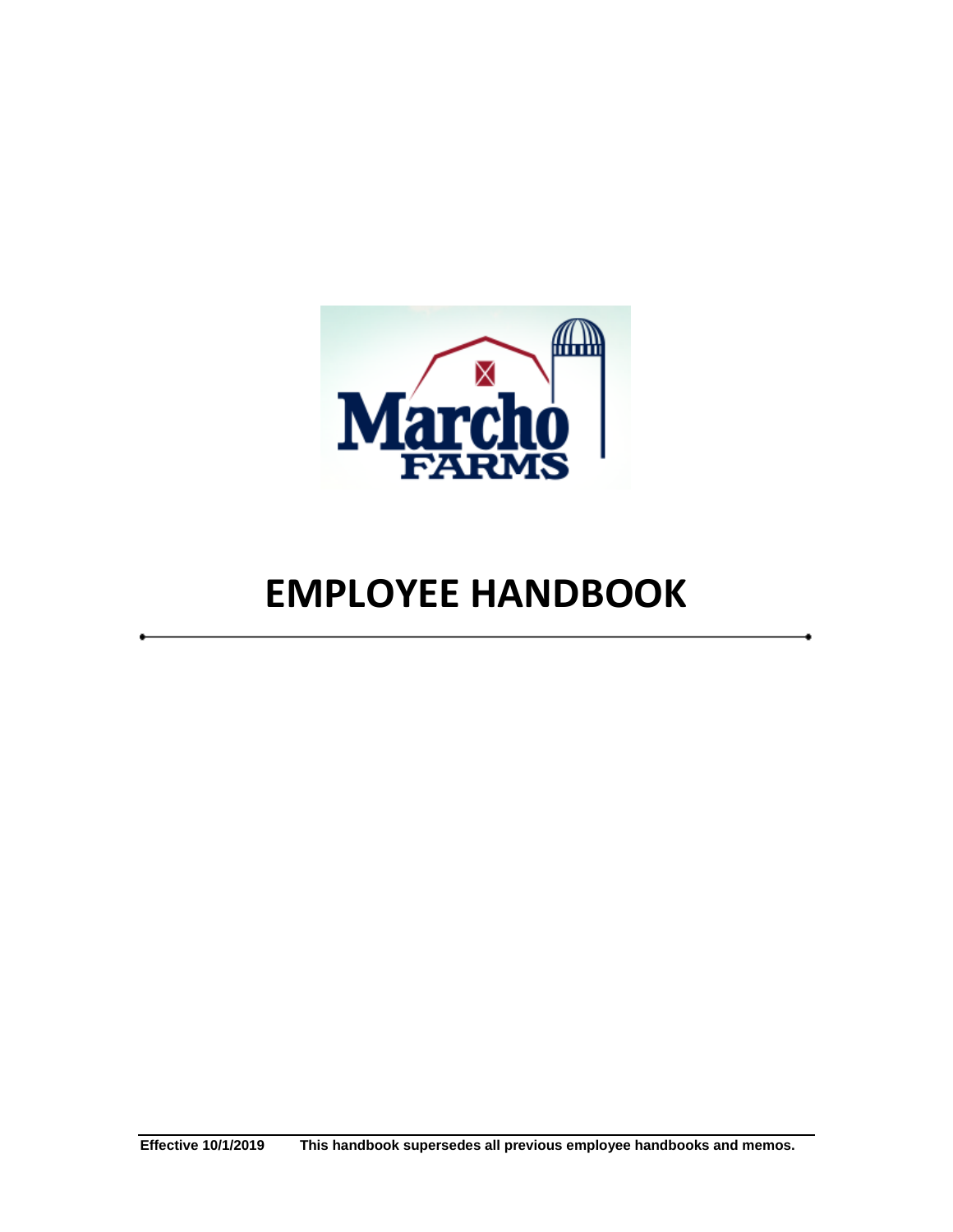Marcho
FARMS

# EMPLOYEE HANDBOOK

**Effective 10/1/2019** **This handbook supersedes all previous employee handbooks and memos.**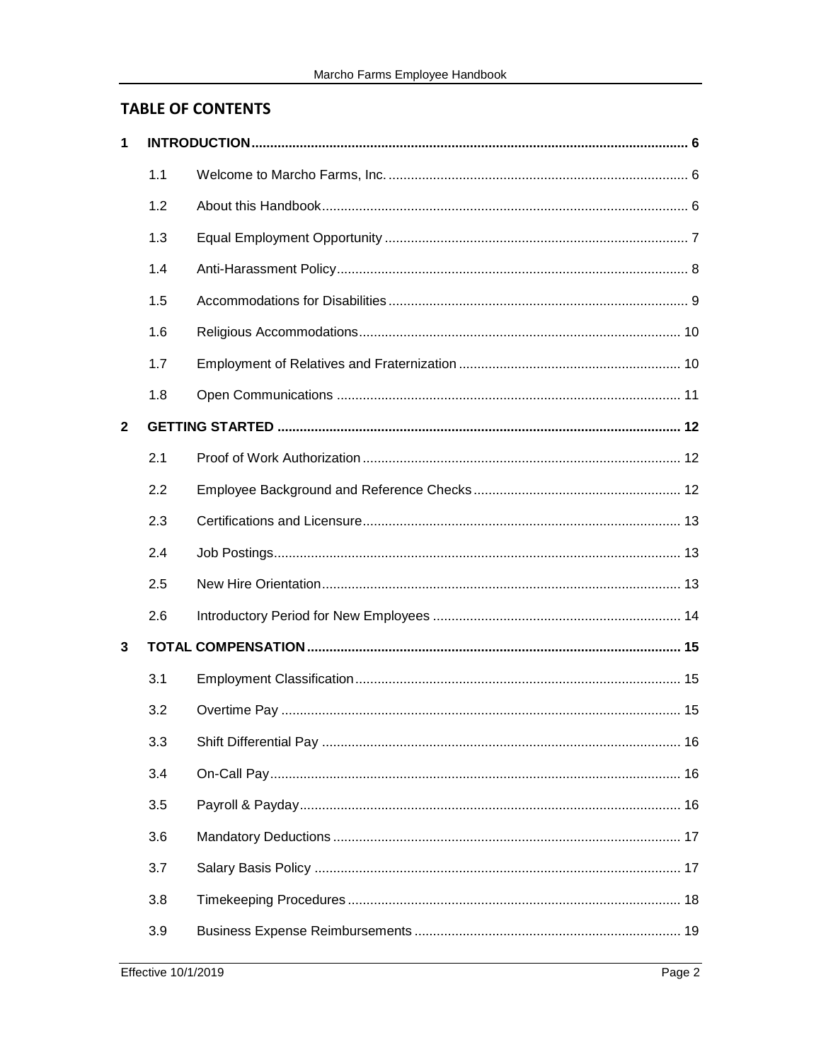## TABLE OF CONTENTS

**1 INTRODUCTION** ..... 6

- 1.1 Welcome to Marcho Farms, Inc. ..... 6
- 1.2 About this Handbook ..... 6
- 1.3 Equal Employment Opportunity ..... 7
- 1.4 Anti-Harassment Policy ..... 8
- 1.5 Accommodations for Disabilities ..... 9
- 1.6 Religious Accommodations ..... 10
- 1.7 Employment of Relatives and Fraternization ..... 10
- 1.8 Open Communications ..... 11

**2 GETTING STARTED** ..... 12

- 2.1 Proof of Work Authorization ..... 12
- 2.2 Employee Background and Reference Checks ..... 12
- 2.3 Certifications and Licensure ..... 13
- 2.4 Job Postings ..... 13
- 2.5 New Hire Orientation ..... 13
- 2.6 Introductory Period for New Employees ..... 14

**3 TOTAL COMPENSATION** ..... 15

- 3.1 Employment Classification ..... 15
- 3.2 Overtime Pay ..... 15
- 3.3 Shift Differential Pay ..... 16
- 3.4 On-Call Pay ..... 16
- 3.5 Payroll & Payday ..... 16
- 3.6 Mandatory Deductions ..... 17
- 3.7 Salary Basis Policy ..... 17
- 3.8 Timekeeping Procedures ..... 18
- 3.9 Business Expense Reimbursements ..... 19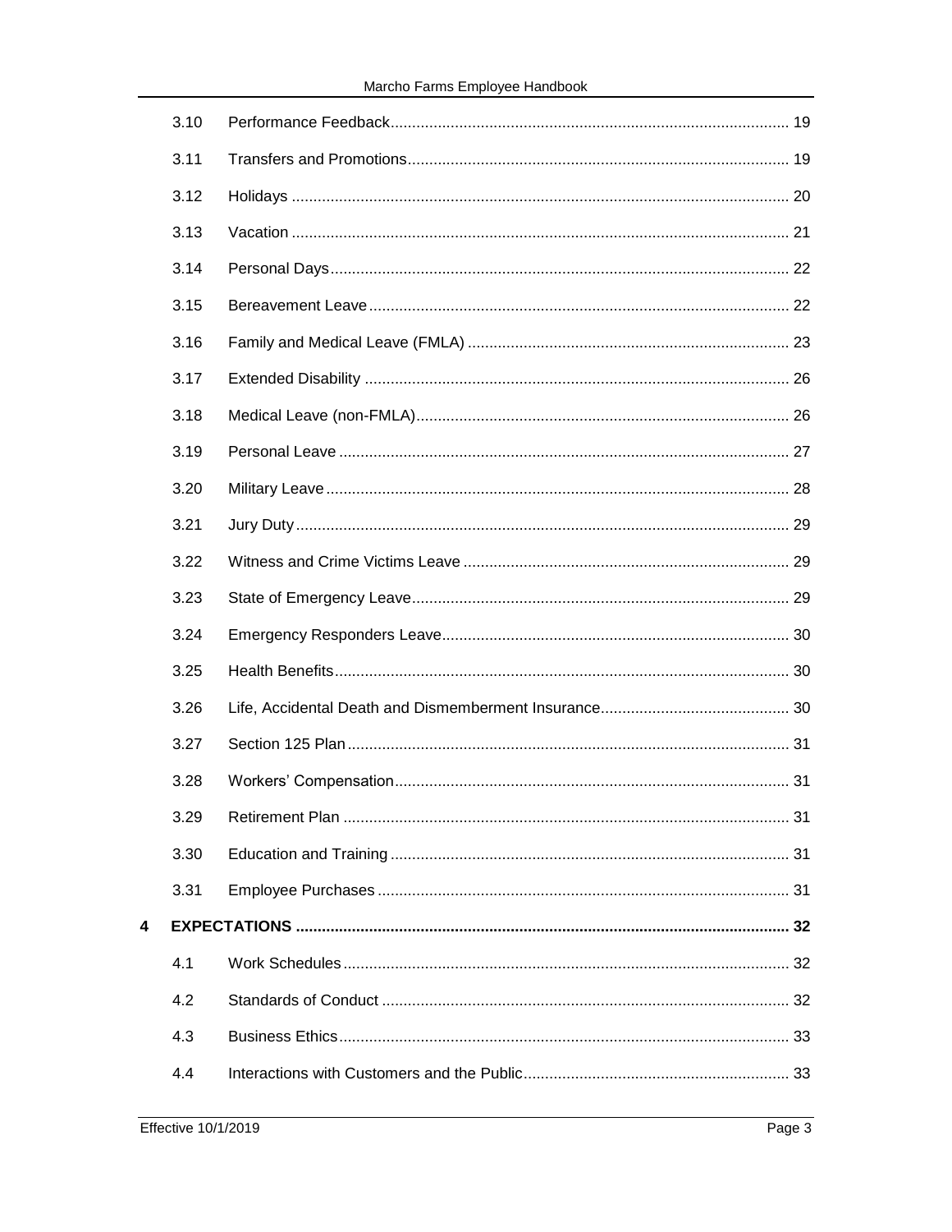| | | |
|---|---|---|
| 3.10 | Performance Feedback | 19 |
| 3.11 | Transfers and Promotions | 19 |
| 3.12 | Holidays | 20 |
| 3.13 | Vacation | 21 |
| 3.14 | Personal Days | 22 |
| 3.15 | Bereavement Leave | 22 |
| 3.16 | Family and Medical Leave (FMLA) | 23 |
| 3.17 | Extended Disability | 26 |
| 3.18 | Medical Leave (non-FMLA) | 26 |
| 3.19 | Personal Leave | 27 |
| 3.20 | Military Leave | 28 |
| 3.21 | Jury Duty | 29 |
| 3.22 | Witness and Crime Victims Leave | 29 |
| 3.23 | State of Emergency Leave | 29 |
| 3.24 | Emergency Responders Leave | 30 |
| 3.25 | Health Benefits | 30 |
| 3.26 | Life, Accidental Death and Dismemberment Insurance | 30 |
| 3.27 | Section 125 Plan | 31 |
| 3.28 | Workers' Compensation | 31 |
| 3.29 | Retirement Plan | 31 |
| 3.30 | Education and Training | 31 |
| 3.31 | Employee Purchases | 31 |
| **4** | **EXPECTATIONS** | **32** |
| 4.1 | Work Schedules | 32 |
| 4.2 | Standards of Conduct | 32 |
| 4.3 | Business Ethics | 33 |
| 4.4 | Interactions with Customers and the Public | 33 |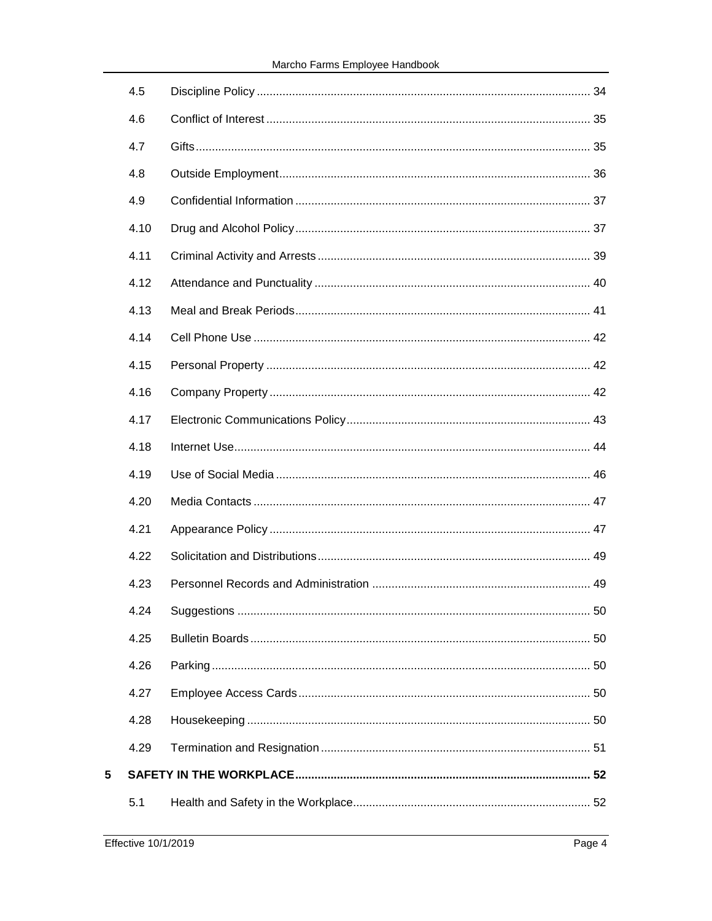| | | |
|---|---|---|
| 4.5 | Discipline Policy | 34 |
| 4.6 | Conflict of Interest | 35 |
| 4.7 | Gifts | 35 |
| 4.8 | Outside Employment | 36 |
| 4.9 | Confidential Information | 37 |
| 4.10 | Drug and Alcohol Policy | 37 |
| 4.11 | Criminal Activity and Arrests | 39 |
| 4.12 | Attendance and Punctuality | 40 |
| 4.13 | Meal and Break Periods | 41 |
| 4.14 | Cell Phone Use | 42 |
| 4.15 | Personal Property | 42 |
| 4.16 | Company Property | 42 |
| 4.17 | Electronic Communications Policy | 43 |
| 4.18 | Internet Use | 44 |
| 4.19 | Use of Social Media | 46 |
| 4.20 | Media Contacts | 47 |
| 4.21 | Appearance Policy | 47 |
| 4.22 | Solicitation and Distributions | 49 |
| 4.23 | Personnel Records and Administration | 49 |
| 4.24 | Suggestions | 50 |
| 4.25 | Bulletin Boards | 50 |
| 4.26 | Parking | 50 |
| 4.27 | Employee Access Cards | 50 |
| 4.28 | Housekeeping | 50 |
| 4.29 | Termination and Resignation | 51 |
| **5** | **SAFETY IN THE WORKPLACE** | **52** |
| 5.1 | Health and Safety in the Workplace | 52 |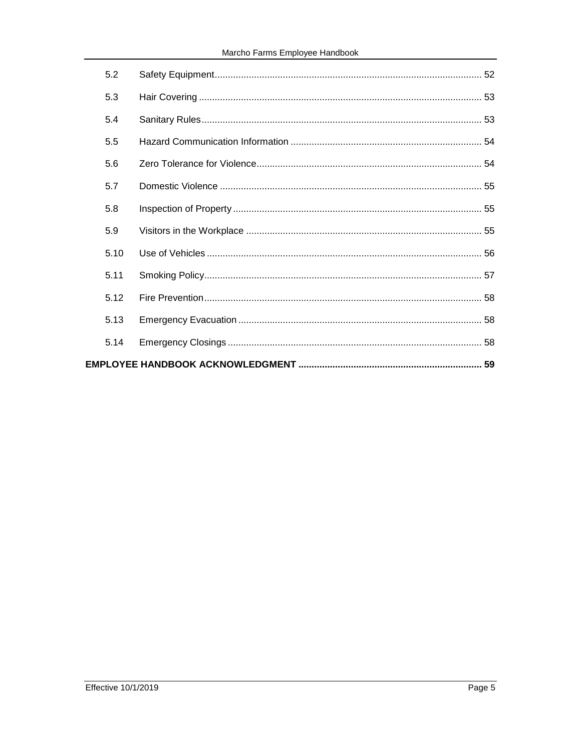| | | |
|---|---|---|
| 5.2 | Safety Equipment | 52 |
| 5.3 | Hair Covering | 53 |
| 5.4 | Sanitary Rules | 53 |
| 5.5 | Hazard Communication Information | 54 |
| 5.6 | Zero Tolerance for Violence | 54 |
| 5.7 | Domestic Violence | 55 |
| 5.8 | Inspection of Property | 55 |
| 5.9 | Visitors in the Workplace | 55 |
| 5.10 | Use of Vehicles | 56 |
| 5.11 | Smoking Policy | 57 |
| 5.12 | Fire Prevention | 58 |
| 5.13 | Emergency Evacuation | 58 |
| 5.14 | Emergency Closings | 58 |

**EMPLOYEE HANDBOOK ACKNOWLEDGMENT ..... 59**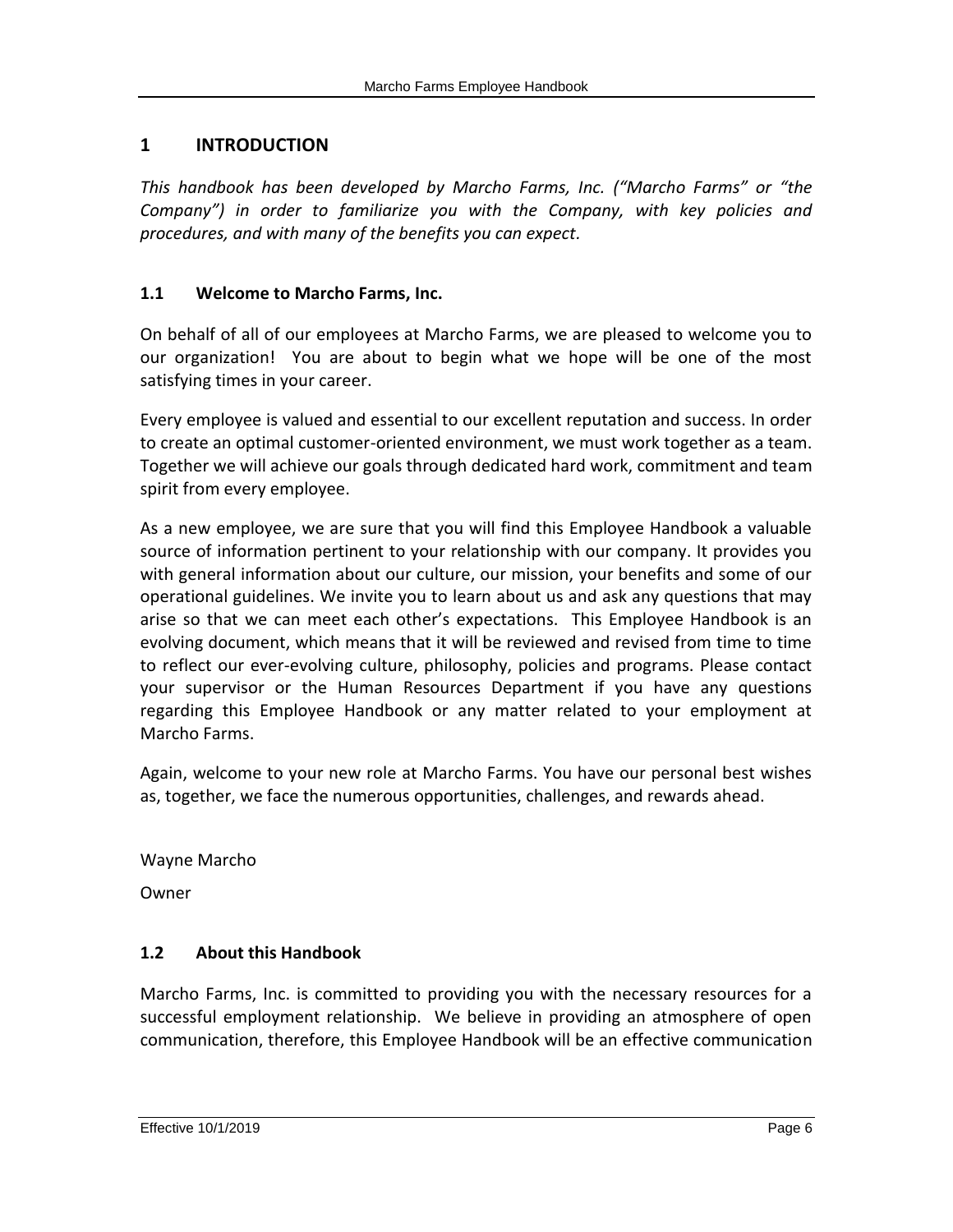# 1 INTRODUCTION

*This handbook has been developed by Marcho Farms, Inc. ("Marcho Farms" or "the Company") in order to familiarize you with the Company, with key policies and procedures, and with many of the benefits you can expect.*

## 1.1 Welcome to Marcho Farms, Inc.

On behalf of all of our employees at Marcho Farms, we are pleased to welcome you to our organization! You are about to begin what we hope will be one of the most satisfying times in your career.

Every employee is valued and essential to our excellent reputation and success. In order to create an optimal customer-oriented environment, we must work together as a team. Together we will achieve our goals through dedicated hard work, commitment and team spirit from every employee.

As a new employee, we are sure that you will find this Employee Handbook a valuable source of information pertinent to your relationship with our company. It provides you with general information about our culture, our mission, your benefits and some of our operational guidelines. We invite you to learn about us and ask any questions that may arise so that we can meet each other's expectations. This Employee Handbook is an evolving document, which means that it will be reviewed and revised from time to time to reflect our ever-evolving culture, philosophy, policies and programs. Please contact your supervisor or the Human Resources Department if you have any questions regarding this Employee Handbook or any matter related to your employment at Marcho Farms.

Again, welcome to your new role at Marcho Farms. You have our personal best wishes as, together, we face the numerous opportunities, challenges, and rewards ahead.

Wayne Marcho

Owner

## 1.2 About this Handbook

Marcho Farms, Inc. is committed to providing you with the necessary resources for a successful employment relationship. We believe in providing an atmosphere of open communication, therefore, this Employee Handbook will be an effective communication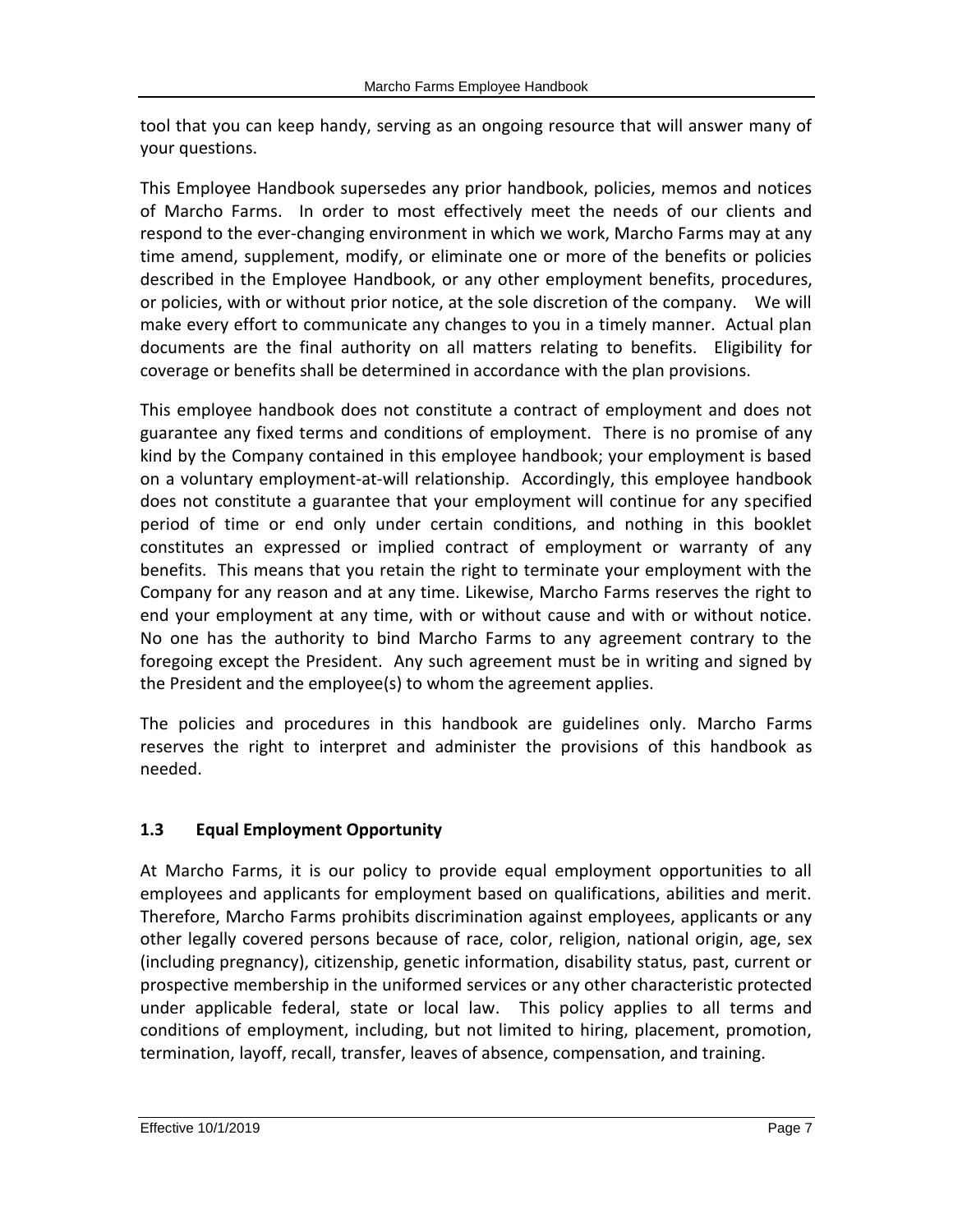tool that you can keep handy, serving as an ongoing resource that will answer many of your questions.

This Employee Handbook supersedes any prior handbook, policies, memos and notices of Marcho Farms. In order to most effectively meet the needs of our clients and respond to the ever-changing environment in which we work, Marcho Farms may at any time amend, supplement, modify, or eliminate one or more of the benefits or policies described in the Employee Handbook, or any other employment benefits, procedures, or policies, with or without prior notice, at the sole discretion of the company. We will make every effort to communicate any changes to you in a timely manner. Actual plan documents are the final authority on all matters relating to benefits. Eligibility for coverage or benefits shall be determined in accordance with the plan provisions.

This employee handbook does not constitute a contract of employment and does not guarantee any fixed terms and conditions of employment. There is no promise of any kind by the Company contained in this employee handbook; your employment is based on a voluntary employment-at-will relationship. Accordingly, this employee handbook does not constitute a guarantee that your employment will continue for any specified period of time or end only under certain conditions, and nothing in this booklet constitutes an expressed or implied contract of employment or warranty of any benefits. This means that you retain the right to terminate your employment with the Company for any reason and at any time. Likewise, Marcho Farms reserves the right to end your employment at any time, with or without cause and with or without notice. No one has the authority to bind Marcho Farms to any agreement contrary to the foregoing except the President. Any such agreement must be in writing and signed by the President and the employee(s) to whom the agreement applies.

The policies and procedures in this handbook are guidelines only. Marcho Farms reserves the right to interpret and administer the provisions of this handbook as needed.

### 1.3 Equal Employment Opportunity

At Marcho Farms, it is our policy to provide equal employment opportunities to all employees and applicants for employment based on qualifications, abilities and merit. Therefore, Marcho Farms prohibits discrimination against employees, applicants or any other legally covered persons because of race, color, religion, national origin, age, sex (including pregnancy), citizenship, genetic information, disability status, past, current or prospective membership in the uniformed services or any other characteristic protected under applicable federal, state or local law. This policy applies to all terms and conditions of employment, including, but not limited to hiring, placement, promotion, termination, layoff, recall, transfer, leaves of absence, compensation, and training.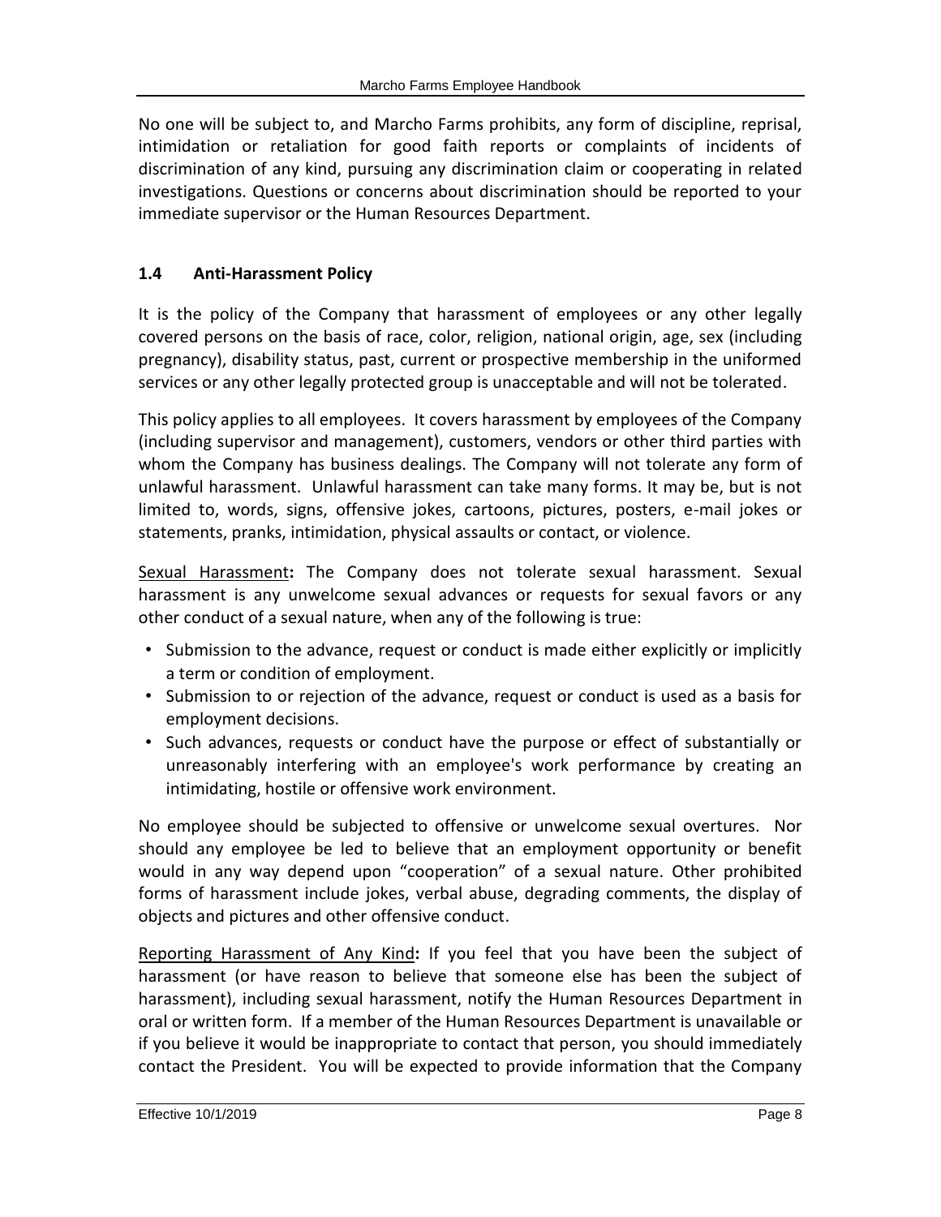No one will be subject to, and Marcho Farms prohibits, any form of discipline, reprisal, intimidation or retaliation for good faith reports or complaints of incidents of discrimination of any kind, pursuing any discrimination claim or cooperating in related investigations. Questions or concerns about discrimination should be reported to your immediate supervisor or the Human Resources Department.

### 1.4 Anti-Harassment Policy

It is the policy of the Company that harassment of employees or any other legally covered persons on the basis of race, color, religion, national origin, age, sex (including pregnancy), disability status, past, current or prospective membership in the uniformed services or any other legally protected group is unacceptable and will not be tolerated.

This policy applies to all employees. It covers harassment by employees of the Company (including supervisor and management), customers, vendors or other third parties with whom the Company has business dealings. The Company will not tolerate any form of unlawful harassment. Unlawful harassment can take many forms. It may be, but is not limited to, words, signs, offensive jokes, cartoons, pictures, posters, e-mail jokes or statements, pranks, intimidation, physical assaults or contact, or violence.

<u>Sexual Harassment</u>**:** The Company does not tolerate sexual harassment. Sexual harassment is any unwelcome sexual advances or requests for sexual favors or any other conduct of a sexual nature, when any of the following is true:

- Submission to the advance, request or conduct is made either explicitly or implicitly a term or condition of employment.
- Submission to or rejection of the advance, request or conduct is used as a basis for employment decisions.
- Such advances, requests or conduct have the purpose or effect of substantially or unreasonably interfering with an employee's work performance by creating an intimidating, hostile or offensive work environment.

No employee should be subjected to offensive or unwelcome sexual overtures. Nor should any employee be led to believe that an employment opportunity or benefit would in any way depend upon "cooperation" of a sexual nature. Other prohibited forms of harassment include jokes, verbal abuse, degrading comments, the display of objects and pictures and other offensive conduct.

<u>Reporting Harassment of Any Kind</u>**:** If you feel that you have been the subject of harassment (or have reason to believe that someone else has been the subject of harassment), including sexual harassment, notify the Human Resources Department in oral or written form. If a member of the Human Resources Department is unavailable or if you believe it would be inappropriate to contact that person, you should immediately contact the President. You will be expected to provide information that the Company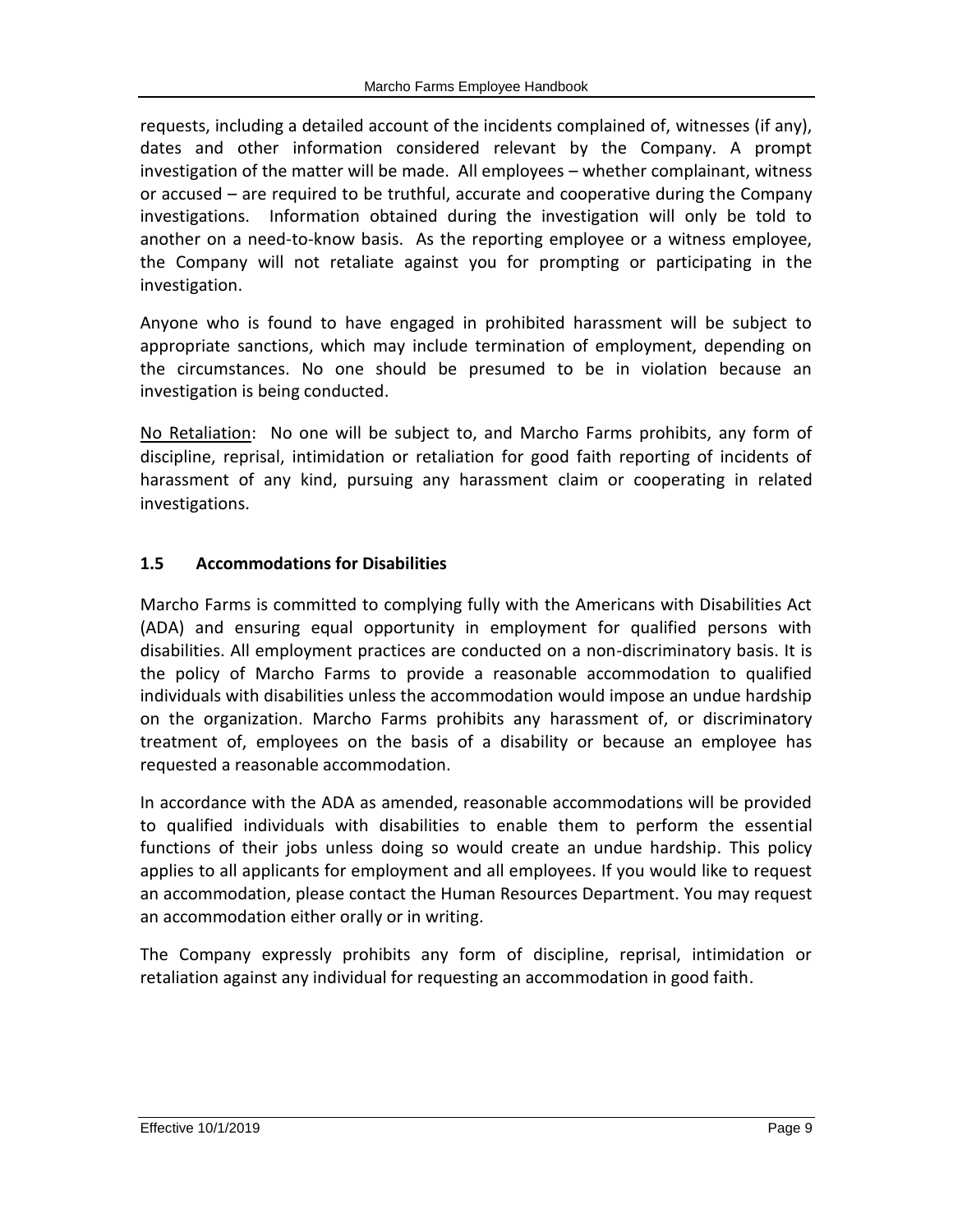requests, including a detailed account of the incidents complained of, witnesses (if any), dates and other information considered relevant by the Company. A prompt investigation of the matter will be made. All employees – whether complainant, witness or accused – are required to be truthful, accurate and cooperative during the Company investigations. Information obtained during the investigation will only be told to another on a need-to-know basis. As the reporting employee or a witness employee, the Company will not retaliate against you for prompting or participating in the investigation.

Anyone who is found to have engaged in prohibited harassment will be subject to appropriate sanctions, which may include termination of employment, depending on the circumstances. No one should be presumed to be in violation because an investigation is being conducted.

<u>No Retaliation</u>: No one will be subject to, and Marcho Farms prohibits, any form of discipline, reprisal, intimidation or retaliation for good faith reporting of incidents of harassment of any kind, pursuing any harassment claim or cooperating in related investigations.

### 1.5 Accommodations for Disabilities

Marcho Farms is committed to complying fully with the Americans with Disabilities Act (ADA) and ensuring equal opportunity in employment for qualified persons with disabilities. All employment practices are conducted on a non-discriminatory basis. It is the policy of Marcho Farms to provide a reasonable accommodation to qualified individuals with disabilities unless the accommodation would impose an undue hardship on the organization. Marcho Farms prohibits any harassment of, or discriminatory treatment of, employees on the basis of a disability or because an employee has requested a reasonable accommodation.

In accordance with the ADA as amended, reasonable accommodations will be provided to qualified individuals with disabilities to enable them to perform the essential functions of their jobs unless doing so would create an undue hardship. This policy applies to all applicants for employment and all employees. If you would like to request an accommodation, please contact the Human Resources Department. You may request an accommodation either orally or in writing.

The Company expressly prohibits any form of discipline, reprisal, intimidation or retaliation against any individual for requesting an accommodation in good faith.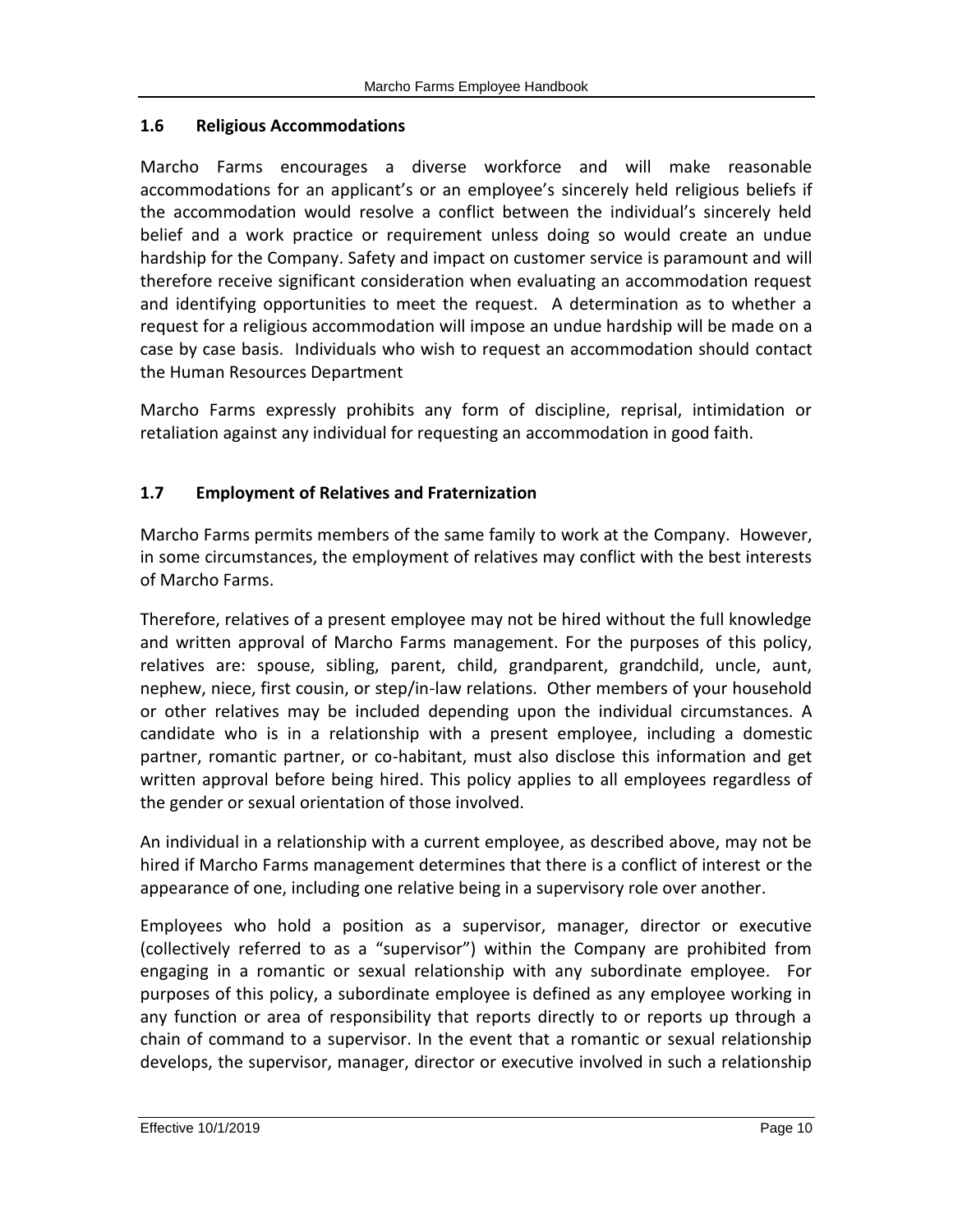## 1.6 Religious Accommodations

Marcho Farms encourages a diverse workforce and will make reasonable accommodations for an applicant's or an employee's sincerely held religious beliefs if the accommodation would resolve a conflict between the individual's sincerely held belief and a work practice or requirement unless doing so would create an undue hardship for the Company. Safety and impact on customer service is paramount and will therefore receive significant consideration when evaluating an accommodation request and identifying opportunities to meet the request. A determination as to whether a request for a religious accommodation will impose an undue hardship will be made on a case by case basis. Individuals who wish to request an accommodation should contact the Human Resources Department

Marcho Farms expressly prohibits any form of discipline, reprisal, intimidation or retaliation against any individual for requesting an accommodation in good faith.

## 1.7 Employment of Relatives and Fraternization

Marcho Farms permits members of the same family to work at the Company. However, in some circumstances, the employment of relatives may conflict with the best interests of Marcho Farms.

Therefore, relatives of a present employee may not be hired without the full knowledge and written approval of Marcho Farms management. For the purposes of this policy, relatives are: spouse, sibling, parent, child, grandparent, grandchild, uncle, aunt, nephew, niece, first cousin, or step/in-law relations. Other members of your household or other relatives may be included depending upon the individual circumstances. A candidate who is in a relationship with a present employee, including a domestic partner, romantic partner, or co-habitant, must also disclose this information and get written approval before being hired. This policy applies to all employees regardless of the gender or sexual orientation of those involved.

An individual in a relationship with a current employee, as described above, may not be hired if Marcho Farms management determines that there is a conflict of interest or the appearance of one, including one relative being in a supervisory role over another.

Employees who hold a position as a supervisor, manager, director or executive (collectively referred to as a "supervisor") within the Company are prohibited from engaging in a romantic or sexual relationship with any subordinate employee. For purposes of this policy, a subordinate employee is defined as any employee working in any function or area of responsibility that reports directly to or reports up through a chain of command to a supervisor. In the event that a romantic or sexual relationship develops, the supervisor, manager, director or executive involved in such a relationship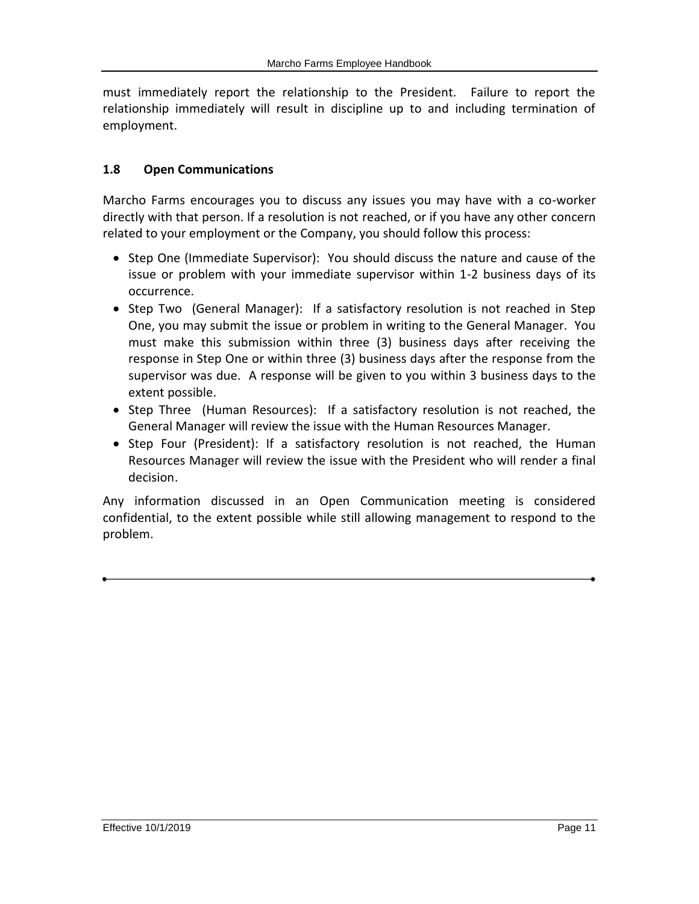must immediately report the relationship to the President. Failure to report the relationship immediately will result in discipline up to and including termination of employment.

### 1.8 Open Communications

Marcho Farms encourages you to discuss any issues you may have with a co-worker directly with that person. If a resolution is not reached, or if you have any other concern related to your employment or the Company, you should follow this process:

- Step One (Immediate Supervisor): You should discuss the nature and cause of the issue or problem with your immediate supervisor within 1-2 business days of its occurrence.
- Step Two (General Manager): If a satisfactory resolution is not reached in Step One, you may submit the issue or problem in writing to the General Manager. You must make this submission within three (3) business days after receiving the response in Step One or within three (3) business days after the response from the supervisor was due. A response will be given to you within 3 business days to the extent possible.
- Step Three (Human Resources): If a satisfactory resolution is not reached, the General Manager will review the issue with the Human Resources Manager.
- Step Four (President): If a satisfactory resolution is not reached, the Human Resources Manager will review the issue with the President who will render a final decision.

Any information discussed in an Open Communication meeting is considered confidential, to the extent possible while still allowing management to respond to the problem.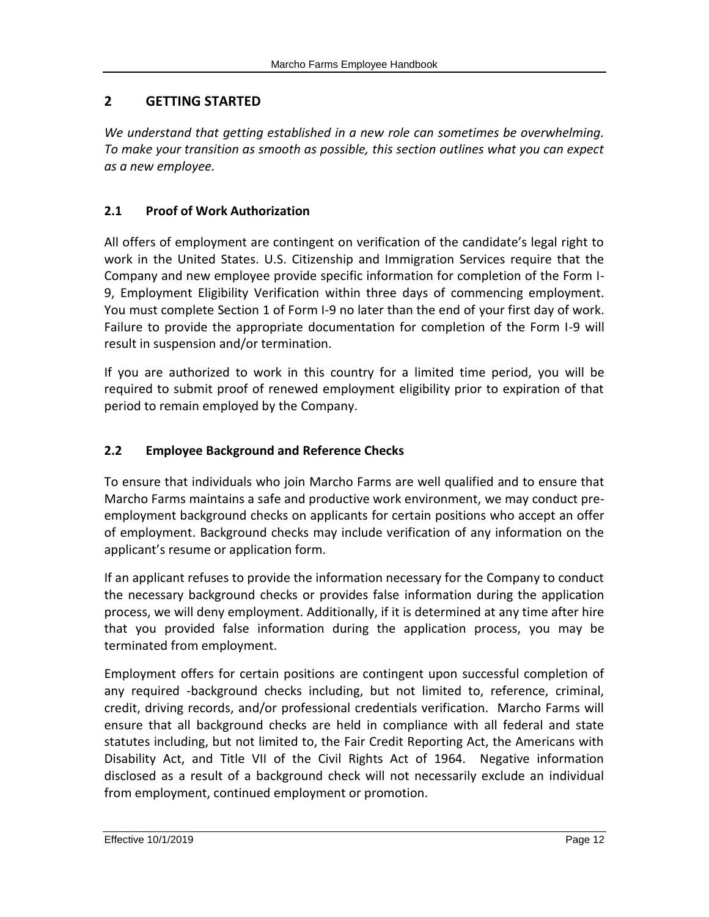## 2 GETTING STARTED

*We understand that getting established in a new role can sometimes be overwhelming. To make your transition as smooth as possible, this section outlines what you can expect as a new employee.*

### 2.1 Proof of Work Authorization

All offers of employment are contingent on verification of the candidate's legal right to work in the United States. U.S. Citizenship and Immigration Services require that the Company and new employee provide specific information for completion of the Form I-9, Employment Eligibility Verification within three days of commencing employment. You must complete Section 1 of Form I-9 no later than the end of your first day of work. Failure to provide the appropriate documentation for completion of the Form I-9 will result in suspension and/or termination.

If you are authorized to work in this country for a limited time period, you will be required to submit proof of renewed employment eligibility prior to expiration of that period to remain employed by the Company.

### 2.2 Employee Background and Reference Checks

To ensure that individuals who join Marcho Farms are well qualified and to ensure that Marcho Farms maintains a safe and productive work environment, we may conduct pre-employment background checks on applicants for certain positions who accept an offer of employment. Background checks may include verification of any information on the applicant's resume or application form.

If an applicant refuses to provide the information necessary for the Company to conduct the necessary background checks or provides false information during the application process, we will deny employment. Additionally, if it is determined at any time after hire that you provided false information during the application process, you may be terminated from employment.

Employment offers for certain positions are contingent upon successful completion of any required -background checks including, but not limited to, reference, criminal, credit, driving records, and/or professional credentials verification. Marcho Farms will ensure that all background checks are held in compliance with all federal and state statutes including, but not limited to, the Fair Credit Reporting Act, the Americans with Disability Act, and Title VII of the Civil Rights Act of 1964. Negative information disclosed as a result of a background check will not necessarily exclude an individual from employment, continued employment or promotion.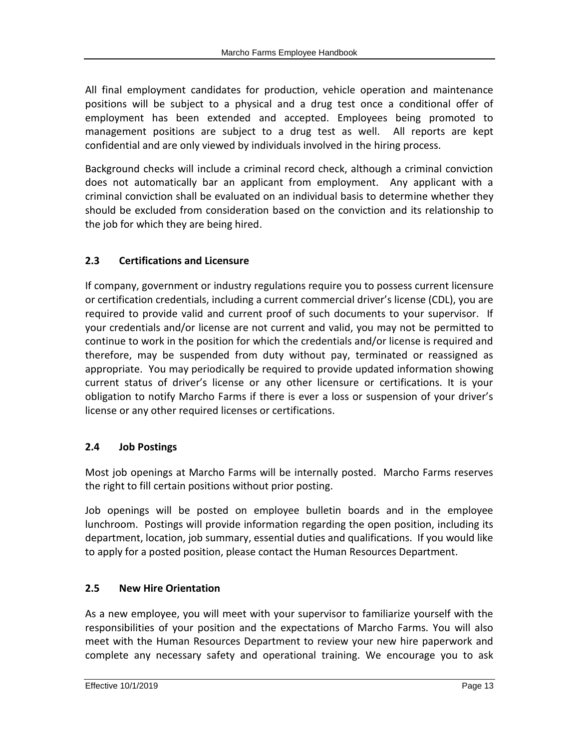All final employment candidates for production, vehicle operation and maintenance positions will be subject to a physical and a drug test once a conditional offer of employment has been extended and accepted. Employees being promoted to management positions are subject to a drug test as well. All reports are kept confidential and are only viewed by individuals involved in the hiring process.

Background checks will include a criminal record check, although a criminal conviction does not automatically bar an applicant from employment. Any applicant with a criminal conviction shall be evaluated on an individual basis to determine whether they should be excluded from consideration based on the conviction and its relationship to the job for which they are being hired.

## 2.3 Certifications and Licensure

If company, government or industry regulations require you to possess current licensure or certification credentials, including a current commercial driver's license (CDL), you are required to provide valid and current proof of such documents to your supervisor. If your credentials and/or license are not current and valid, you may not be permitted to continue to work in the position for which the credentials and/or license is required and therefore, may be suspended from duty without pay, terminated or reassigned as appropriate. You may periodically be required to provide updated information showing current status of driver's license or any other licensure or certifications. It is your obligation to notify Marcho Farms if there is ever a loss or suspension of your driver's license or any other required licenses or certifications.

## 2.4 Job Postings

Most job openings at Marcho Farms will be internally posted. Marcho Farms reserves the right to fill certain positions without prior posting.

Job openings will be posted on employee bulletin boards and in the employee lunchroom. Postings will provide information regarding the open position, including its department, location, job summary, essential duties and qualifications. If you would like to apply for a posted position, please contact the Human Resources Department.

## 2.5 New Hire Orientation

As a new employee, you will meet with your supervisor to familiarize yourself with the responsibilities of your position and the expectations of Marcho Farms. You will also meet with the Human Resources Department to review your new hire paperwork and complete any necessary safety and operational training. We encourage you to ask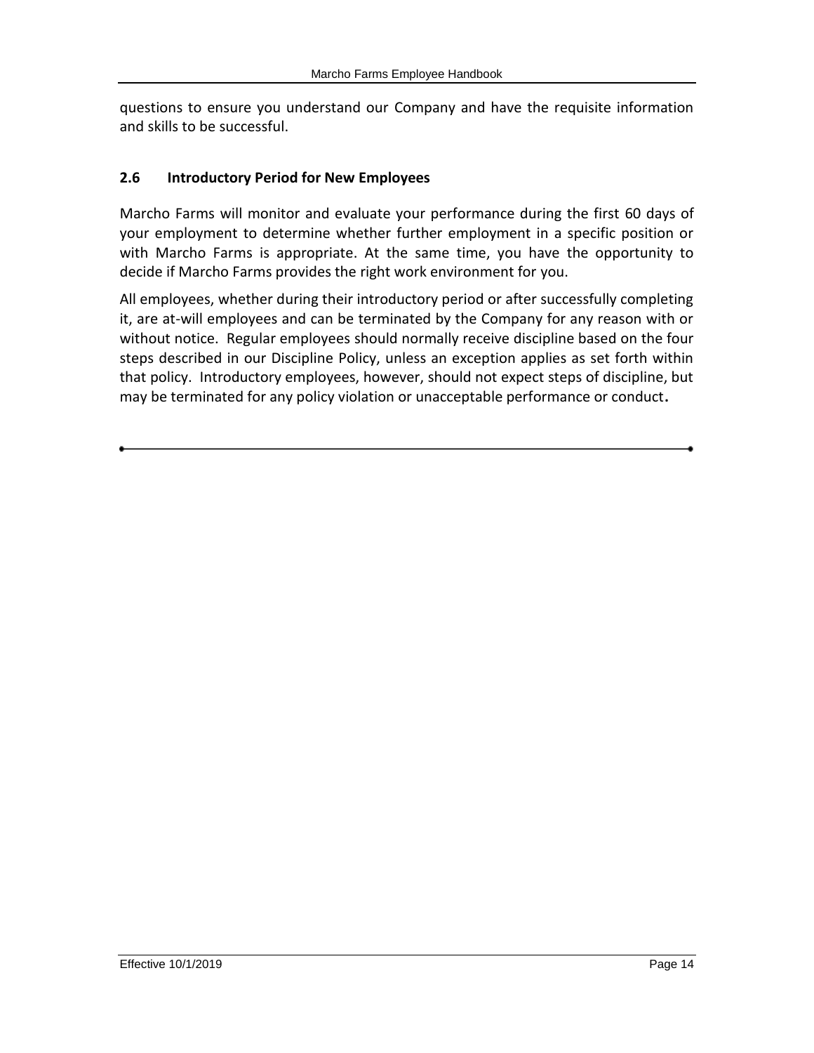questions to ensure you understand our Company and have the requisite information and skills to be successful.

### 2.6 Introductory Period for New Employees

Marcho Farms will monitor and evaluate your performance during the first 60 days of your employment to determine whether further employment in a specific position or with Marcho Farms is appropriate. At the same time, you have the opportunity to decide if Marcho Farms provides the right work environment for you.

All employees, whether during their introductory period or after successfully completing it, are at-will employees and can be terminated by the Company for any reason with or without notice. Regular employees should normally receive discipline based on the four steps described in our Discipline Policy, unless an exception applies as set forth within that policy. Introductory employees, however, should not expect steps of discipline, but may be terminated for any policy violation or unacceptable performance or conduct.

---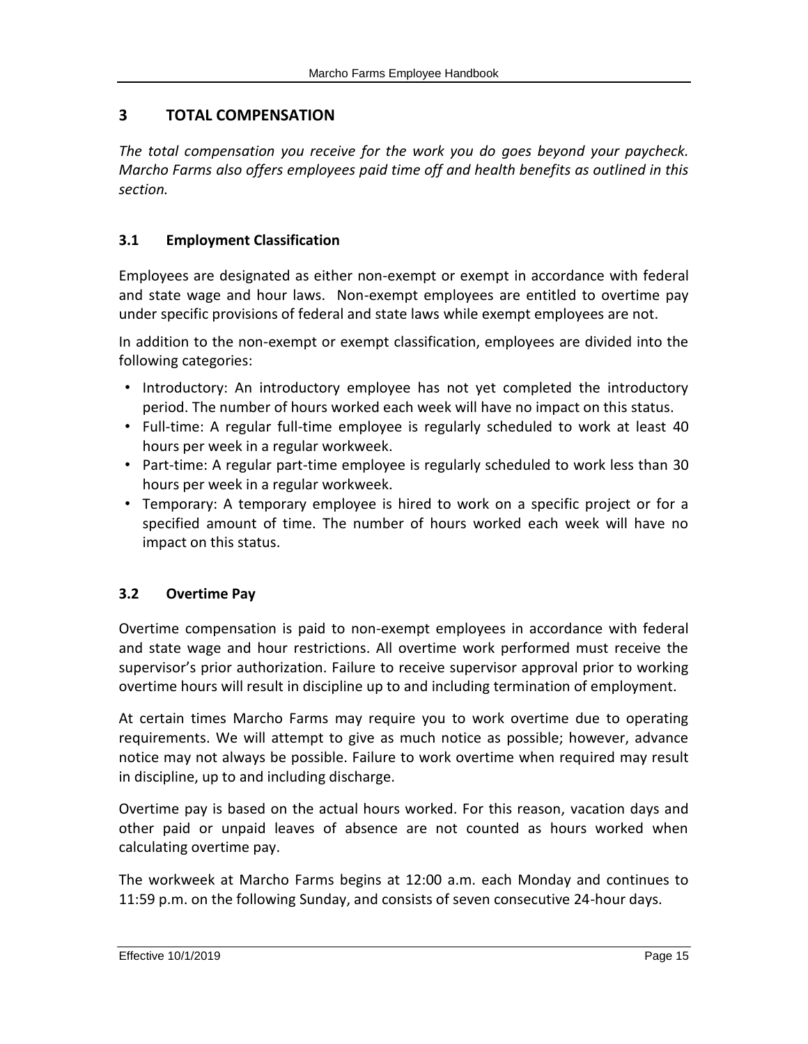# 3 TOTAL COMPENSATION

*The total compensation you receive for the work you do goes beyond your paycheck. Marcho Farms also offers employees paid time off and health benefits as outlined in this section.*

## 3.1 Employment Classification

Employees are designated as either non-exempt or exempt in accordance with federal and state wage and hour laws. Non-exempt employees are entitled to overtime pay under specific provisions of federal and state laws while exempt employees are not.

In addition to the non-exempt or exempt classification, employees are divided into the following categories:

- Introductory: An introductory employee has not yet completed the introductory period. The number of hours worked each week will have no impact on this status.
- Full-time: A regular full-time employee is regularly scheduled to work at least 40 hours per week in a regular workweek.
- Part-time: A regular part-time employee is regularly scheduled to work less than 30 hours per week in a regular workweek.
- Temporary: A temporary employee is hired to work on a specific project or for a specified amount of time. The number of hours worked each week will have no impact on this status.

## 3.2 Overtime Pay

Overtime compensation is paid to non-exempt employees in accordance with federal and state wage and hour restrictions. All overtime work performed must receive the supervisor's prior authorization. Failure to receive supervisor approval prior to working overtime hours will result in discipline up to and including termination of employment.

At certain times Marcho Farms may require you to work overtime due to operating requirements. We will attempt to give as much notice as possible; however, advance notice may not always be possible. Failure to work overtime when required may result in discipline, up to and including discharge.

Overtime pay is based on the actual hours worked. For this reason, vacation days and other paid or unpaid leaves of absence are not counted as hours worked when calculating overtime pay.

The workweek at Marcho Farms begins at 12:00 a.m. each Monday and continues to 11:59 p.m. on the following Sunday, and consists of seven consecutive 24-hour days.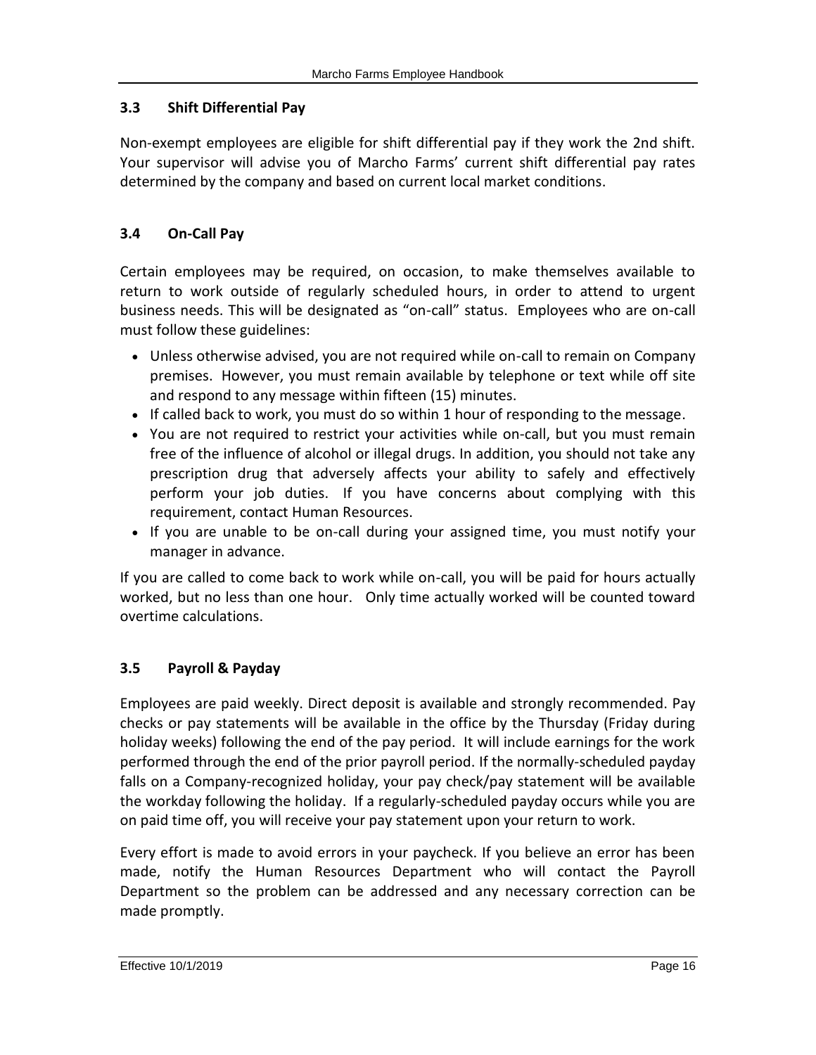### 3.3 Shift Differential Pay

Non-exempt employees are eligible for shift differential pay if they work the 2nd shift. Your supervisor will advise you of Marcho Farms' current shift differential pay rates determined by the company and based on current local market conditions.

### 3.4 On-Call Pay

Certain employees may be required, on occasion, to make themselves available to return to work outside of regularly scheduled hours, in order to attend to urgent business needs. This will be designated as "on-call" status. Employees who are on-call must follow these guidelines:

- Unless otherwise advised, you are not required while on-call to remain on Company premises. However, you must remain available by telephone or text while off site and respond to any message within fifteen (15) minutes.
- If called back to work, you must do so within 1 hour of responding to the message.
- You are not required to restrict your activities while on-call, but you must remain free of the influence of alcohol or illegal drugs. In addition, you should not take any prescription drug that adversely affects your ability to safely and effectively perform your job duties. If you have concerns about complying with this requirement, contact Human Resources.
- If you are unable to be on-call during your assigned time, you must notify your manager in advance.

If you are called to come back to work while on-call, you will be paid for hours actually worked, but no less than one hour. Only time actually worked will be counted toward overtime calculations.

### 3.5 Payroll & Payday

Employees are paid weekly. Direct deposit is available and strongly recommended. Pay checks or pay statements will be available in the office by the Thursday (Friday during holiday weeks) following the end of the pay period. It will include earnings for the work performed through the end of the prior payroll period. If the normally-scheduled payday falls on a Company-recognized holiday, your pay check/pay statement will be available the workday following the holiday. If a regularly-scheduled payday occurs while you are on paid time off, you will receive your pay statement upon your return to work.

Every effort is made to avoid errors in your paycheck. If you believe an error has been made, notify the Human Resources Department who will contact the Payroll Department so the problem can be addressed and any necessary correction can be made promptly.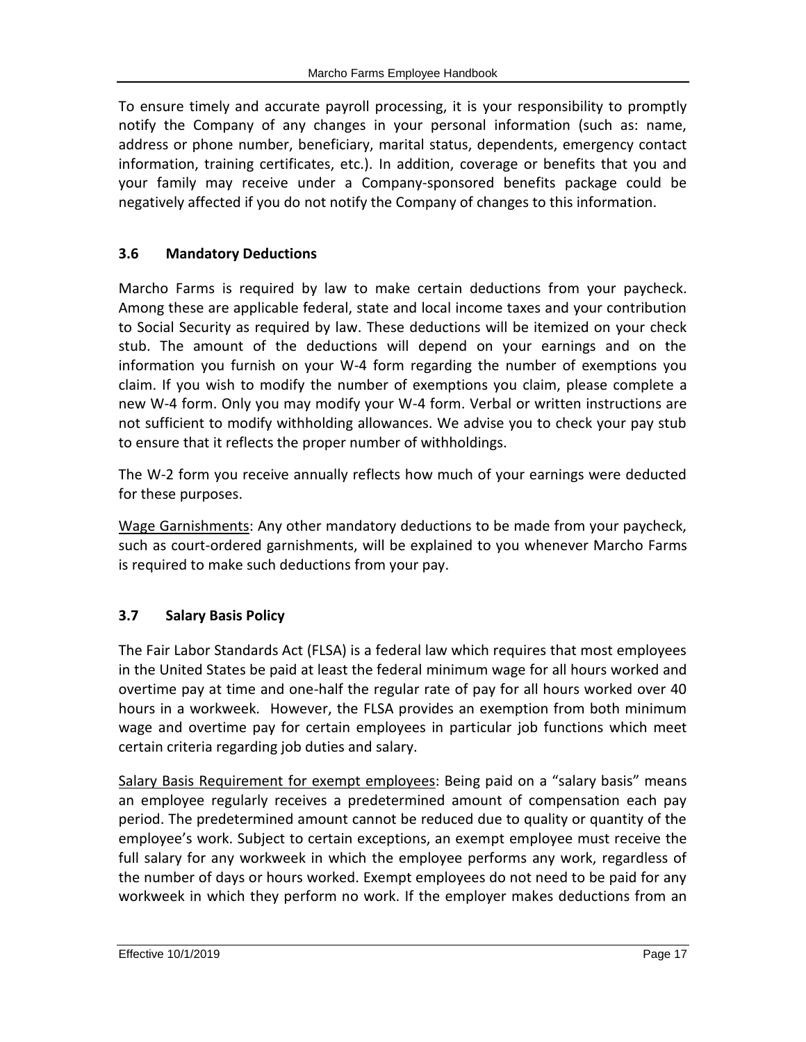To ensure timely and accurate payroll processing, it is your responsibility to promptly notify the Company of any changes in your personal information (such as: name, address or phone number, beneficiary, marital status, dependents, emergency contact information, training certificates, etc.). In addition, coverage or benefits that you and your family may receive under a Company-sponsored benefits package could be negatively affected if you do not notify the Company of changes to this information.

### 3.6 Mandatory Deductions

Marcho Farms is required by law to make certain deductions from your paycheck. Among these are applicable federal, state and local income taxes and your contribution to Social Security as required by law. These deductions will be itemized on your check stub. The amount of the deductions will depend on your earnings and on the information you furnish on your W-4 form regarding the number of exemptions you claim. If you wish to modify the number of exemptions you claim, please complete a new W-4 form. Only you may modify your W-4 form. Verbal or written instructions are not sufficient to modify withholding allowances. We advise you to check your pay stub to ensure that it reflects the proper number of withholdings.

The W-2 form you receive annually reflects how much of your earnings were deducted for these purposes.

Wage Garnishments: Any other mandatory deductions to be made from your paycheck, such as court-ordered garnishments, will be explained to you whenever Marcho Farms is required to make such deductions from your pay.

### 3.7 Salary Basis Policy

The Fair Labor Standards Act (FLSA) is a federal law which requires that most employees in the United States be paid at least the federal minimum wage for all hours worked and overtime pay at time and one-half the regular rate of pay for all hours worked over 40 hours in a workweek. However, the FLSA provides an exemption from both minimum wage and overtime pay for certain employees in particular job functions which meet certain criteria regarding job duties and salary.

Salary Basis Requirement for exempt employees: Being paid on a "salary basis" means an employee regularly receives a predetermined amount of compensation each pay period. The predetermined amount cannot be reduced due to quality or quantity of the employee's work. Subject to certain exceptions, an exempt employee must receive the full salary for any workweek in which the employee performs any work, regardless of the number of days or hours worked. Exempt employees do not need to be paid for any workweek in which they perform no work. If the employer makes deductions from an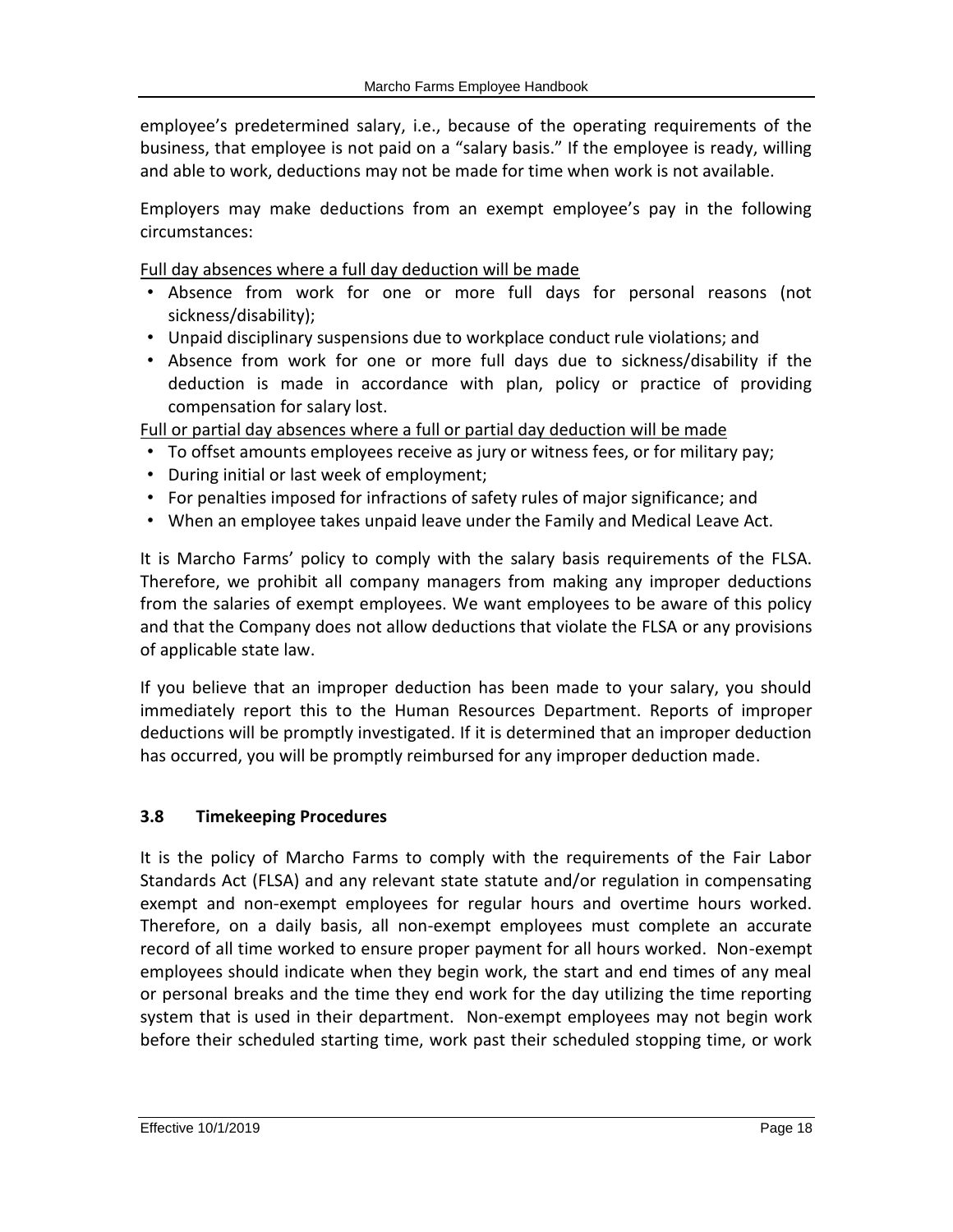employee's predetermined salary, i.e., because of the operating requirements of the business, that employee is not paid on a "salary basis." If the employee is ready, willing and able to work, deductions may not be made for time when work is not available.

Employers may make deductions from an exempt employee's pay in the following circumstances:

Full day absences where a full day deduction will be made

- Absence from work for one or more full days for personal reasons (not sickness/disability);
- Unpaid disciplinary suspensions due to workplace conduct rule violations; and
- Absence from work for one or more full days due to sickness/disability if the deduction is made in accordance with plan, policy or practice of providing compensation for salary lost.

Full or partial day absences where a full or partial day deduction will be made

- To offset amounts employees receive as jury or witness fees, or for military pay;
- During initial or last week of employment;
- For penalties imposed for infractions of safety rules of major significance; and
- When an employee takes unpaid leave under the Family and Medical Leave Act.

It is Marcho Farms' policy to comply with the salary basis requirements of the FLSA. Therefore, we prohibit all company managers from making any improper deductions from the salaries of exempt employees. We want employees to be aware of this policy and that the Company does not allow deductions that violate the FLSA or any provisions of applicable state law.

If you believe that an improper deduction has been made to your salary, you should immediately report this to the Human Resources Department. Reports of improper deductions will be promptly investigated. If it is determined that an improper deduction has occurred, you will be promptly reimbursed for any improper deduction made.

### 3.8 Timekeeping Procedures

It is the policy of Marcho Farms to comply with the requirements of the Fair Labor Standards Act (FLSA) and any relevant state statute and/or regulation in compensating exempt and non-exempt employees for regular hours and overtime hours worked. Therefore, on a daily basis, all non-exempt employees must complete an accurate record of all time worked to ensure proper payment for all hours worked. Non-exempt employees should indicate when they begin work, the start and end times of any meal or personal breaks and the time they end work for the day utilizing the time reporting system that is used in their department. Non-exempt employees may not begin work before their scheduled starting time, work past their scheduled stopping time, or work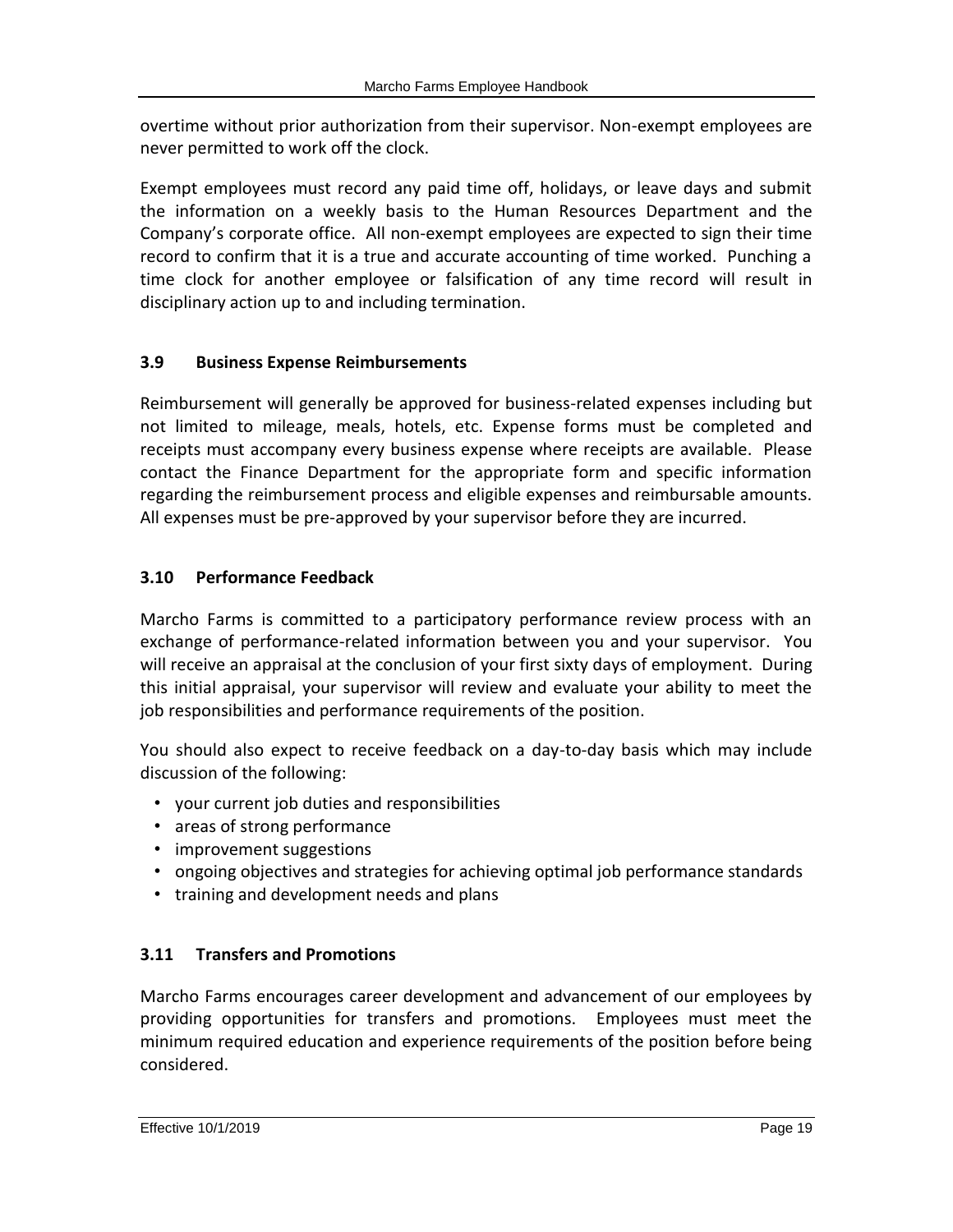overtime without prior authorization from their supervisor. Non-exempt employees are never permitted to work off the clock.

Exempt employees must record any paid time off, holidays, or leave days and submit the information on a weekly basis to the Human Resources Department and the Company's corporate office. All non-exempt employees are expected to sign their time record to confirm that it is a true and accurate accounting of time worked. Punching a time clock for another employee or falsification of any time record will result in disciplinary action up to and including termination.

### 3.9 Business Expense Reimbursements

Reimbursement will generally be approved for business-related expenses including but not limited to mileage, meals, hotels, etc. Expense forms must be completed and receipts must accompany every business expense where receipts are available. Please contact the Finance Department for the appropriate form and specific information regarding the reimbursement process and eligible expenses and reimbursable amounts. All expenses must be pre-approved by your supervisor before they are incurred.

### 3.10 Performance Feedback

Marcho Farms is committed to a participatory performance review process with an exchange of performance-related information between you and your supervisor. You will receive an appraisal at the conclusion of your first sixty days of employment. During this initial appraisal, your supervisor will review and evaluate your ability to meet the job responsibilities and performance requirements of the position.

You should also expect to receive feedback on a day-to-day basis which may include discussion of the following:

- your current job duties and responsibilities
- areas of strong performance
- improvement suggestions
- ongoing objectives and strategies for achieving optimal job performance standards
- training and development needs and plans

### 3.11 Transfers and Promotions

Marcho Farms encourages career development and advancement of our employees by providing opportunities for transfers and promotions. Employees must meet the minimum required education and experience requirements of the position before being considered.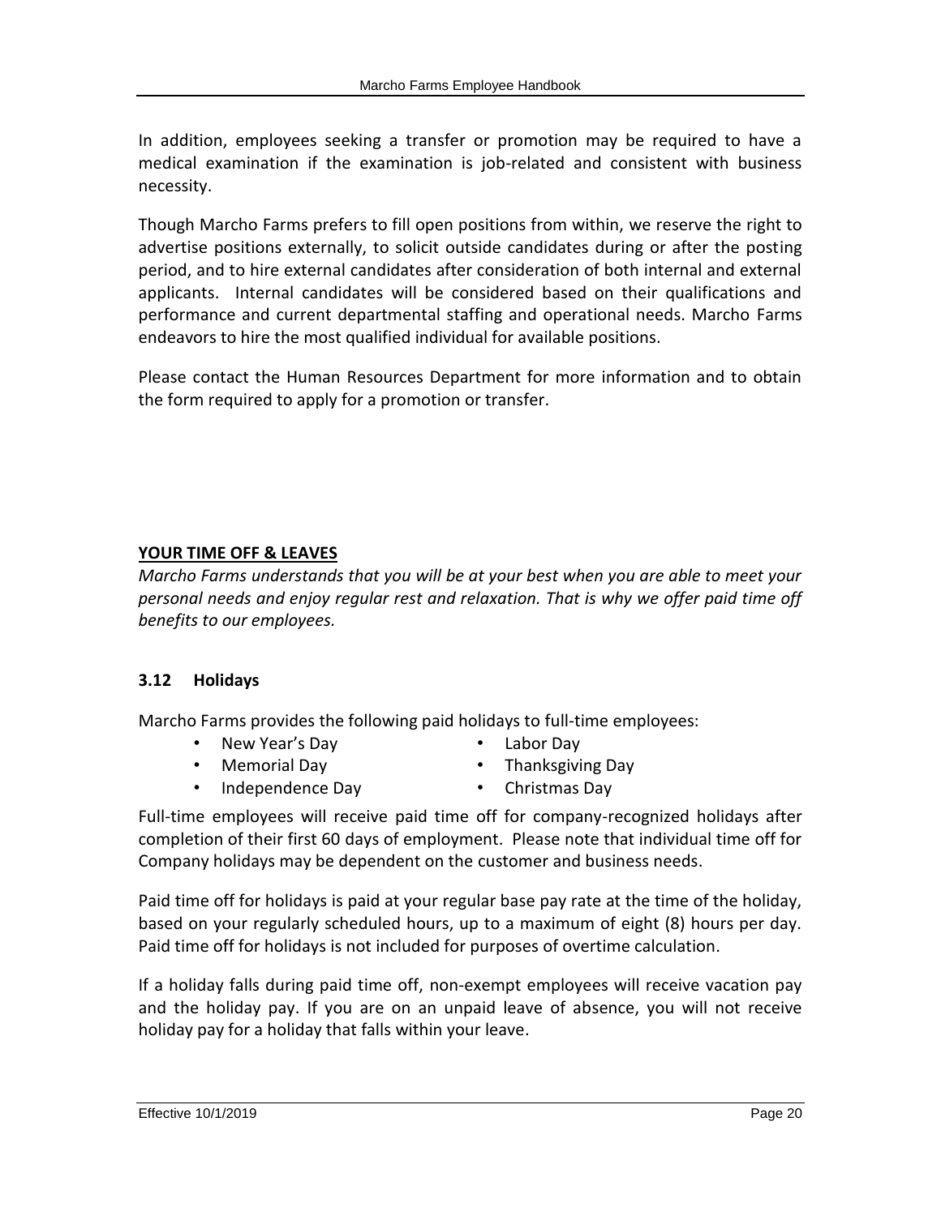In addition, employees seeking a transfer or promotion may be required to have a medical examination if the examination is job-related and consistent with business necessity.

Though Marcho Farms prefers to fill open positions from within, we reserve the right to advertise positions externally, to solicit outside candidates during or after the posting period, and to hire external candidates after consideration of both internal and external applicants. Internal candidates will be considered based on their qualifications and performance and current departmental staffing and operational needs. Marcho Farms endeavors to hire the most qualified individual for available positions.

Please contact the Human Resources Department for more information and to obtain the form required to apply for a promotion or transfer.

## YOUR TIME OFF & LEAVES

*Marcho Farms understands that you will be at your best when you are able to meet your personal needs and enjoy regular rest and relaxation. That is why we offer paid time off benefits to our employees.*

### 3.12 Holidays

Marcho Farms provides the following paid holidays to full-time employees:

- New Year's Day
- Memorial Day
- Independence Day
- Labor Day
- Thanksgiving Day
- Christmas Day

Full-time employees will receive paid time off for company-recognized holidays after completion of their first 60 days of employment. Please note that individual time off for Company holidays may be dependent on the customer and business needs.

Paid time off for holidays is paid at your regular base pay rate at the time of the holiday, based on your regularly scheduled hours, up to a maximum of eight (8) hours per day. Paid time off for holidays is not included for purposes of overtime calculation.

If a holiday falls during paid time off, non-exempt employees will receive vacation pay and the holiday pay. If you are on an unpaid leave of absence, you will not receive holiday pay for a holiday that falls within your leave.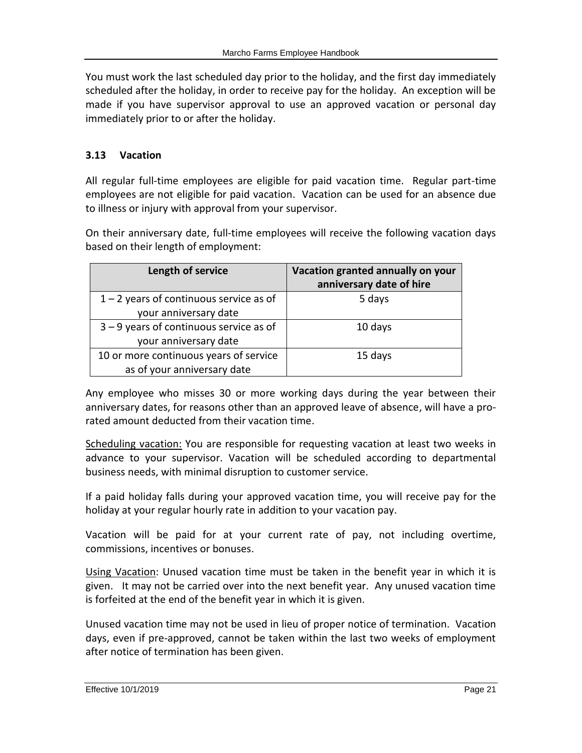You must work the last scheduled day prior to the holiday, and the first day immediately scheduled after the holiday, in order to receive pay for the holiday. An exception will be made if you have supervisor approval to use an approved vacation or personal day immediately prior to or after the holiday.

### 3.13 Vacation

All regular full-time employees are eligible for paid vacation time. Regular part-time employees are not eligible for paid vacation. Vacation can be used for an absence due to illness or injury with approval from your supervisor.

On their anniversary date, full-time employees will receive the following vacation days based on their length of employment:

| Length of service | Vacation granted annually on your anniversary date of hire |
|---|---|
| 1 – 2 years of continuous service as of your anniversary date | 5 days |
| 3 – 9 years of continuous service as of your anniversary date | 10 days |
| 10 or more continuous years of service as of your anniversary date | 15 days |

Any employee who misses 30 or more working days during the year between their anniversary dates, for reasons other than an approved leave of absence, will have a pro-rated amount deducted from their vacation time.

Scheduling vacation: You are responsible for requesting vacation at least two weeks in advance to your supervisor. Vacation will be scheduled according to departmental business needs, with minimal disruption to customer service.

If a paid holiday falls during your approved vacation time, you will receive pay for the holiday at your regular hourly rate in addition to your vacation pay.

Vacation will be paid for at your current rate of pay, not including overtime, commissions, incentives or bonuses.

Using Vacation: Unused vacation time must be taken in the benefit year in which it is given. It may not be carried over into the next benefit year. Any unused vacation time is forfeited at the end of the benefit year in which it is given.

Unused vacation time may not be used in lieu of proper notice of termination. Vacation days, even if pre-approved, cannot be taken within the last two weeks of employment after notice of termination has been given.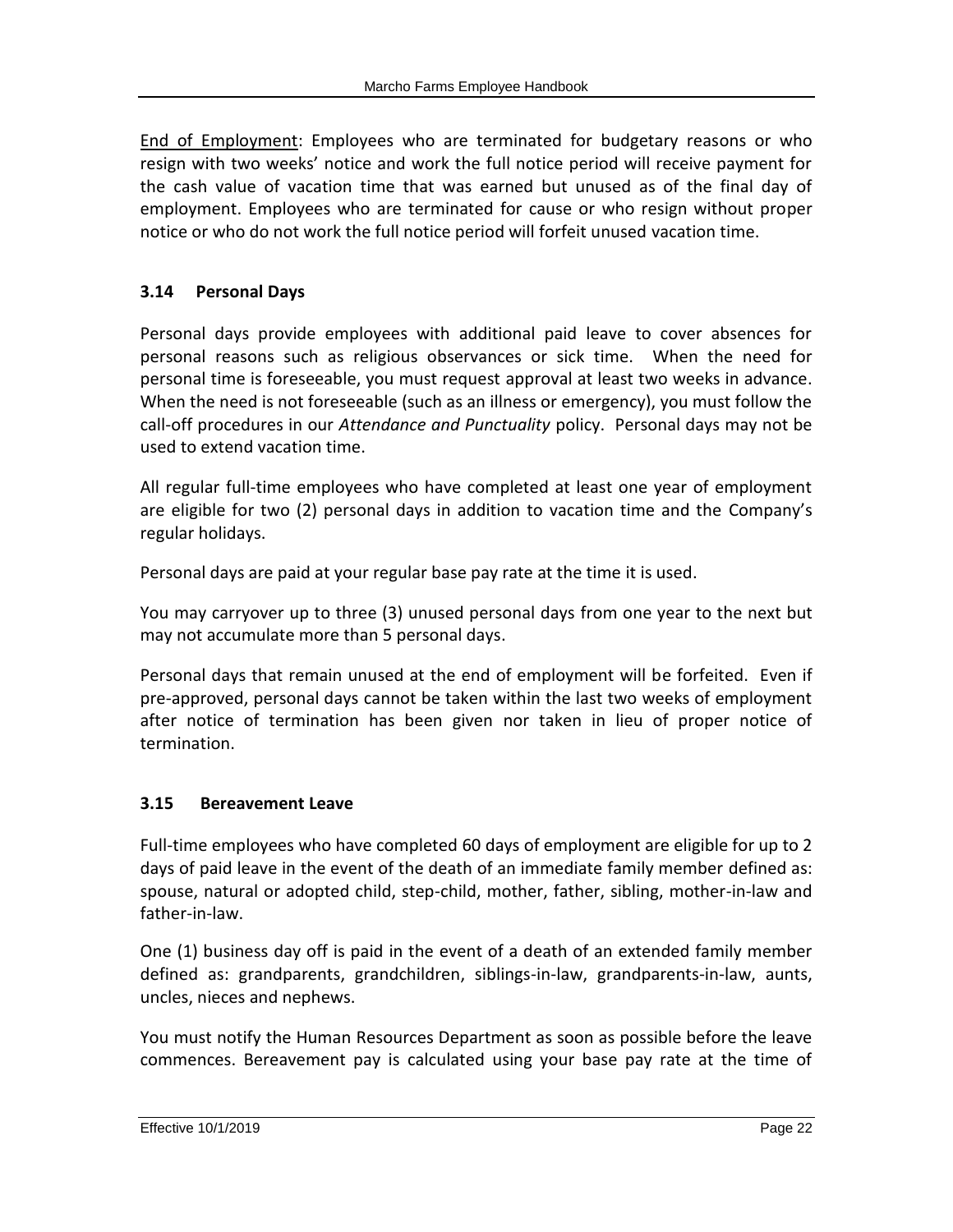End of Employment: Employees who are terminated for budgetary reasons or who resign with two weeks' notice and work the full notice period will receive payment for the cash value of vacation time that was earned but unused as of the final day of employment. Employees who are terminated for cause or who resign without proper notice or who do not work the full notice period will forfeit unused vacation time.

### 3.14 Personal Days

Personal days provide employees with additional paid leave to cover absences for personal reasons such as religious observances or sick time. When the need for personal time is foreseeable, you must request approval at least two weeks in advance. When the need is not foreseeable (such as an illness or emergency), you must follow the call-off procedures in our *Attendance and Punctuality* policy. Personal days may not be used to extend vacation time.

All regular full-time employees who have completed at least one year of employment are eligible for two (2) personal days in addition to vacation time and the Company's regular holidays.

Personal days are paid at your regular base pay rate at the time it is used.

You may carryover up to three (3) unused personal days from one year to the next but may not accumulate more than 5 personal days.

Personal days that remain unused at the end of employment will be forfeited. Even if pre-approved, personal days cannot be taken within the last two weeks of employment after notice of termination has been given nor taken in lieu of proper notice of termination.

### 3.15 Bereavement Leave

Full-time employees who have completed 60 days of employment are eligible for up to 2 days of paid leave in the event of the death of an immediate family member defined as: spouse, natural or adopted child, step-child, mother, father, sibling, mother-in-law and father-in-law.

One (1) business day off is paid in the event of a death of an extended family member defined as: grandparents, grandchildren, siblings-in-law, grandparents-in-law, aunts, uncles, nieces and nephews.

You must notify the Human Resources Department as soon as possible before the leave commences. Bereavement pay is calculated using your base pay rate at the time of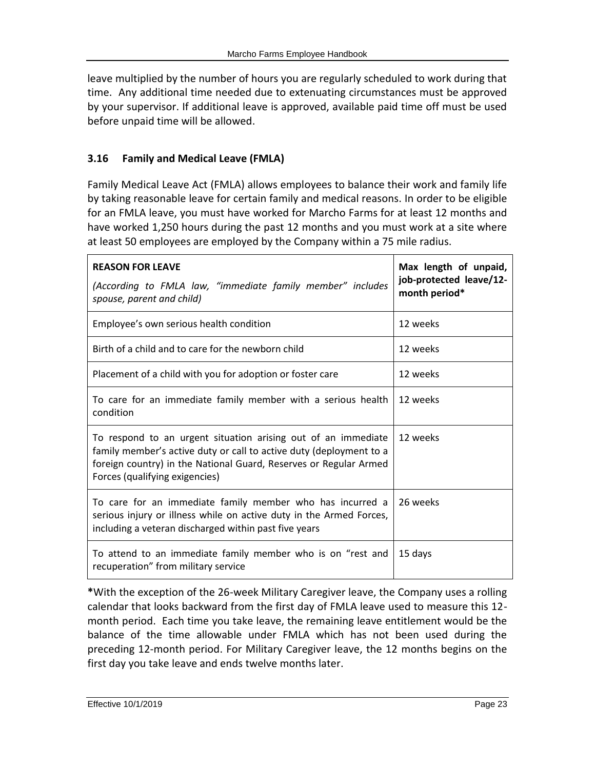leave multiplied by the number of hours you are regularly scheduled to work during that time. Any additional time needed due to extenuating circumstances must be approved by your supervisor. If additional leave is approved, available paid time off must be used before unpaid time will be allowed.

### 3.16 Family and Medical Leave (FMLA)

Family Medical Leave Act (FMLA) allows employees to balance their work and family life by taking reasonable leave for certain family and medical reasons. In order to be eligible for an FMLA leave, you must have worked for Marcho Farms for at least 12 months and have worked 1,250 hours during the past 12 months and you must work at a site where at least 50 employees are employed by the Company within a 75 mile radius.

| **REASON FOR LEAVE** *(According to FMLA law, "immediate family member" includes spouse, parent and child)* | **Max length of unpaid, job-protected leave/12-month period*** |
|---|---|
| Employee's own serious health condition | 12 weeks |
| Birth of a child and to care for the newborn child | 12 weeks |
| Placement of a child with you for adoption or foster care | 12 weeks |
| To care for an immediate family member with a serious health condition | 12 weeks |
| To respond to an urgent situation arising out of an immediate family member's active duty or call to active duty (deployment to a foreign country) in the National Guard, Reserves or Regular Armed Forces (qualifying exigencies) | 12 weeks |
| To care for an immediate family member who has incurred a serious injury or illness while on active duty in the Armed Forces, including a veteran discharged within past five years | 26 weeks |
| To attend to an immediate family member who is on "rest and recuperation" from military service | 15 days |

**\***With the exception of the 26-week Military Caregiver leave, the Company uses a rolling calendar that looks backward from the first day of FMLA leave used to measure this 12-month period. Each time you take leave, the remaining leave entitlement would be the balance of the time allowable under FMLA which has not been used during the preceding 12-month period. For Military Caregiver leave, the 12 months begins on the first day you take leave and ends twelve months later.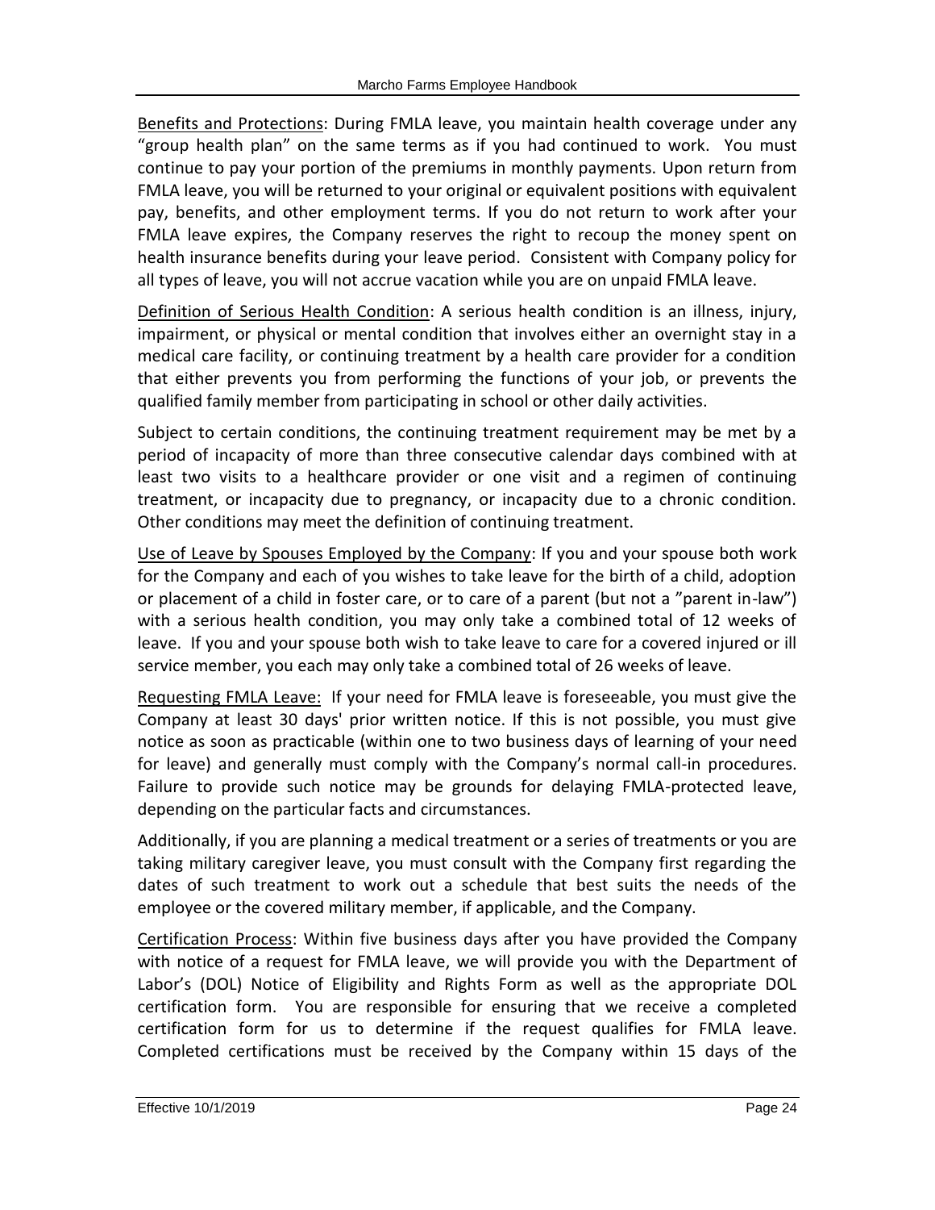Benefits and Protections: During FMLA leave, you maintain health coverage under any "group health plan" on the same terms as if you had continued to work. You must continue to pay your portion of the premiums in monthly payments. Upon return from FMLA leave, you will be returned to your original or equivalent positions with equivalent pay, benefits, and other employment terms. If you do not return to work after your FMLA leave expires, the Company reserves the right to recoup the money spent on health insurance benefits during your leave period. Consistent with Company policy for all types of leave, you will not accrue vacation while you are on unpaid FMLA leave.

Definition of Serious Health Condition: A serious health condition is an illness, injury, impairment, or physical or mental condition that involves either an overnight stay in a medical care facility, or continuing treatment by a health care provider for a condition that either prevents you from performing the functions of your job, or prevents the qualified family member from participating in school or other daily activities.

Subject to certain conditions, the continuing treatment requirement may be met by a period of incapacity of more than three consecutive calendar days combined with at least two visits to a healthcare provider or one visit and a regimen of continuing treatment, or incapacity due to pregnancy, or incapacity due to a chronic condition. Other conditions may meet the definition of continuing treatment.

Use of Leave by Spouses Employed by the Company: If you and your spouse both work for the Company and each of you wishes to take leave for the birth of a child, adoption or placement of a child in foster care, or to care of a parent (but not a "parent in-law") with a serious health condition, you may only take a combined total of 12 weeks of leave. If you and your spouse both wish to take leave to care for a covered injured or ill service member, you each may only take a combined total of 26 weeks of leave.

Requesting FMLA Leave: If your need for FMLA leave is foreseeable, you must give the Company at least 30 days' prior written notice. If this is not possible, you must give notice as soon as practicable (within one to two business days of learning of your need for leave) and generally must comply with the Company's normal call-in procedures. Failure to provide such notice may be grounds for delaying FMLA-protected leave, depending on the particular facts and circumstances.

Additionally, if you are planning a medical treatment or a series of treatments or you are taking military caregiver leave, you must consult with the Company first regarding the dates of such treatment to work out a schedule that best suits the needs of the employee or the covered military member, if applicable, and the Company.

Certification Process: Within five business days after you have provided the Company with notice of a request for FMLA leave, we will provide you with the Department of Labor's (DOL) Notice of Eligibility and Rights Form as well as the appropriate DOL certification form. You are responsible for ensuring that we receive a completed certification form for us to determine if the request qualifies for FMLA leave. Completed certifications must be received by the Company within 15 days of the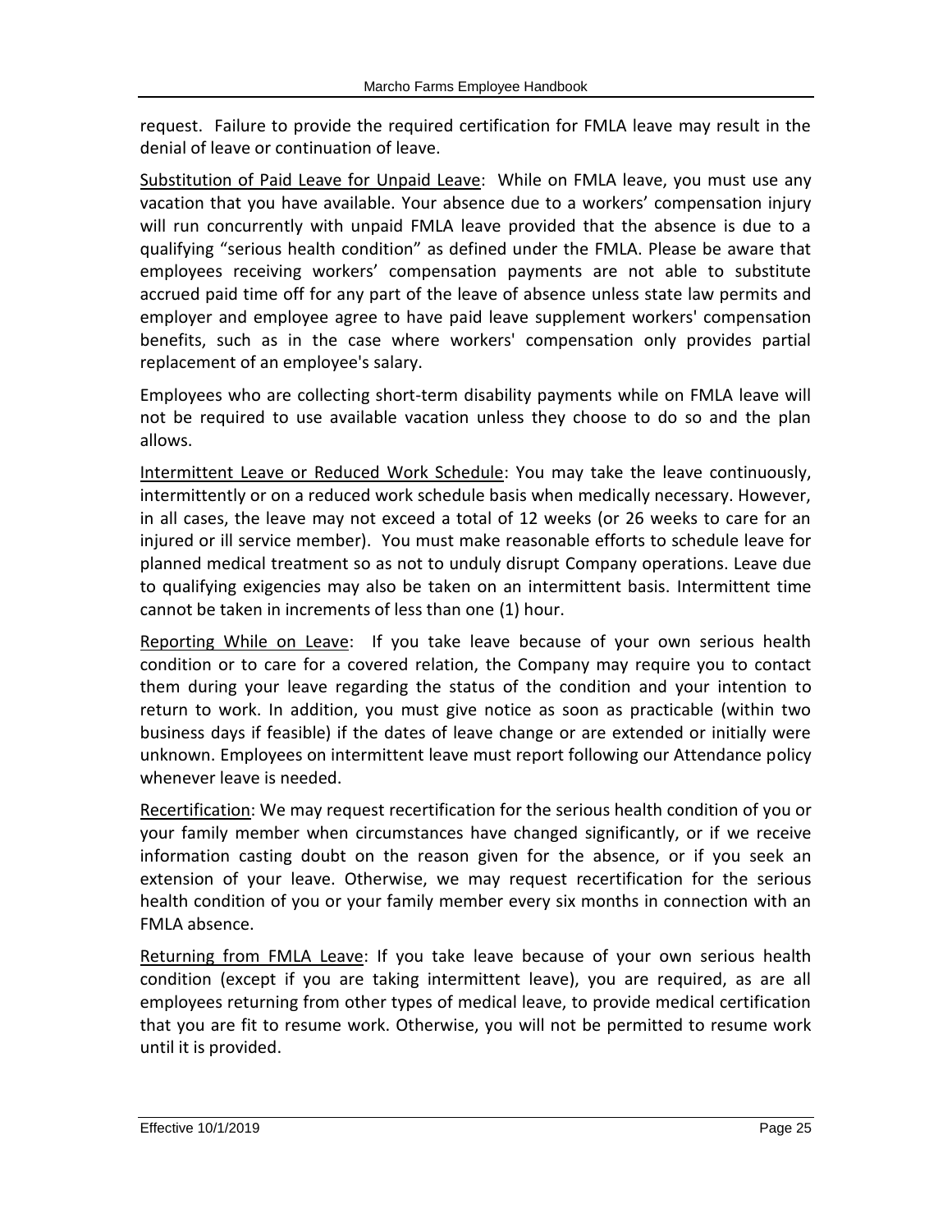request. Failure to provide the required certification for FMLA leave may result in the denial of leave or continuation of leave.

Substitution of Paid Leave for Unpaid Leave: While on FMLA leave, you must use any vacation that you have available. Your absence due to a workers' compensation injury will run concurrently with unpaid FMLA leave provided that the absence is due to a qualifying "serious health condition" as defined under the FMLA. Please be aware that employees receiving workers' compensation payments are not able to substitute accrued paid time off for any part of the leave of absence unless state law permits and employer and employee agree to have paid leave supplement workers' compensation benefits, such as in the case where workers' compensation only provides partial replacement of an employee's salary.

Employees who are collecting short-term disability payments while on FMLA leave will not be required to use available vacation unless they choose to do so and the plan allows.

Intermittent Leave or Reduced Work Schedule: You may take the leave continuously, intermittently or on a reduced work schedule basis when medically necessary. However, in all cases, the leave may not exceed a total of 12 weeks (or 26 weeks to care for an injured or ill service member). You must make reasonable efforts to schedule leave for planned medical treatment so as not to unduly disrupt Company operations. Leave due to qualifying exigencies may also be taken on an intermittent basis. Intermittent time cannot be taken in increments of less than one (1) hour.

Reporting While on Leave: If you take leave because of your own serious health condition or to care for a covered relation, the Company may require you to contact them during your leave regarding the status of the condition and your intention to return to work. In addition, you must give notice as soon as practicable (within two business days if feasible) if the dates of leave change or are extended or initially were unknown. Employees on intermittent leave must report following our Attendance policy whenever leave is needed.

Recertification: We may request recertification for the serious health condition of you or your family member when circumstances have changed significantly, or if we receive information casting doubt on the reason given for the absence, or if you seek an extension of your leave. Otherwise, we may request recertification for the serious health condition of you or your family member every six months in connection with an FMLA absence.

Returning from FMLA Leave: If you take leave because of your own serious health condition (except if you are taking intermittent leave), you are required, as are all employees returning from other types of medical leave, to provide medical certification that you are fit to resume work. Otherwise, you will not be permitted to resume work until it is provided.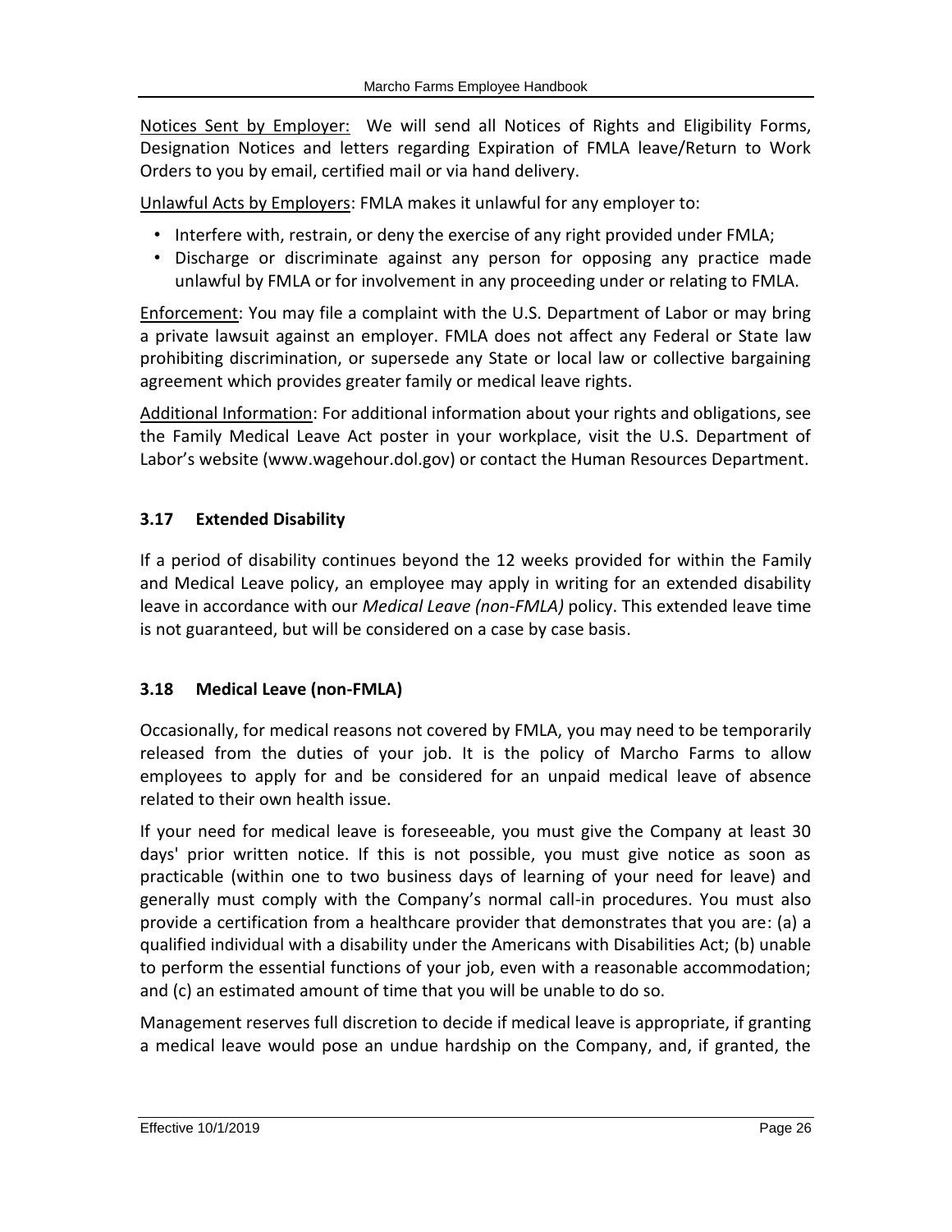<u>Notices Sent by Employer:</u> We will send all Notices of Rights and Eligibility Forms, Designation Notices and letters regarding Expiration of FMLA leave/Return to Work Orders to you by email, certified mail or via hand delivery.

<u>Unlawful Acts by Employers</u>: FMLA makes it unlawful for any employer to:

- Interfere with, restrain, or deny the exercise of any right provided under FMLA;
- Discharge or discriminate against any person for opposing any practice made unlawful by FMLA or for involvement in any proceeding under or relating to FMLA.

<u>Enforcement</u>: You may file a complaint with the U.S. Department of Labor or may bring a private lawsuit against an employer. FMLA does not affect any Federal or State law prohibiting discrimination, or supersede any State or local law or collective bargaining agreement which provides greater family or medical leave rights.

<u>Additional Information</u>: For additional information about your rights and obligations, see the Family Medical Leave Act poster in your workplace, visit the U.S. Department of Labor's website (www.wagehour.dol.gov) or contact the Human Resources Department.

### 3.17 Extended Disability

If a period of disability continues beyond the 12 weeks provided for within the Family and Medical Leave policy, an employee may apply in writing for an extended disability leave in accordance with our *Medical Leave (non-FMLA)* policy. This extended leave time is not guaranteed, but will be considered on a case by case basis.

### 3.18 Medical Leave (non-FMLA)

Occasionally, for medical reasons not covered by FMLA, you may need to be temporarily released from the duties of your job. It is the policy of Marcho Farms to allow employees to apply for and be considered for an unpaid medical leave of absence related to their own health issue.

If your need for medical leave is foreseeable, you must give the Company at least 30 days' prior written notice. If this is not possible, you must give notice as soon as practicable (within one to two business days of learning of your need for leave) and generally must comply with the Company's normal call-in procedures. You must also provide a certification from a healthcare provider that demonstrates that you are: (a) a qualified individual with a disability under the Americans with Disabilities Act; (b) unable to perform the essential functions of your job, even with a reasonable accommodation; and (c) an estimated amount of time that you will be unable to do so.

Management reserves full discretion to decide if medical leave is appropriate, if granting a medical leave would pose an undue hardship on the Company, and, if granted, the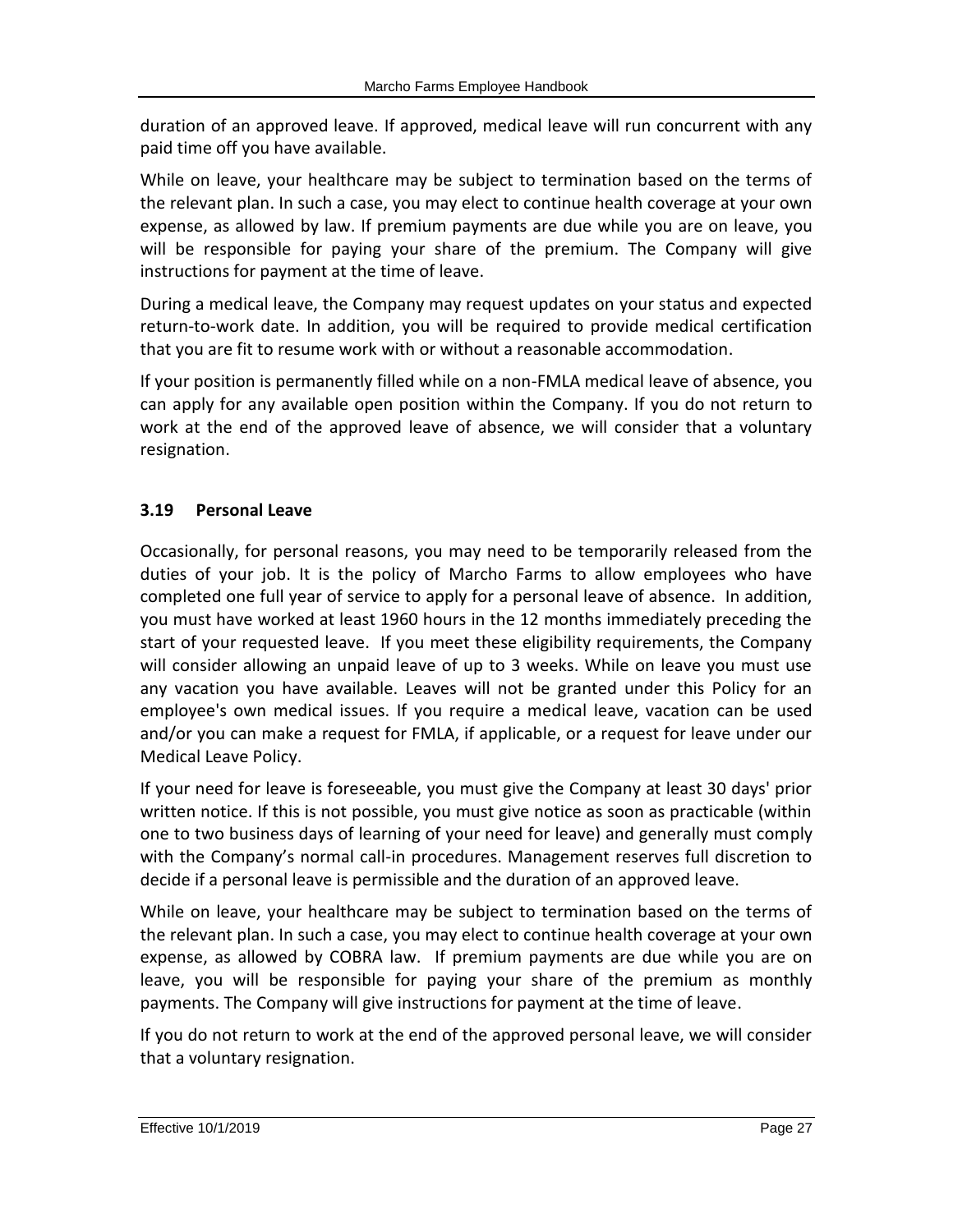duration of an approved leave. If approved, medical leave will run concurrent with any paid time off you have available.

While on leave, your healthcare may be subject to termination based on the terms of the relevant plan. In such a case, you may elect to continue health coverage at your own expense, as allowed by law. If premium payments are due while you are on leave, you will be responsible for paying your share of the premium. The Company will give instructions for payment at the time of leave.

During a medical leave, the Company may request updates on your status and expected return-to-work date. In addition, you will be required to provide medical certification that you are fit to resume work with or without a reasonable accommodation.

If your position is permanently filled while on a non-FMLA medical leave of absence, you can apply for any available open position within the Company. If you do not return to work at the end of the approved leave of absence, we will consider that a voluntary resignation.

### 3.19 Personal Leave

Occasionally, for personal reasons, you may need to be temporarily released from the duties of your job. It is the policy of Marcho Farms to allow employees who have completed one full year of service to apply for a personal leave of absence. In addition, you must have worked at least 1960 hours in the 12 months immediately preceding the start of your requested leave. If you meet these eligibility requirements, the Company will consider allowing an unpaid leave of up to 3 weeks. While on leave you must use any vacation you have available. Leaves will not be granted under this Policy for an employee's own medical issues. If you require a medical leave, vacation can be used and/or you can make a request for FMLA, if applicable, or a request for leave under our Medical Leave Policy.

If your need for leave is foreseeable, you must give the Company at least 30 days' prior written notice. If this is not possible, you must give notice as soon as practicable (within one to two business days of learning of your need for leave) and generally must comply with the Company's normal call-in procedures. Management reserves full discretion to decide if a personal leave is permissible and the duration of an approved leave.

While on leave, your healthcare may be subject to termination based on the terms of the relevant plan. In such a case, you may elect to continue health coverage at your own expense, as allowed by COBRA law. If premium payments are due while you are on leave, you will be responsible for paying your share of the premium as monthly payments. The Company will give instructions for payment at the time of leave.

If you do not return to work at the end of the approved personal leave, we will consider that a voluntary resignation.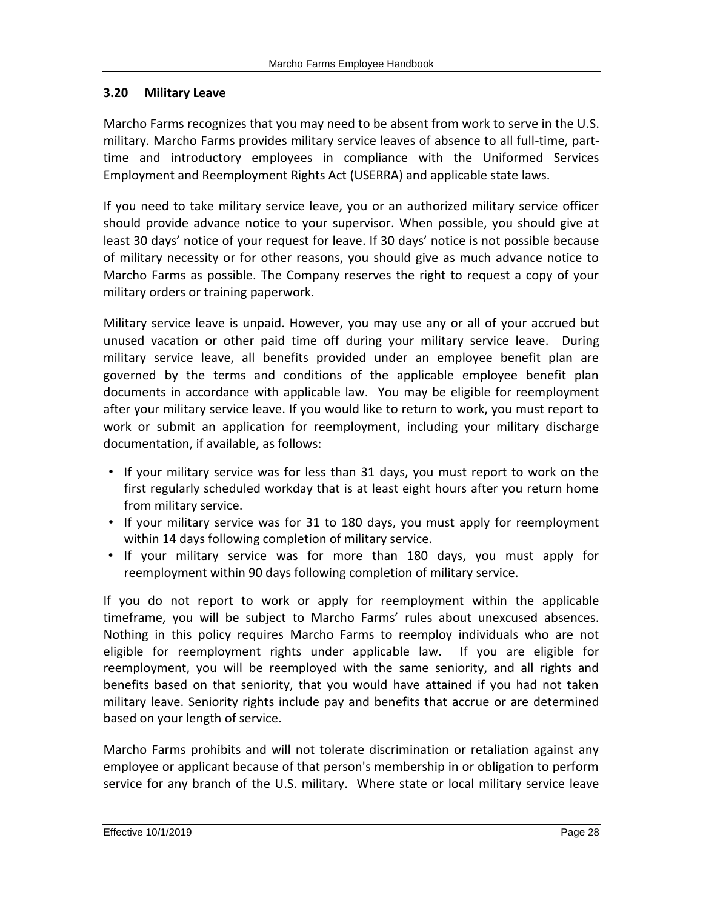### 3.20 Military Leave

Marcho Farms recognizes that you may need to be absent from work to serve in the U.S. military. Marcho Farms provides military service leaves of absence to all full-time, part-time and introductory employees in compliance with the Uniformed Services Employment and Reemployment Rights Act (USERRA) and applicable state laws.

If you need to take military service leave, you or an authorized military service officer should provide advance notice to your supervisor. When possible, you should give at least 30 days' notice of your request for leave. If 30 days' notice is not possible because of military necessity or for other reasons, you should give as much advance notice to Marcho Farms as possible. The Company reserves the right to request a copy of your military orders or training paperwork.

Military service leave is unpaid. However, you may use any or all of your accrued but unused vacation or other paid time off during your military service leave. During military service leave, all benefits provided under an employee benefit plan are governed by the terms and conditions of the applicable employee benefit plan documents in accordance with applicable law. You may be eligible for reemployment after your military service leave. If you would like to return to work, you must report to work or submit an application for reemployment, including your military discharge documentation, if available, as follows:

- If your military service was for less than 31 days, you must report to work on the first regularly scheduled workday that is at least eight hours after you return home from military service.
- If your military service was for 31 to 180 days, you must apply for reemployment within 14 days following completion of military service.
- If your military service was for more than 180 days, you must apply for reemployment within 90 days following completion of military service.

If you do not report to work or apply for reemployment within the applicable timeframe, you will be subject to Marcho Farms' rules about unexcused absences. Nothing in this policy requires Marcho Farms to reemploy individuals who are not eligible for reemployment rights under applicable law. If you are eligible for reemployment, you will be reemployed with the same seniority, and all rights and benefits based on that seniority, that you would have attained if you had not taken military leave. Seniority rights include pay and benefits that accrue or are determined based on your length of service.

Marcho Farms prohibits and will not tolerate discrimination or retaliation against any employee or applicant because of that person's membership in or obligation to perform service for any branch of the U.S. military. Where state or local military service leave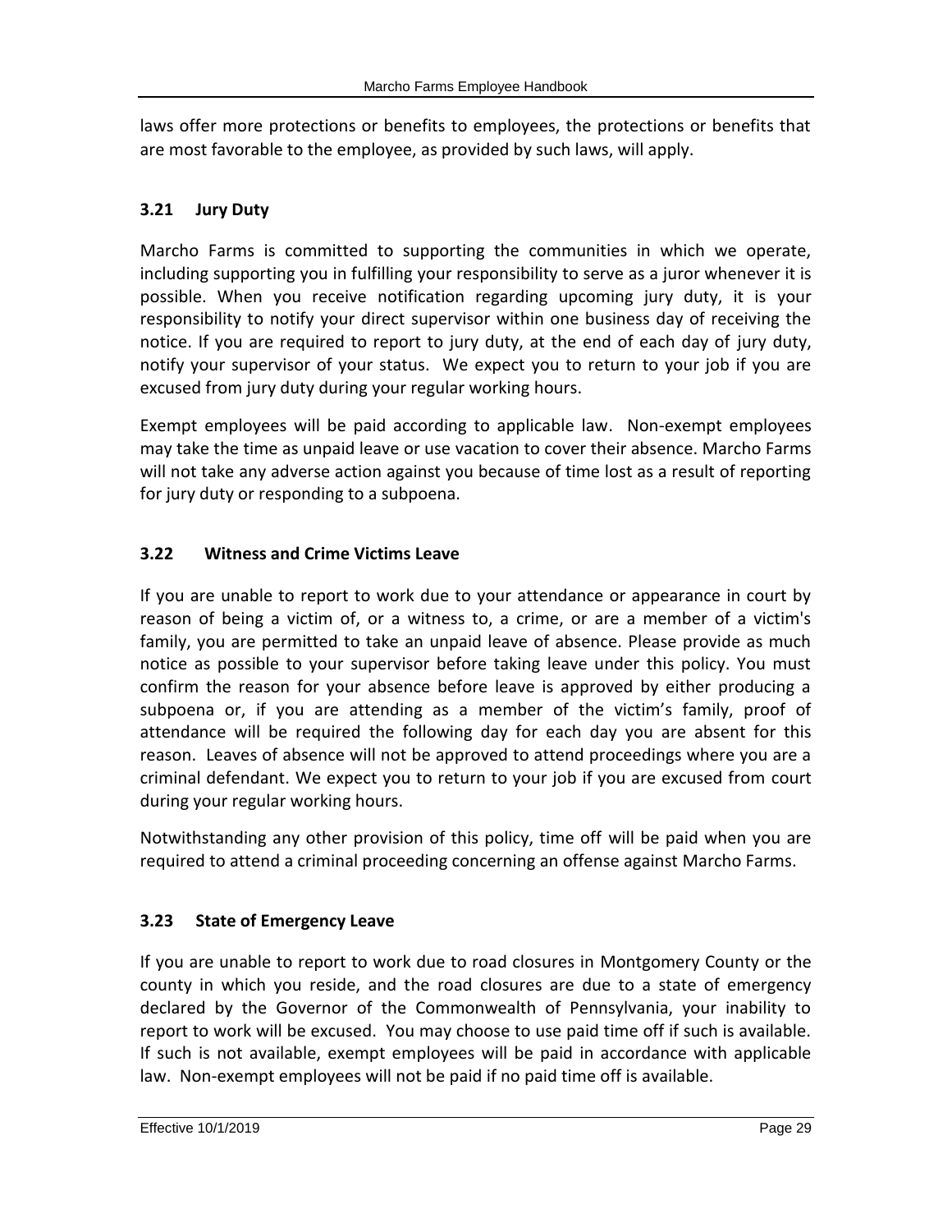laws offer more protections or benefits to employees, the protections or benefits that are most favorable to the employee, as provided by such laws, will apply.

### 3.21 Jury Duty

Marcho Farms is committed to supporting the communities in which we operate, including supporting you in fulfilling your responsibility to serve as a juror whenever it is possible. When you receive notification regarding upcoming jury duty, it is your responsibility to notify your direct supervisor within one business day of receiving the notice. If you are required to report to jury duty, at the end of each day of jury duty, notify your supervisor of your status. We expect you to return to your job if you are excused from jury duty during your regular working hours.

Exempt employees will be paid according to applicable law. Non-exempt employees may take the time as unpaid leave or use vacation to cover their absence. Marcho Farms will not take any adverse action against you because of time lost as a result of reporting for jury duty or responding to a subpoena.

### 3.22 Witness and Crime Victims Leave

If you are unable to report to work due to your attendance or appearance in court by reason of being a victim of, or a witness to, a crime, or are a member of a victim's family, you are permitted to take an unpaid leave of absence. Please provide as much notice as possible to your supervisor before taking leave under this policy. You must confirm the reason for your absence before leave is approved by either producing a subpoena or, if you are attending as a member of the victim's family, proof of attendance will be required the following day for each day you are absent for this reason. Leaves of absence will not be approved to attend proceedings where you are a criminal defendant. We expect you to return to your job if you are excused from court during your regular working hours.

Notwithstanding any other provision of this policy, time off will be paid when you are required to attend a criminal proceeding concerning an offense against Marcho Farms.

### 3.23 State of Emergency Leave

If you are unable to report to work due to road closures in Montgomery County or the county in which you reside, and the road closures are due to a state of emergency declared by the Governor of the Commonwealth of Pennsylvania, your inability to report to work will be excused. You may choose to use paid time off if such is available. If such is not available, exempt employees will be paid in accordance with applicable law. Non-exempt employees will not be paid if no paid time off is available.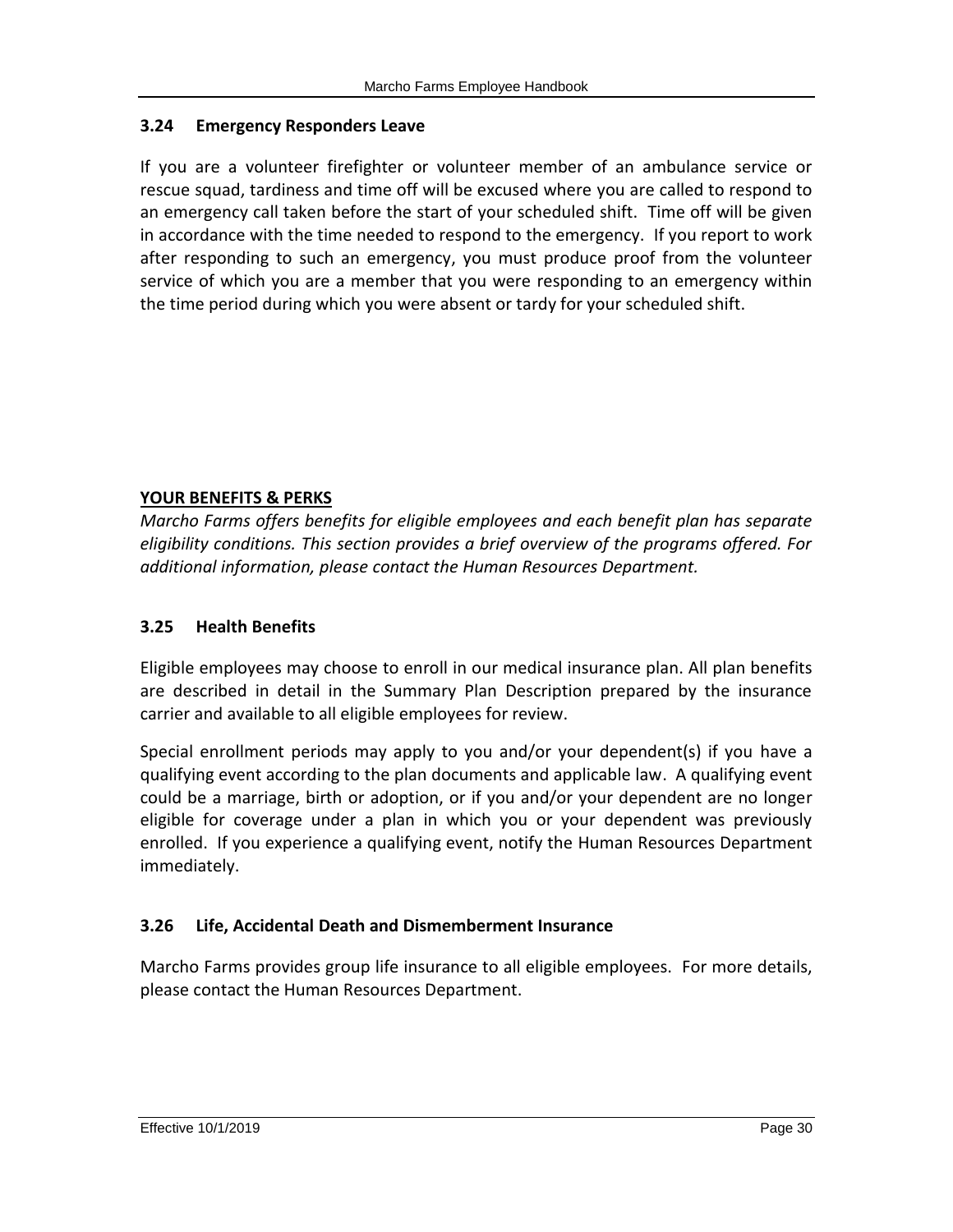### 3.24 Emergency Responders Leave

If you are a volunteer firefighter or volunteer member of an ambulance service or rescue squad, tardiness and time off will be excused where you are called to respond to an emergency call taken before the start of your scheduled shift. Time off will be given in accordance with the time needed to respond to the emergency. If you report to work after responding to such an emergency, you must produce proof from the volunteer service of which you are a member that you were responding to an emergency within the time period during which you were absent or tardy for your scheduled shift.

## YOUR BENEFITS & PERKS

*Marcho Farms offers benefits for eligible employees and each benefit plan has separate eligibility conditions. This section provides a brief overview of the programs offered. For additional information, please contact the Human Resources Department.*

### 3.25 Health Benefits

Eligible employees may choose to enroll in our medical insurance plan. All plan benefits are described in detail in the Summary Plan Description prepared by the insurance carrier and available to all eligible employees for review.

Special enrollment periods may apply to you and/or your dependent(s) if you have a qualifying event according to the plan documents and applicable law. A qualifying event could be a marriage, birth or adoption, or if you and/or your dependent are no longer eligible for coverage under a plan in which you or your dependent was previously enrolled. If you experience a qualifying event, notify the Human Resources Department immediately.

### 3.26 Life, Accidental Death and Dismemberment Insurance

Marcho Farms provides group life insurance to all eligible employees. For more details, please contact the Human Resources Department.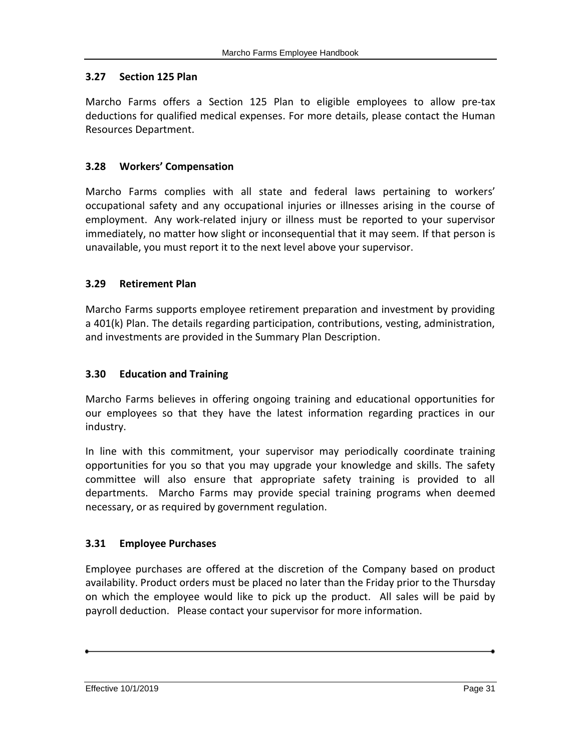### 3.27 Section 125 Plan

Marcho Farms offers a Section 125 Plan to eligible employees to allow pre-tax deductions for qualified medical expenses. For more details, please contact the Human Resources Department.

### 3.28 Workers' Compensation

Marcho Farms complies with all state and federal laws pertaining to workers' occupational safety and any occupational injuries or illnesses arising in the course of employment. Any work-related injury or illness must be reported to your supervisor immediately, no matter how slight or inconsequential that it may seem. If that person is unavailable, you must report it to the next level above your supervisor.

### 3.29 Retirement Plan

Marcho Farms supports employee retirement preparation and investment by providing a 401(k) Plan. The details regarding participation, contributions, vesting, administration, and investments are provided in the Summary Plan Description.

### 3.30 Education and Training

Marcho Farms believes in offering ongoing training and educational opportunities for our employees so that they have the latest information regarding practices in our industry.

In line with this commitment, your supervisor may periodically coordinate training opportunities for you so that you may upgrade your knowledge and skills. The safety committee will also ensure that appropriate safety training is provided to all departments. Marcho Farms may provide special training programs when deemed necessary, or as required by government regulation.

### 3.31 Employee Purchases

Employee purchases are offered at the discretion of the Company based on product availability. Product orders must be placed no later than the Friday prior to the Thursday on which the employee would like to pick up the product. All sales will be paid by payroll deduction. Please contact your supervisor for more information.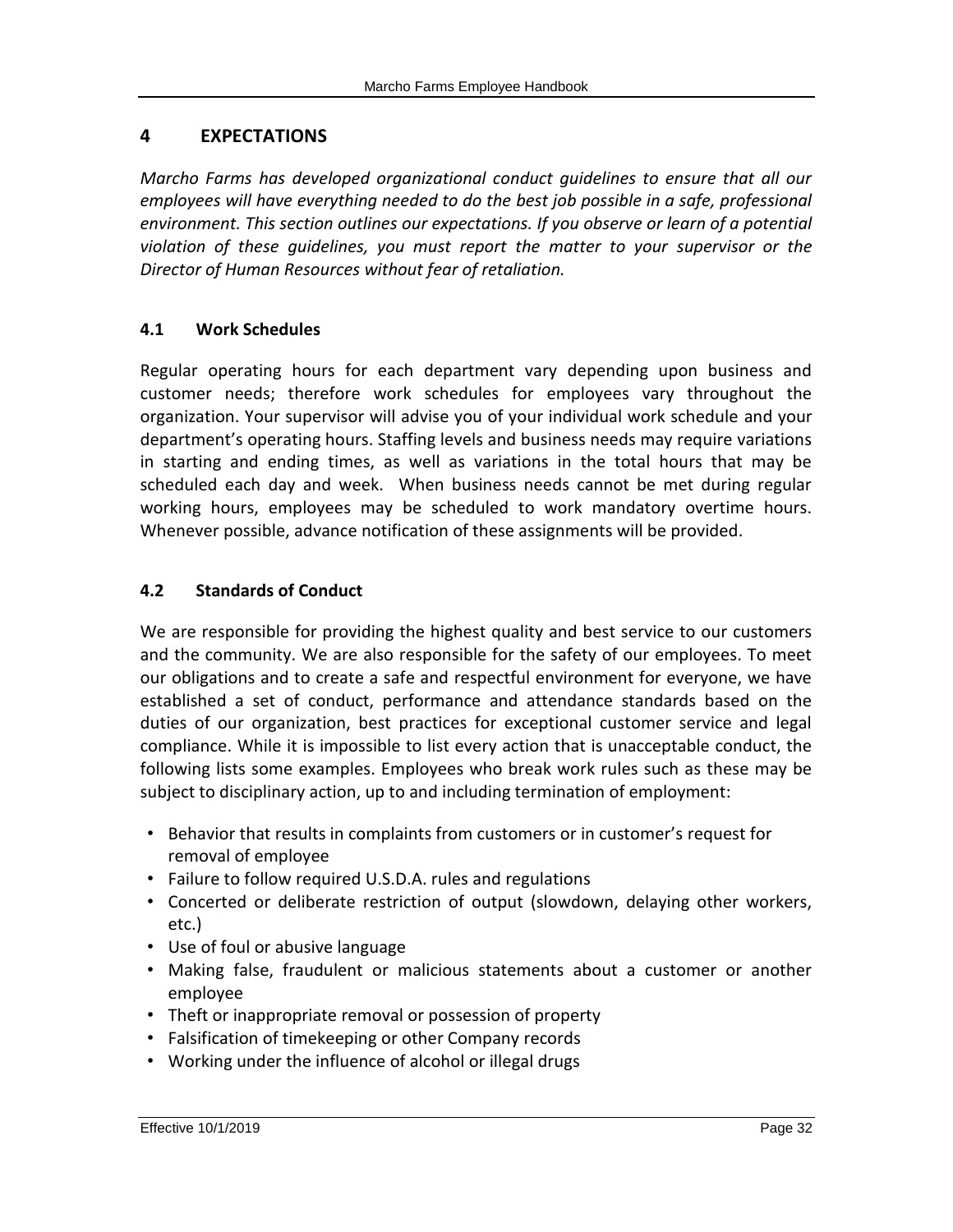## 4 EXPECTATIONS

*Marcho Farms has developed organizational conduct guidelines to ensure that all our employees will have everything needed to do the best job possible in a safe, professional environment. This section outlines our expectations. If you observe or learn of a potential violation of these guidelines, you must report the matter to your supervisor or the Director of Human Resources without fear of retaliation.*

### 4.1 Work Schedules

Regular operating hours for each department vary depending upon business and customer needs; therefore work schedules for employees vary throughout the organization. Your supervisor will advise you of your individual work schedule and your department's operating hours. Staffing levels and business needs may require variations in starting and ending times, as well as variations in the total hours that may be scheduled each day and week. When business needs cannot be met during regular working hours, employees may be scheduled to work mandatory overtime hours. Whenever possible, advance notification of these assignments will be provided.

### 4.2 Standards of Conduct

We are responsible for providing the highest quality and best service to our customers and the community. We are also responsible for the safety of our employees. To meet our obligations and to create a safe and respectful environment for everyone, we have established a set of conduct, performance and attendance standards based on the duties of our organization, best practices for exceptional customer service and legal compliance. While it is impossible to list every action that is unacceptable conduct, the following lists some examples. Employees who break work rules such as these may be subject to disciplinary action, up to and including termination of employment:

- Behavior that results in complaints from customers or in customer's request for removal of employee
- Failure to follow required U.S.D.A. rules and regulations
- Concerted or deliberate restriction of output (slowdown, delaying other workers, etc.)
- Use of foul or abusive language
- Making false, fraudulent or malicious statements about a customer or another employee
- Theft or inappropriate removal or possession of property
- Falsification of timekeeping or other Company records
- Working under the influence of alcohol or illegal drugs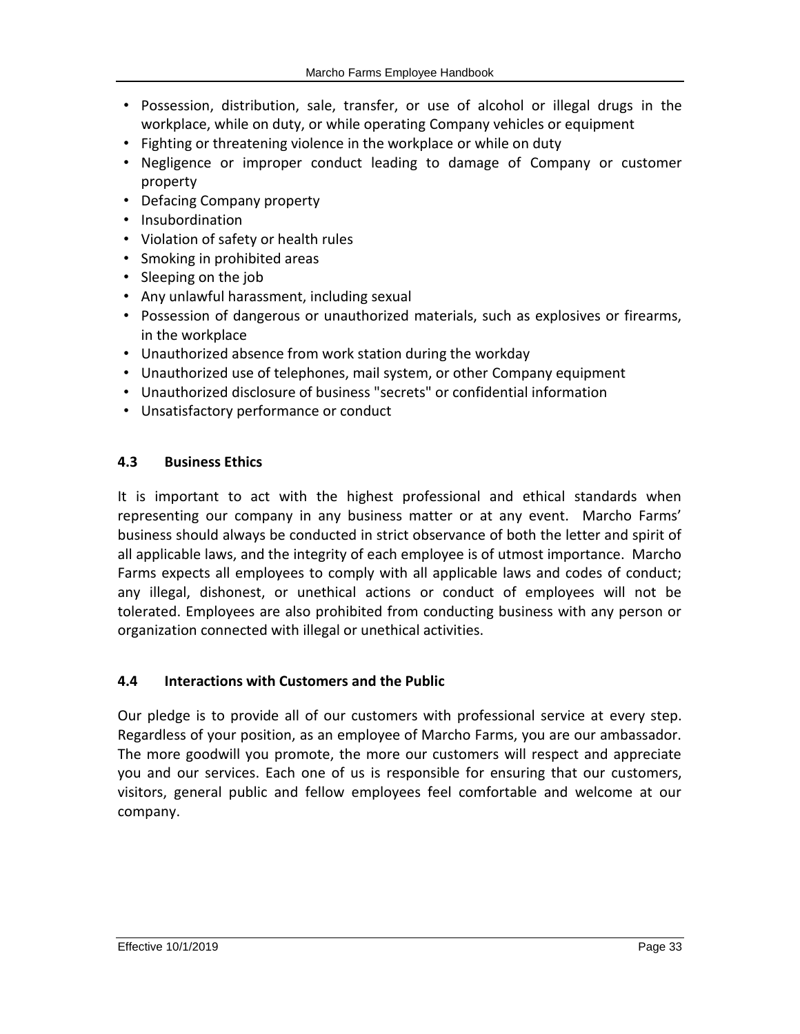- Possession, distribution, sale, transfer, or use of alcohol or illegal drugs in the workplace, while on duty, or while operating Company vehicles or equipment
- Fighting or threatening violence in the workplace or while on duty
- Negligence or improper conduct leading to damage of Company or customer property
- Defacing Company property
- Insubordination
- Violation of safety or health rules
- Smoking in prohibited areas
- Sleeping on the job
- Any unlawful harassment, including sexual
- Possession of dangerous or unauthorized materials, such as explosives or firearms, in the workplace
- Unauthorized absence from work station during the workday
- Unauthorized use of telephones, mail system, or other Company equipment
- Unauthorized disclosure of business "secrets" or confidential information
- Unsatisfactory performance or conduct

### 4.3 Business Ethics

It is important to act with the highest professional and ethical standards when representing our company in any business matter or at any event. Marcho Farms' business should always be conducted in strict observance of both the letter and spirit of all applicable laws, and the integrity of each employee is of utmost importance. Marcho Farms expects all employees to comply with all applicable laws and codes of conduct; any illegal, dishonest, or unethical actions or conduct of employees will not be tolerated. Employees are also prohibited from conducting business with any person or organization connected with illegal or unethical activities.

### 4.4 Interactions with Customers and the Public

Our pledge is to provide all of our customers with professional service at every step. Regardless of your position, as an employee of Marcho Farms, you are our ambassador. The more goodwill you promote, the more our customers will respect and appreciate you and our services. Each one of us is responsible for ensuring that our customers, visitors, general public and fellow employees feel comfortable and welcome at our company.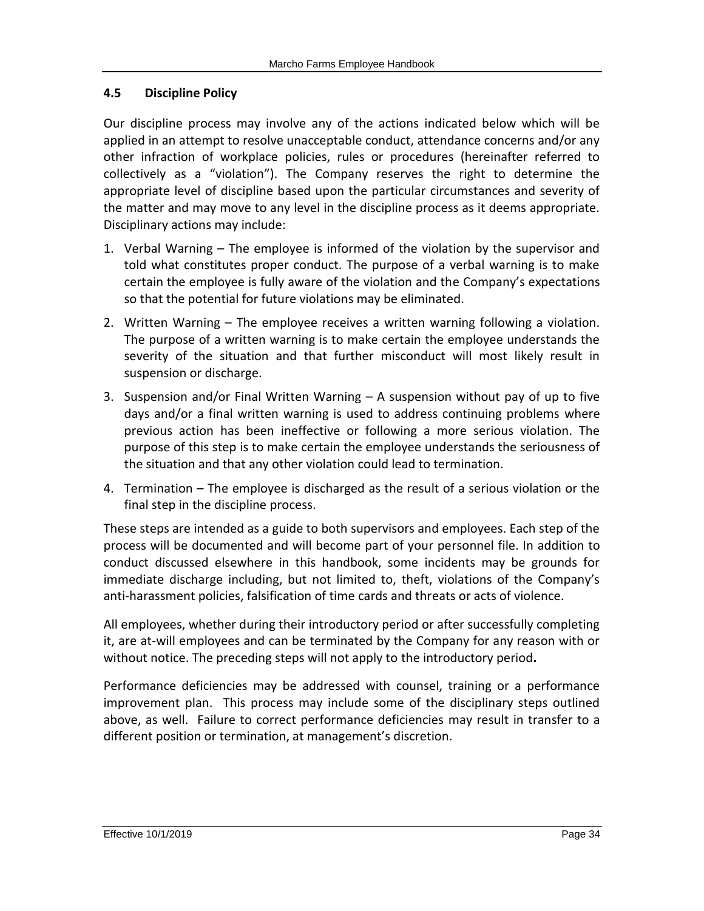### 4.5 Discipline Policy

Our discipline process may involve any of the actions indicated below which will be applied in an attempt to resolve unacceptable conduct, attendance concerns and/or any other infraction of workplace policies, rules or procedures (hereinafter referred to collectively as a "violation"). The Company reserves the right to determine the appropriate level of discipline based upon the particular circumstances and severity of the matter and may move to any level in the discipline process as it deems appropriate. Disciplinary actions may include:

1. Verbal Warning – The employee is informed of the violation by the supervisor and told what constitutes proper conduct. The purpose of a verbal warning is to make certain the employee is fully aware of the violation and the Company's expectations so that the potential for future violations may be eliminated.
2. Written Warning – The employee receives a written warning following a violation. The purpose of a written warning is to make certain the employee understands the severity of the situation and that further misconduct will most likely result in suspension or discharge.
3. Suspension and/or Final Written Warning – A suspension without pay of up to five days and/or a final written warning is used to address continuing problems where previous action has been ineffective or following a more serious violation. The purpose of this step is to make certain the employee understands the seriousness of the situation and that any other violation could lead to termination.
4. Termination – The employee is discharged as the result of a serious violation or the final step in the discipline process.

These steps are intended as a guide to both supervisors and employees. Each step of the process will be documented and will become part of your personnel file. In addition to conduct discussed elsewhere in this handbook, some incidents may be grounds for immediate discharge including, but not limited to, theft, violations of the Company's anti-harassment policies, falsification of time cards and threats or acts of violence.

All employees, whether during their introductory period or after successfully completing it, are at-will employees and can be terminated by the Company for any reason with or without notice. The preceding steps will not apply to the introductory period**.**

Performance deficiencies may be addressed with counsel, training or a performance improvement plan. This process may include some of the disciplinary steps outlined above, as well. Failure to correct performance deficiencies may result in transfer to a different position or termination, at management's discretion.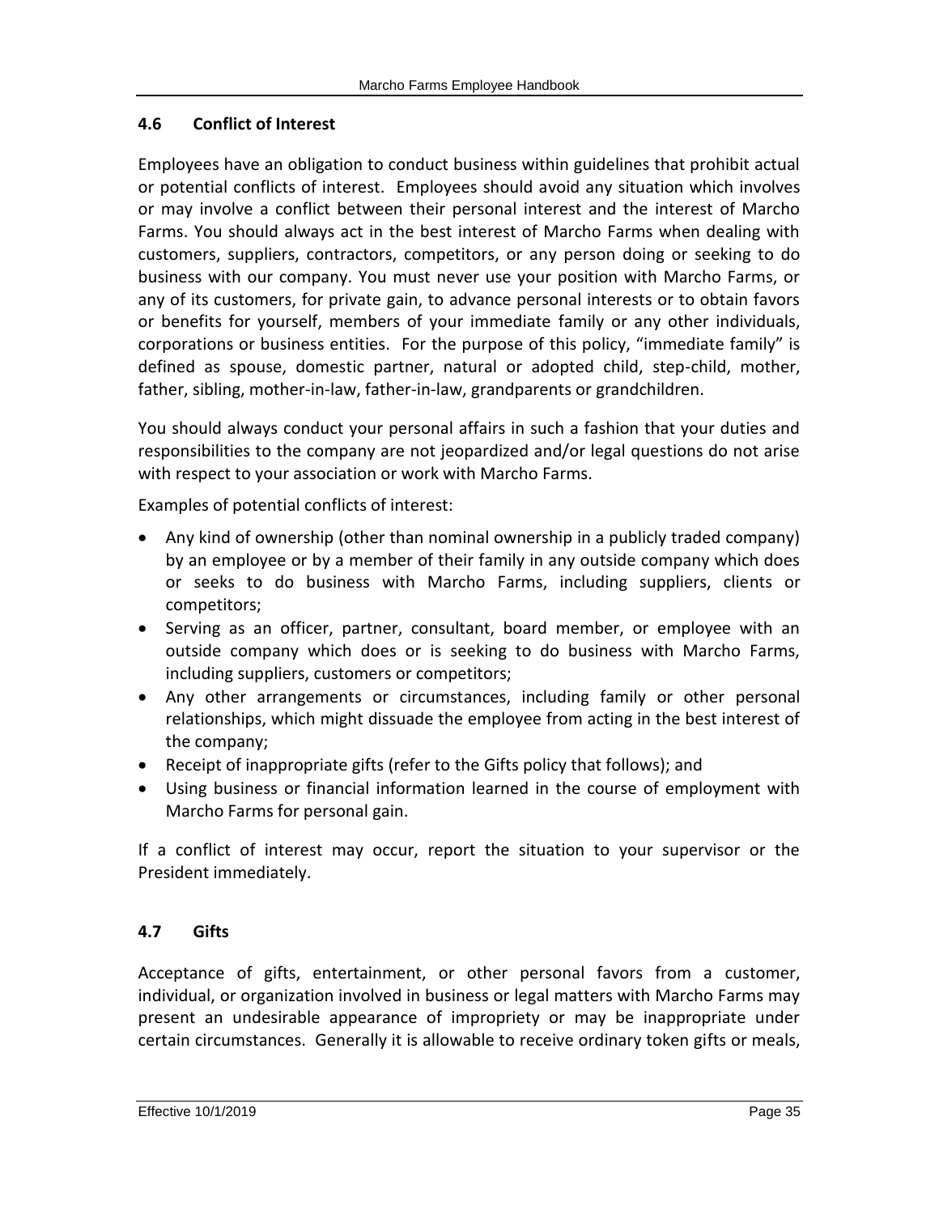### 4.6 Conflict of Interest

Employees have an obligation to conduct business within guidelines that prohibit actual or potential conflicts of interest. Employees should avoid any situation which involves or may involve a conflict between their personal interest and the interest of Marcho Farms. You should always act in the best interest of Marcho Farms when dealing with customers, suppliers, contractors, competitors, or any person doing or seeking to do business with our company. You must never use your position with Marcho Farms, or any of its customers, for private gain, to advance personal interests or to obtain favors or benefits for yourself, members of your immediate family or any other individuals, corporations or business entities. For the purpose of this policy, "immediate family" is defined as spouse, domestic partner, natural or adopted child, step-child, mother, father, sibling, mother-in-law, father-in-law, grandparents or grandchildren.

You should always conduct your personal affairs in such a fashion that your duties and responsibilities to the company are not jeopardized and/or legal questions do not arise with respect to your association or work with Marcho Farms.

Examples of potential conflicts of interest:

- Any kind of ownership (other than nominal ownership in a publicly traded company) by an employee or by a member of their family in any outside company which does or seeks to do business with Marcho Farms, including suppliers, clients or competitors;
- Serving as an officer, partner, consultant, board member, or employee with an outside company which does or is seeking to do business with Marcho Farms, including suppliers, customers or competitors;
- Any other arrangements or circumstances, including family or other personal relationships, which might dissuade the employee from acting in the best interest of the company;
- Receipt of inappropriate gifts (refer to the Gifts policy that follows); and
- Using business or financial information learned in the course of employment with Marcho Farms for personal gain.

If a conflict of interest may occur, report the situation to your supervisor or the President immediately.

### 4.7 Gifts

Acceptance of gifts, entertainment, or other personal favors from a customer, individual, or organization involved in business or legal matters with Marcho Farms may present an undesirable appearance of impropriety or may be inappropriate under certain circumstances. Generally it is allowable to receive ordinary token gifts or meals,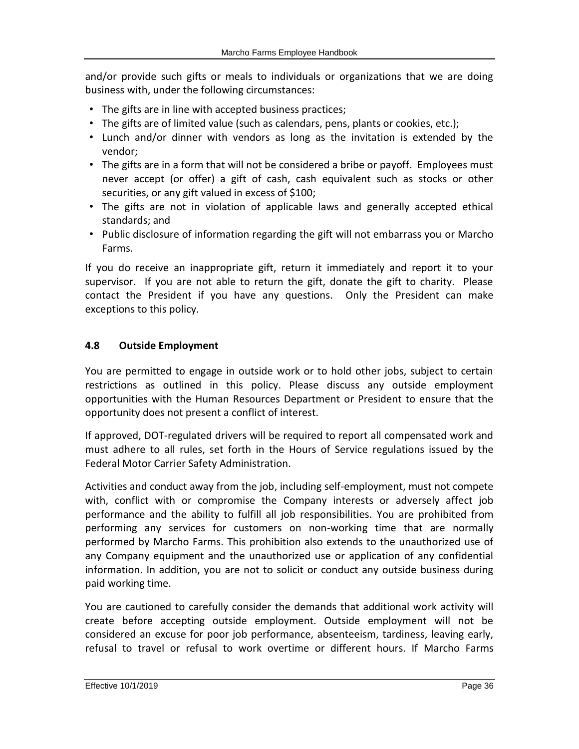and/or provide such gifts or meals to individuals or organizations that we are doing business with, under the following circumstances:

- The gifts are in line with accepted business practices;
- The gifts are of limited value (such as calendars, pens, plants or cookies, etc.);
- Lunch and/or dinner with vendors as long as the invitation is extended by the vendor;
- The gifts are in a form that will not be considered a bribe or payoff. Employees must never accept (or offer) a gift of cash, cash equivalent such as stocks or other securities, or any gift valued in excess of $100;
- The gifts are not in violation of applicable laws and generally accepted ethical standards; and
- Public disclosure of information regarding the gift will not embarrass you or Marcho Farms.

If you do receive an inappropriate gift, return it immediately and report it to your supervisor. If you are not able to return the gift, donate the gift to charity. Please contact the President if you have any questions. Only the President can make exceptions to this policy.

### 4.8 Outside Employment

You are permitted to engage in outside work or to hold other jobs, subject to certain restrictions as outlined in this policy. Please discuss any outside employment opportunities with the Human Resources Department or President to ensure that the opportunity does not present a conflict of interest.

If approved, DOT-regulated drivers will be required to report all compensated work and must adhere to all rules, set forth in the Hours of Service regulations issued by the Federal Motor Carrier Safety Administration.

Activities and conduct away from the job, including self-employment, must not compete with, conflict with or compromise the Company interests or adversely affect job performance and the ability to fulfill all job responsibilities. You are prohibited from performing any services for customers on non-working time that are normally performed by Marcho Farms. This prohibition also extends to the unauthorized use of any Company equipment and the unauthorized use or application of any confidential information. In addition, you are not to solicit or conduct any outside business during paid working time.

You are cautioned to carefully consider the demands that additional work activity will create before accepting outside employment. Outside employment will not be considered an excuse for poor job performance, absenteeism, tardiness, leaving early, refusal to travel or refusal to work overtime or different hours. If Marcho Farms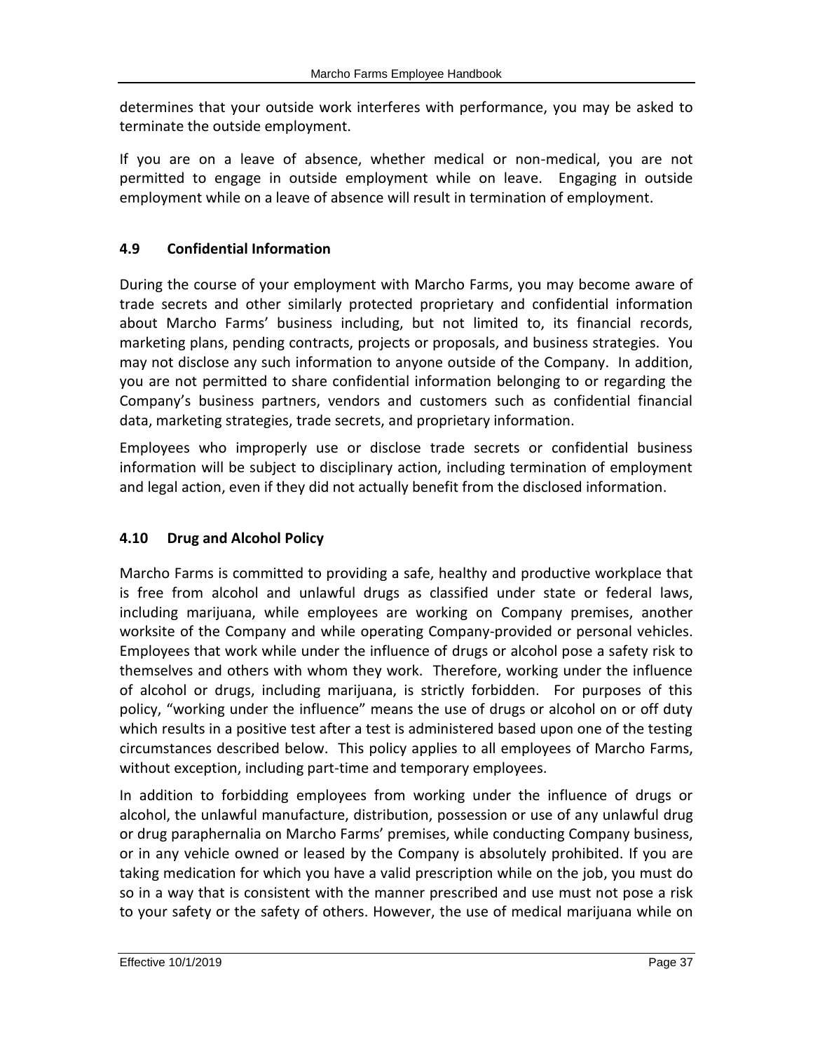determines that your outside work interferes with performance, you may be asked to terminate the outside employment.

If you are on a leave of absence, whether medical or non-medical, you are not permitted to engage in outside employment while on leave. Engaging in outside employment while on a leave of absence will result in termination of employment.

### 4.9 Confidential Information

During the course of your employment with Marcho Farms, you may become aware of trade secrets and other similarly protected proprietary and confidential information about Marcho Farms' business including, but not limited to, its financial records, marketing plans, pending contracts, projects or proposals, and business strategies. You may not disclose any such information to anyone outside of the Company. In addition, you are not permitted to share confidential information belonging to or regarding the Company's business partners, vendors and customers such as confidential financial data, marketing strategies, trade secrets, and proprietary information.

Employees who improperly use or disclose trade secrets or confidential business information will be subject to disciplinary action, including termination of employment and legal action, even if they did not actually benefit from the disclosed information.

### 4.10 Drug and Alcohol Policy

Marcho Farms is committed to providing a safe, healthy and productive workplace that is free from alcohol and unlawful drugs as classified under state or federal laws, including marijuana, while employees are working on Company premises, another worksite of the Company and while operating Company-provided or personal vehicles. Employees that work while under the influence of drugs or alcohol pose a safety risk to themselves and others with whom they work. Therefore, working under the influence of alcohol or drugs, including marijuana, is strictly forbidden. For purposes of this policy, "working under the influence" means the use of drugs or alcohol on or off duty which results in a positive test after a test is administered based upon one of the testing circumstances described below. This policy applies to all employees of Marcho Farms, without exception, including part-time and temporary employees.

In addition to forbidding employees from working under the influence of drugs or alcohol, the unlawful manufacture, distribution, possession or use of any unlawful drug or drug paraphernalia on Marcho Farms' premises, while conducting Company business, or in any vehicle owned or leased by the Company is absolutely prohibited. If you are taking medication for which you have a valid prescription while on the job, you must do so in a way that is consistent with the manner prescribed and use must not pose a risk to your safety or the safety of others. However, the use of medical marijuana while on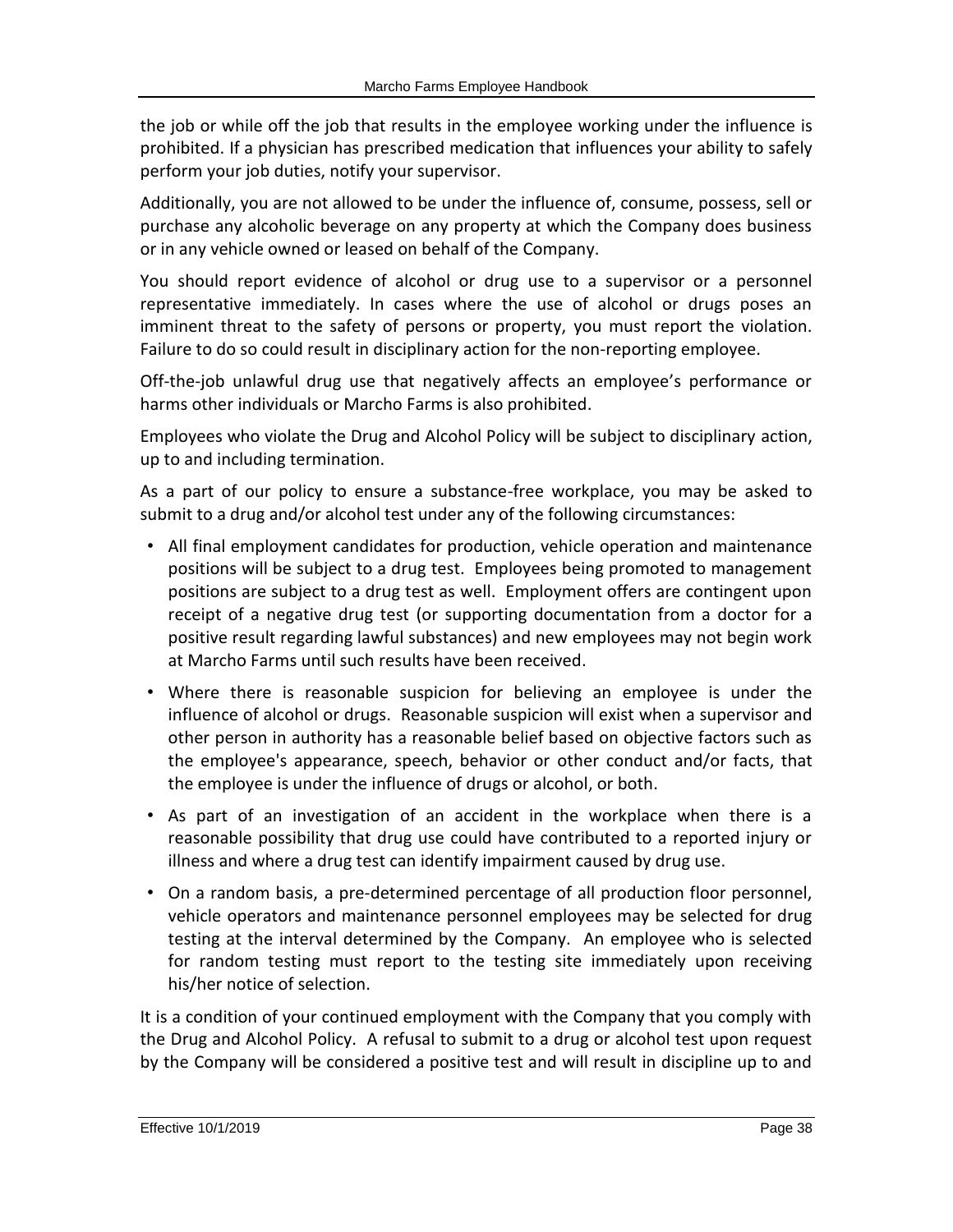the job or while off the job that results in the employee working under the influence is prohibited. If a physician has prescribed medication that influences your ability to safely perform your job duties, notify your supervisor.

Additionally, you are not allowed to be under the influence of, consume, possess, sell or purchase any alcoholic beverage on any property at which the Company does business or in any vehicle owned or leased on behalf of the Company.

You should report evidence of alcohol or drug use to a supervisor or a personnel representative immediately. In cases where the use of alcohol or drugs poses an imminent threat to the safety of persons or property, you must report the violation. Failure to do so could result in disciplinary action for the non-reporting employee.

Off-the-job unlawful drug use that negatively affects an employee's performance or harms other individuals or Marcho Farms is also prohibited.

Employees who violate the Drug and Alcohol Policy will be subject to disciplinary action, up to and including termination.

As a part of our policy to ensure a substance-free workplace, you may be asked to submit to a drug and/or alcohol test under any of the following circumstances:

- All final employment candidates for production, vehicle operation and maintenance positions will be subject to a drug test. Employees being promoted to management positions are subject to a drug test as well. Employment offers are contingent upon receipt of a negative drug test (or supporting documentation from a doctor for a positive result regarding lawful substances) and new employees may not begin work at Marcho Farms until such results have been received.
- Where there is reasonable suspicion for believing an employee is under the influence of alcohol or drugs. Reasonable suspicion will exist when a supervisor and other person in authority has a reasonable belief based on objective factors such as the employee's appearance, speech, behavior or other conduct and/or facts, that the employee is under the influence of drugs or alcohol, or both.
- As part of an investigation of an accident in the workplace when there is a reasonable possibility that drug use could have contributed to a reported injury or illness and where a drug test can identify impairment caused by drug use.
- On a random basis, a pre-determined percentage of all production floor personnel, vehicle operators and maintenance personnel employees may be selected for drug testing at the interval determined by the Company. An employee who is selected for random testing must report to the testing site immediately upon receiving his/her notice of selection.

It is a condition of your continued employment with the Company that you comply with the Drug and Alcohol Policy. A refusal to submit to a drug or alcohol test upon request by the Company will be considered a positive test and will result in discipline up to and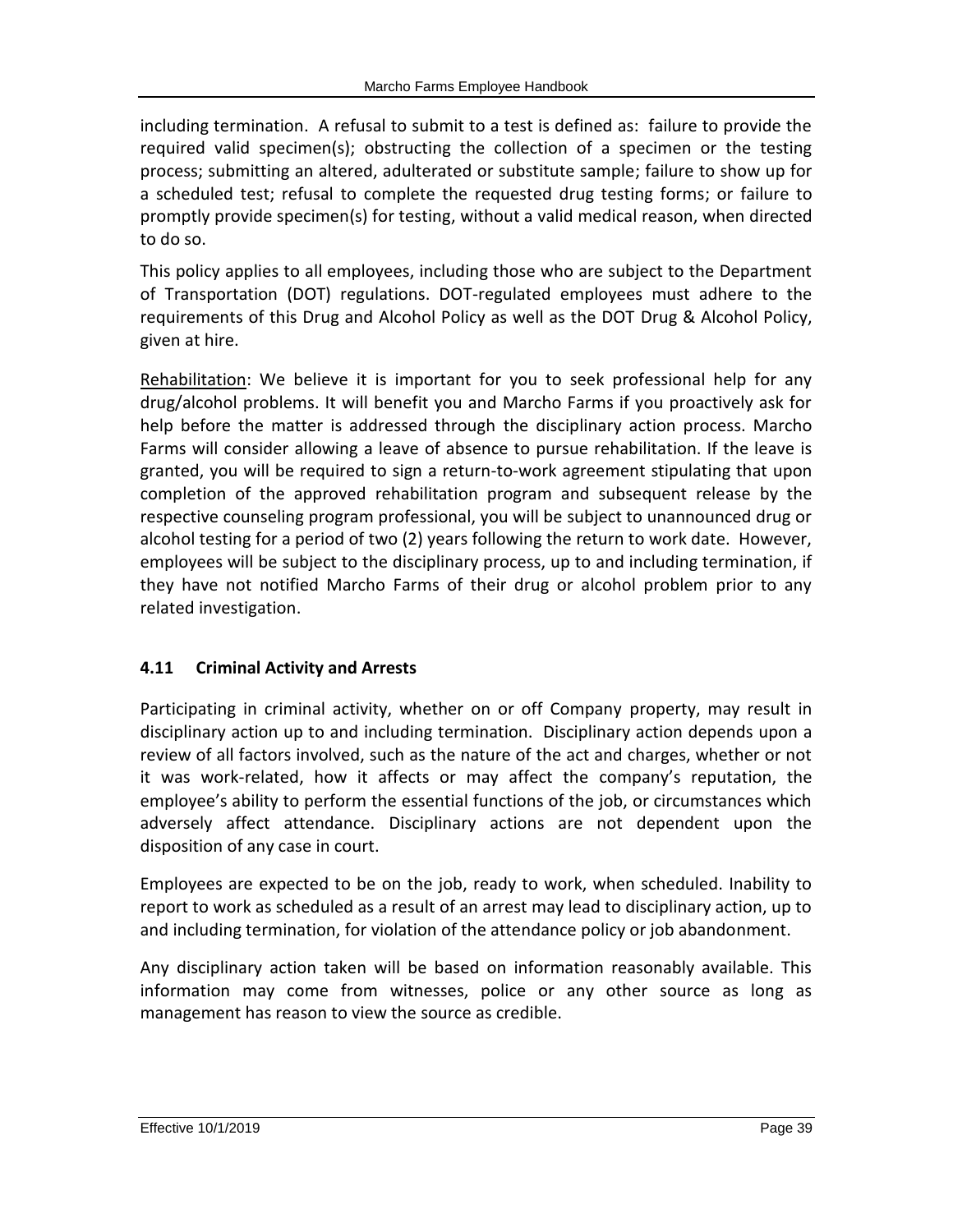including termination. A refusal to submit to a test is defined as: failure to provide the required valid specimen(s); obstructing the collection of a specimen or the testing process; submitting an altered, adulterated or substitute sample; failure to show up for a scheduled test; refusal to complete the requested drug testing forms; or failure to promptly provide specimen(s) for testing, without a valid medical reason, when directed to do so.

This policy applies to all employees, including those who are subject to the Department of Transportation (DOT) regulations. DOT-regulated employees must adhere to the requirements of this Drug and Alcohol Policy as well as the DOT Drug & Alcohol Policy, given at hire.

Rehabilitation: We believe it is important for you to seek professional help for any drug/alcohol problems. It will benefit you and Marcho Farms if you proactively ask for help before the matter is addressed through the disciplinary action process. Marcho Farms will consider allowing a leave of absence to pursue rehabilitation. If the leave is granted, you will be required to sign a return-to-work agreement stipulating that upon completion of the approved rehabilitation program and subsequent release by the respective counseling program professional, you will be subject to unannounced drug or alcohol testing for a period of two (2) years following the return to work date. However, employees will be subject to the disciplinary process, up to and including termination, if they have not notified Marcho Farms of their drug or alcohol problem prior to any related investigation.

### 4.11 Criminal Activity and Arrests

Participating in criminal activity, whether on or off Company property, may result in disciplinary action up to and including termination. Disciplinary action depends upon a review of all factors involved, such as the nature of the act and charges, whether or not it was work-related, how it affects or may affect the company's reputation, the employee's ability to perform the essential functions of the job, or circumstances which adversely affect attendance. Disciplinary actions are not dependent upon the disposition of any case in court.

Employees are expected to be on the job, ready to work, when scheduled. Inability to report to work as scheduled as a result of an arrest may lead to disciplinary action, up to and including termination, for violation of the attendance policy or job abandonment.

Any disciplinary action taken will be based on information reasonably available. This information may come from witnesses, police or any other source as long as management has reason to view the source as credible.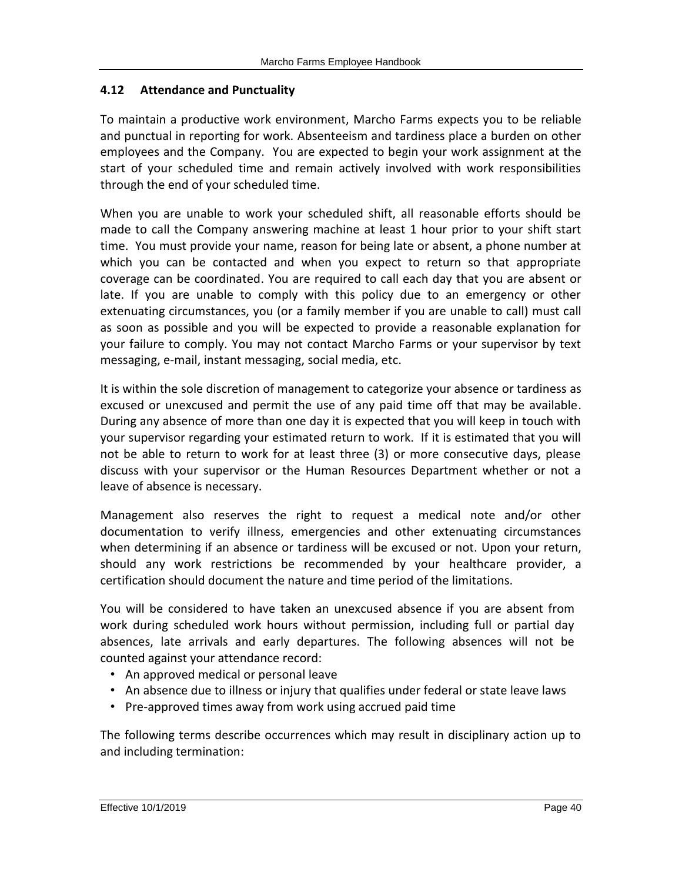### 4.12 Attendance and Punctuality

To maintain a productive work environment, Marcho Farms expects you to be reliable and punctual in reporting for work. Absenteeism and tardiness place a burden on other employees and the Company. You are expected to begin your work assignment at the start of your scheduled time and remain actively involved with work responsibilities through the end of your scheduled time.

When you are unable to work your scheduled shift, all reasonable efforts should be made to call the Company answering machine at least 1 hour prior to your shift start time. You must provide your name, reason for being late or absent, a phone number at which you can be contacted and when you expect to return so that appropriate coverage can be coordinated. You are required to call each day that you are absent or late. If you are unable to comply with this policy due to an emergency or other extenuating circumstances, you (or a family member if you are unable to call) must call as soon as possible and you will be expected to provide a reasonable explanation for your failure to comply. You may not contact Marcho Farms or your supervisor by text messaging, e-mail, instant messaging, social media, etc.

It is within the sole discretion of management to categorize your absence or tardiness as excused or unexcused and permit the use of any paid time off that may be available. During any absence of more than one day it is expected that you will keep in touch with your supervisor regarding your estimated return to work. If it is estimated that you will not be able to return to work for at least three (3) or more consecutive days, please discuss with your supervisor or the Human Resources Department whether or not a leave of absence is necessary.

Management also reserves the right to request a medical note and/or other documentation to verify illness, emergencies and other extenuating circumstances when determining if an absence or tardiness will be excused or not. Upon your return, should any work restrictions be recommended by your healthcare provider, a certification should document the nature and time period of the limitations.

You will be considered to have taken an unexcused absence if you are absent from work during scheduled work hours without permission, including full or partial day absences, late arrivals and early departures. The following absences will not be counted against your attendance record:

- An approved medical or personal leave
- An absence due to illness or injury that qualifies under federal or state leave laws
- Pre-approved times away from work using accrued paid time

The following terms describe occurrences which may result in disciplinary action up to and including termination: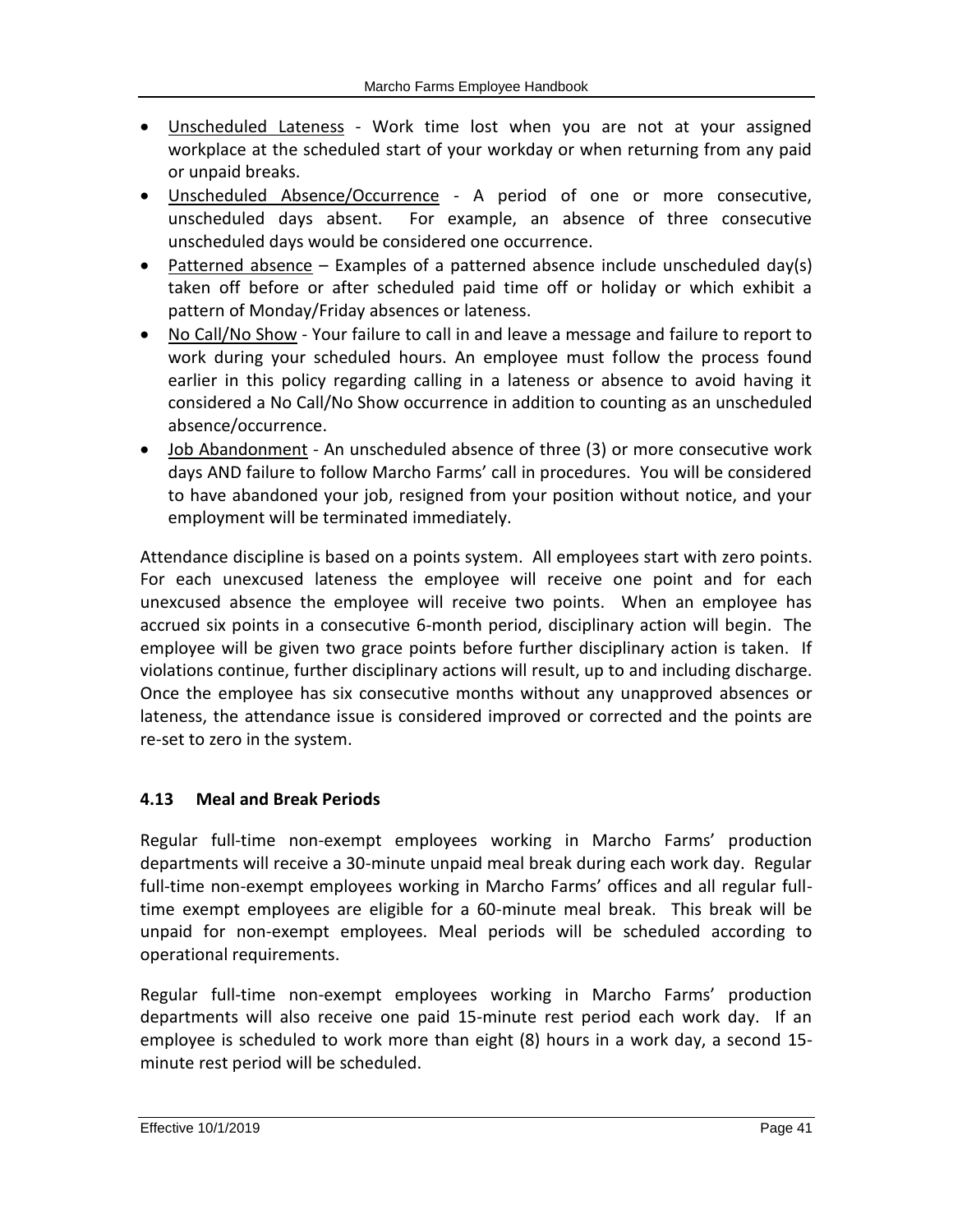- Unscheduled Lateness - Work time lost when you are not at your assigned workplace at the scheduled start of your workday or when returning from any paid or unpaid breaks.
- Unscheduled Absence/Occurrence - A period of one or more consecutive, unscheduled days absent. For example, an absence of three consecutive unscheduled days would be considered one occurrence.
- Patterned absence – Examples of a patterned absence include unscheduled day(s) taken off before or after scheduled paid time off or holiday or which exhibit a pattern of Monday/Friday absences or lateness.
- No Call/No Show - Your failure to call in and leave a message and failure to report to work during your scheduled hours. An employee must follow the process found earlier in this policy regarding calling in a lateness or absence to avoid having it considered a No Call/No Show occurrence in addition to counting as an unscheduled absence/occurrence.
- Job Abandonment - An unscheduled absence of three (3) or more consecutive work days AND failure to follow Marcho Farms' call in procedures. You will be considered to have abandoned your job, resigned from your position without notice, and your employment will be terminated immediately.

Attendance discipline is based on a points system. All employees start with zero points. For each unexcused lateness the employee will receive one point and for each unexcused absence the employee will receive two points. When an employee has accrued six points in a consecutive 6-month period, disciplinary action will begin. The employee will be given two grace points before further disciplinary action is taken. If violations continue, further disciplinary actions will result, up to and including discharge. Once the employee has six consecutive months without any unapproved absences or lateness, the attendance issue is considered improved or corrected and the points are re-set to zero in the system.

### 4.13 Meal and Break Periods

Regular full-time non-exempt employees working in Marcho Farms' production departments will receive a 30-minute unpaid meal break during each work day. Regular full-time non-exempt employees working in Marcho Farms' offices and all regular full-time exempt employees are eligible for a 60-minute meal break. This break will be unpaid for non-exempt employees. Meal periods will be scheduled according to operational requirements.

Regular full-time non-exempt employees working in Marcho Farms' production departments will also receive one paid 15-minute rest period each work day. If an employee is scheduled to work more than eight (8) hours in a work day, a second 15-minute rest period will be scheduled.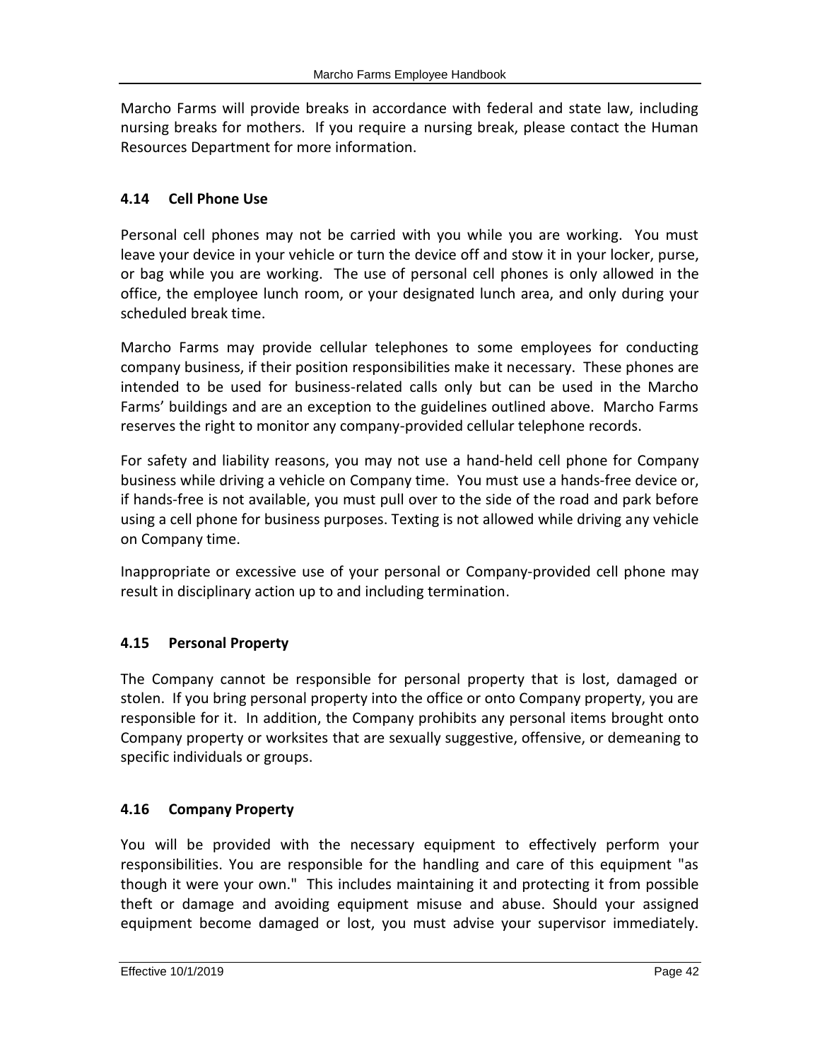Marcho Farms will provide breaks in accordance with federal and state law, including nursing breaks for mothers. If you require a nursing break, please contact the Human Resources Department for more information.

### 4.14 Cell Phone Use

Personal cell phones may not be carried with you while you are working. You must leave your device in your vehicle or turn the device off and stow it in your locker, purse, or bag while you are working. The use of personal cell phones is only allowed in the office, the employee lunch room, or your designated lunch area, and only during your scheduled break time.

Marcho Farms may provide cellular telephones to some employees for conducting company business, if their position responsibilities make it necessary. These phones are intended to be used for business-related calls only but can be used in the Marcho Farms' buildings and are an exception to the guidelines outlined above. Marcho Farms reserves the right to monitor any company-provided cellular telephone records.

For safety and liability reasons, you may not use a hand-held cell phone for Company business while driving a vehicle on Company time. You must use a hands-free device or, if hands-free is not available, you must pull over to the side of the road and park before using a cell phone for business purposes. Texting is not allowed while driving any vehicle on Company time.

Inappropriate or excessive use of your personal or Company-provided cell phone may result in disciplinary action up to and including termination.

### 4.15 Personal Property

The Company cannot be responsible for personal property that is lost, damaged or stolen. If you bring personal property into the office or onto Company property, you are responsible for it. In addition, the Company prohibits any personal items brought onto Company property or worksites that are sexually suggestive, offensive, or demeaning to specific individuals or groups.

### 4.16 Company Property

You will be provided with the necessary equipment to effectively perform your responsibilities. You are responsible for the handling and care of this equipment "as though it were your own." This includes maintaining it and protecting it from possible theft or damage and avoiding equipment misuse and abuse. Should your assigned equipment become damaged or lost, you must advise your supervisor immediately.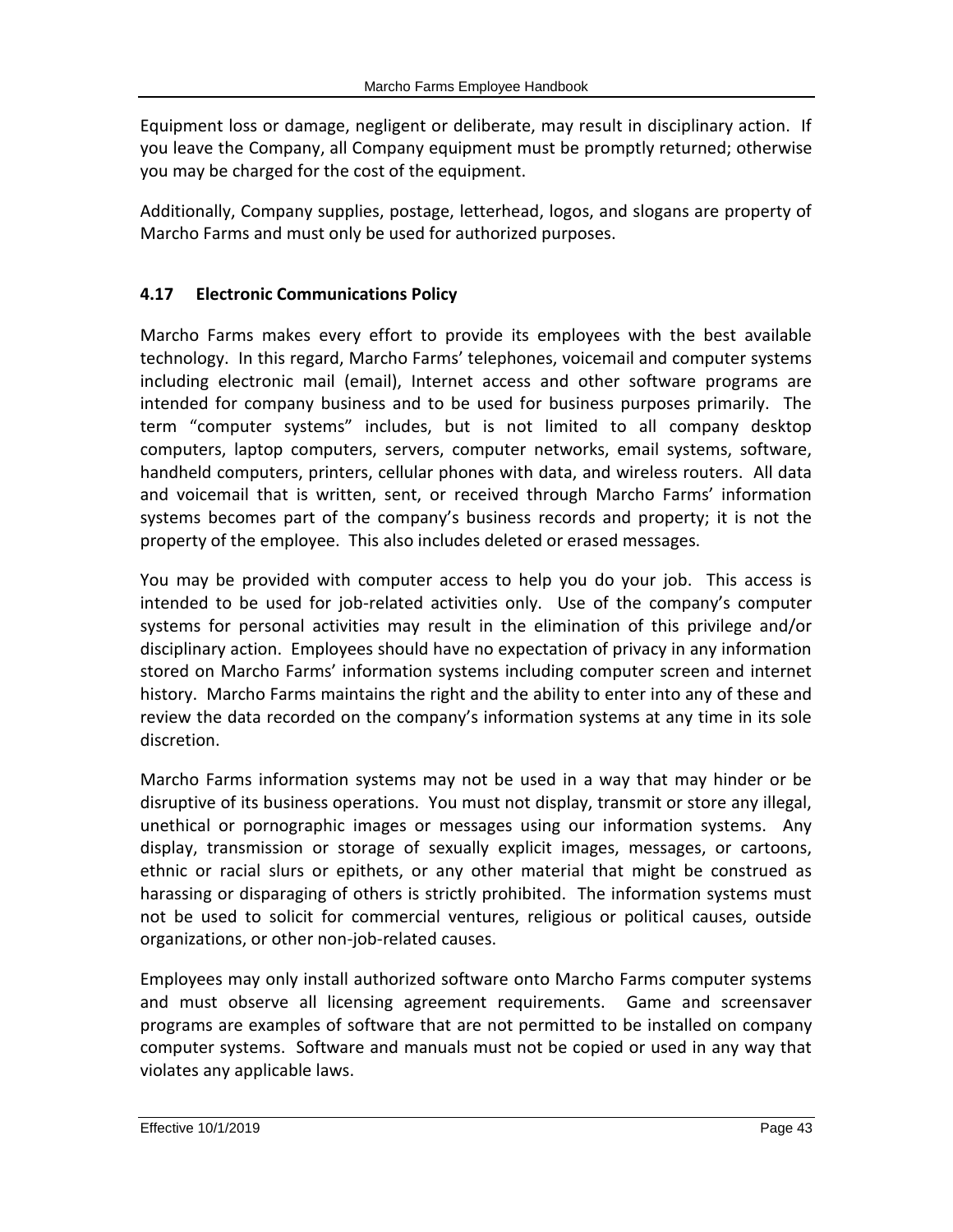Equipment loss or damage, negligent or deliberate, may result in disciplinary action. If you leave the Company, all Company equipment must be promptly returned; otherwise you may be charged for the cost of the equipment.

Additionally, Company supplies, postage, letterhead, logos, and slogans are property of Marcho Farms and must only be used for authorized purposes.

### 4.17 Electronic Communications Policy

Marcho Farms makes every effort to provide its employees with the best available technology. In this regard, Marcho Farms' telephones, voicemail and computer systems including electronic mail (email), Internet access and other software programs are intended for company business and to be used for business purposes primarily. The term "computer systems" includes, but is not limited to all company desktop computers, laptop computers, servers, computer networks, email systems, software, handheld computers, printers, cellular phones with data, and wireless routers. All data and voicemail that is written, sent, or received through Marcho Farms' information systems becomes part of the company's business records and property; it is not the property of the employee. This also includes deleted or erased messages.

You may be provided with computer access to help you do your job. This access is intended to be used for job-related activities only. Use of the company's computer systems for personal activities may result in the elimination of this privilege and/or disciplinary action. Employees should have no expectation of privacy in any information stored on Marcho Farms' information systems including computer screen and internet history. Marcho Farms maintains the right and the ability to enter into any of these and review the data recorded on the company's information systems at any time in its sole discretion.

Marcho Farms information systems may not be used in a way that may hinder or be disruptive of its business operations. You must not display, transmit or store any illegal, unethical or pornographic images or messages using our information systems. Any display, transmission or storage of sexually explicit images, messages, or cartoons, ethnic or racial slurs or epithets, or any other material that might be construed as harassing or disparaging of others is strictly prohibited. The information systems must not be used to solicit for commercial ventures, religious or political causes, outside organizations, or other non-job-related causes.

Employees may only install authorized software onto Marcho Farms computer systems and must observe all licensing agreement requirements. Game and screensaver programs are examples of software that are not permitted to be installed on company computer systems. Software and manuals must not be copied or used in any way that violates any applicable laws.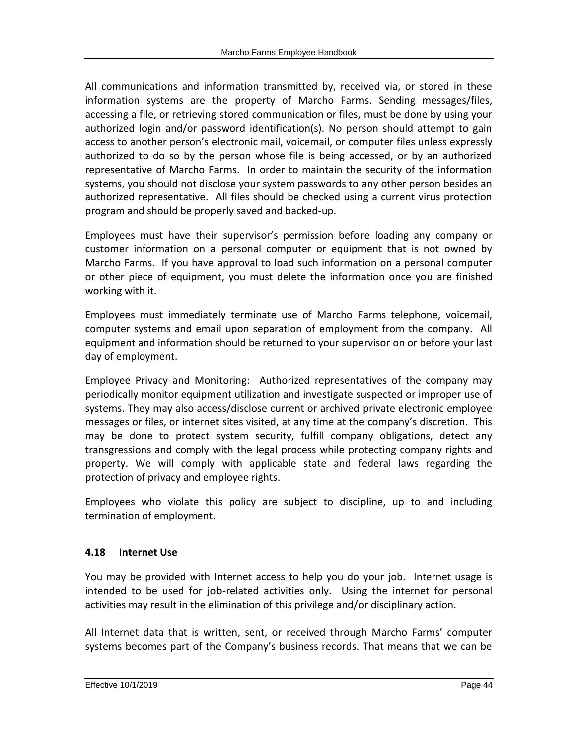All communications and information transmitted by, received via, or stored in these information systems are the property of Marcho Farms. Sending messages/files, accessing a file, or retrieving stored communication or files, must be done by using your authorized login and/or password identification(s). No person should attempt to gain access to another person's electronic mail, voicemail, or computer files unless expressly authorized to do so by the person whose file is being accessed, or by an authorized representative of Marcho Farms. In order to maintain the security of the information systems, you should not disclose your system passwords to any other person besides an authorized representative. All files should be checked using a current virus protection program and should be properly saved and backed-up.

Employees must have their supervisor's permission before loading any company or customer information on a personal computer or equipment that is not owned by Marcho Farms. If you have approval to load such information on a personal computer or other piece of equipment, you must delete the information once you are finished working with it.

Employees must immediately terminate use of Marcho Farms telephone, voicemail, computer systems and email upon separation of employment from the company. All equipment and information should be returned to your supervisor on or before your last day of employment.

Employee Privacy and Monitoring: Authorized representatives of the company may periodically monitor equipment utilization and investigate suspected or improper use of systems. They may also access/disclose current or archived private electronic employee messages or files, or internet sites visited, at any time at the company's discretion. This may be done to protect system security, fulfill company obligations, detect any transgressions and comply with the legal process while protecting company rights and property. We will comply with applicable state and federal laws regarding the protection of privacy and employee rights.

Employees who violate this policy are subject to discipline, up to and including termination of employment.

### 4.18 Internet Use

You may be provided with Internet access to help you do your job. Internet usage is intended to be used for job-related activities only. Using the internet for personal activities may result in the elimination of this privilege and/or disciplinary action.

All Internet data that is written, sent, or received through Marcho Farms' computer systems becomes part of the Company's business records. That means that we can be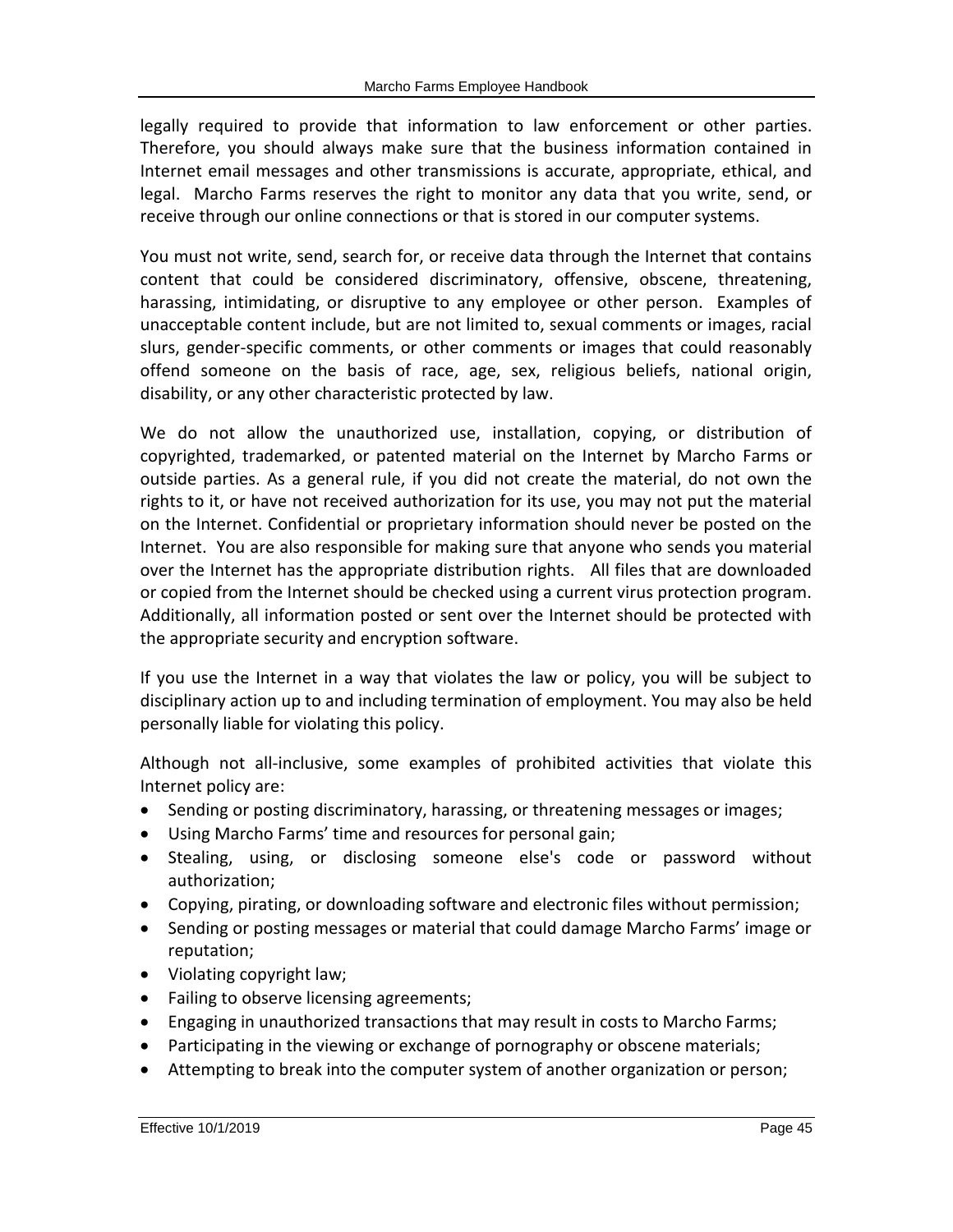legally required to provide that information to law enforcement or other parties. Therefore, you should always make sure that the business information contained in Internet email messages and other transmissions is accurate, appropriate, ethical, and legal. Marcho Farms reserves the right to monitor any data that you write, send, or receive through our online connections or that is stored in our computer systems.

You must not write, send, search for, or receive data through the Internet that contains content that could be considered discriminatory, offensive, obscene, threatening, harassing, intimidating, or disruptive to any employee or other person. Examples of unacceptable content include, but are not limited to, sexual comments or images, racial slurs, gender-specific comments, or other comments or images that could reasonably offend someone on the basis of race, age, sex, religious beliefs, national origin, disability, or any other characteristic protected by law.

We do not allow the unauthorized use, installation, copying, or distribution of copyrighted, trademarked, or patented material on the Internet by Marcho Farms or outside parties. As a general rule, if you did not create the material, do not own the rights to it, or have not received authorization for its use, you may not put the material on the Internet. Confidential or proprietary information should never be posted on the Internet. You are also responsible for making sure that anyone who sends you material over the Internet has the appropriate distribution rights. All files that are downloaded or copied from the Internet should be checked using a current virus protection program. Additionally, all information posted or sent over the Internet should be protected with the appropriate security and encryption software.

If you use the Internet in a way that violates the law or policy, you will be subject to disciplinary action up to and including termination of employment. You may also be held personally liable for violating this policy.

Although not all-inclusive, some examples of prohibited activities that violate this Internet policy are:

- Sending or posting discriminatory, harassing, or threatening messages or images;
- Using Marcho Farms' time and resources for personal gain;
- Stealing, using, or disclosing someone else's code or password without authorization;
- Copying, pirating, or downloading software and electronic files without permission;
- Sending or posting messages or material that could damage Marcho Farms' image or reputation;
- Violating copyright law;
- Failing to observe licensing agreements;
- Engaging in unauthorized transactions that may result in costs to Marcho Farms;
- Participating in the viewing or exchange of pornography or obscene materials;
- Attempting to break into the computer system of another organization or person;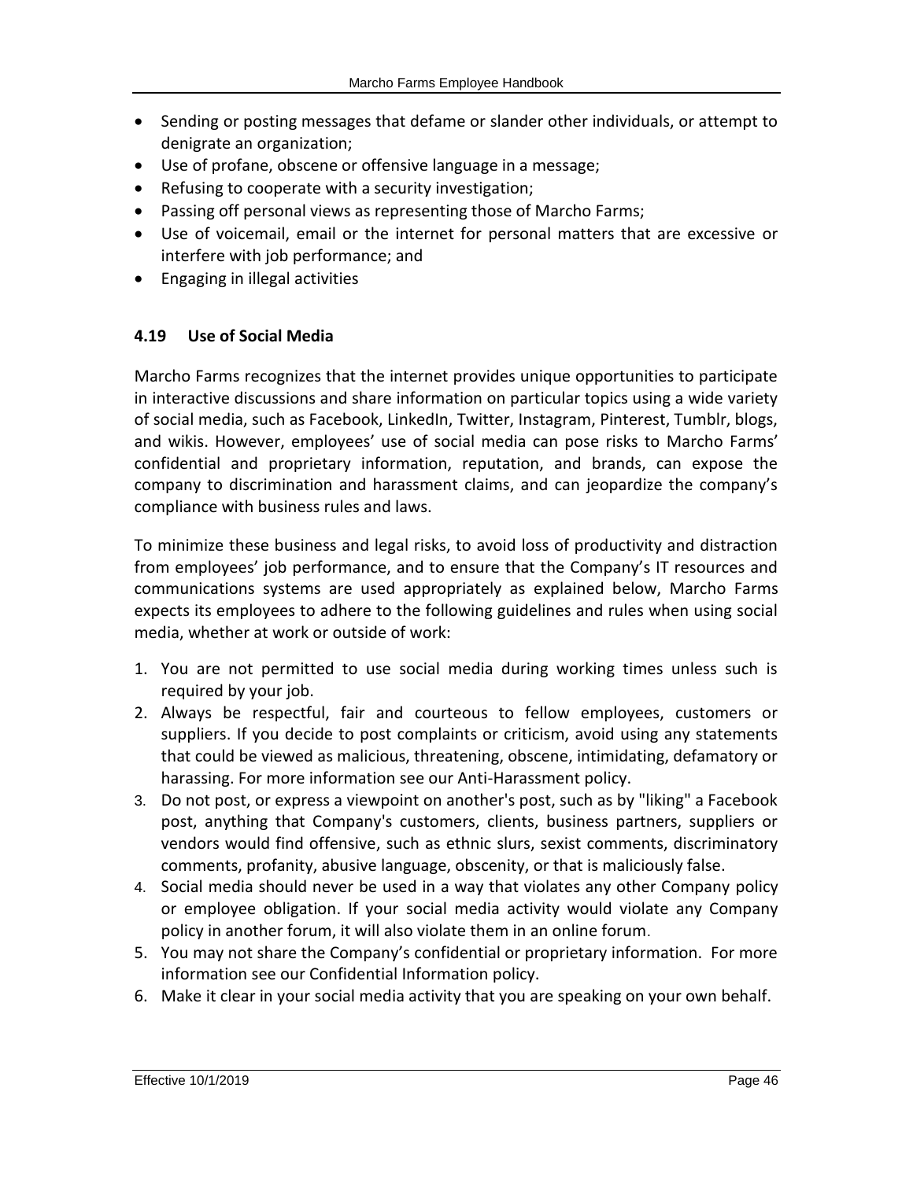- Sending or posting messages that defame or slander other individuals, or attempt to denigrate an organization;
- Use of profane, obscene or offensive language in a message;
- Refusing to cooperate with a security investigation;
- Passing off personal views as representing those of Marcho Farms;
- Use of voicemail, email or the internet for personal matters that are excessive or interfere with job performance; and
- Engaging in illegal activities

### 4.19 Use of Social Media

Marcho Farms recognizes that the internet provides unique opportunities to participate in interactive discussions and share information on particular topics using a wide variety of social media, such as Facebook, LinkedIn, Twitter, Instagram, Pinterest, Tumblr, blogs, and wikis. However, employees' use of social media can pose risks to Marcho Farms' confidential and proprietary information, reputation, and brands, can expose the company to discrimination and harassment claims, and can jeopardize the company's compliance with business rules and laws.

To minimize these business and legal risks, to avoid loss of productivity and distraction from employees' job performance, and to ensure that the Company's IT resources and communications systems are used appropriately as explained below, Marcho Farms expects its employees to adhere to the following guidelines and rules when using social media, whether at work or outside of work:

1. You are not permitted to use social media during working times unless such is required by your job.
2. Always be respectful, fair and courteous to fellow employees, customers or suppliers. If you decide to post complaints or criticism, avoid using any statements that could be viewed as malicious, threatening, obscene, intimidating, defamatory or harassing. For more information see our Anti-Harassment policy.
3. Do not post, or express a viewpoint on another's post, such as by "liking" a Facebook post, anything that Company's customers, clients, business partners, suppliers or vendors would find offensive, such as ethnic slurs, sexist comments, discriminatory comments, profanity, abusive language, obscenity, or that is maliciously false.
4. Social media should never be used in a way that violates any other Company policy or employee obligation. If your social media activity would violate any Company policy in another forum, it will also violate them in an online forum.
5. You may not share the Company's confidential or proprietary information. For more information see our Confidential Information policy.
6. Make it clear in your social media activity that you are speaking on your own behalf.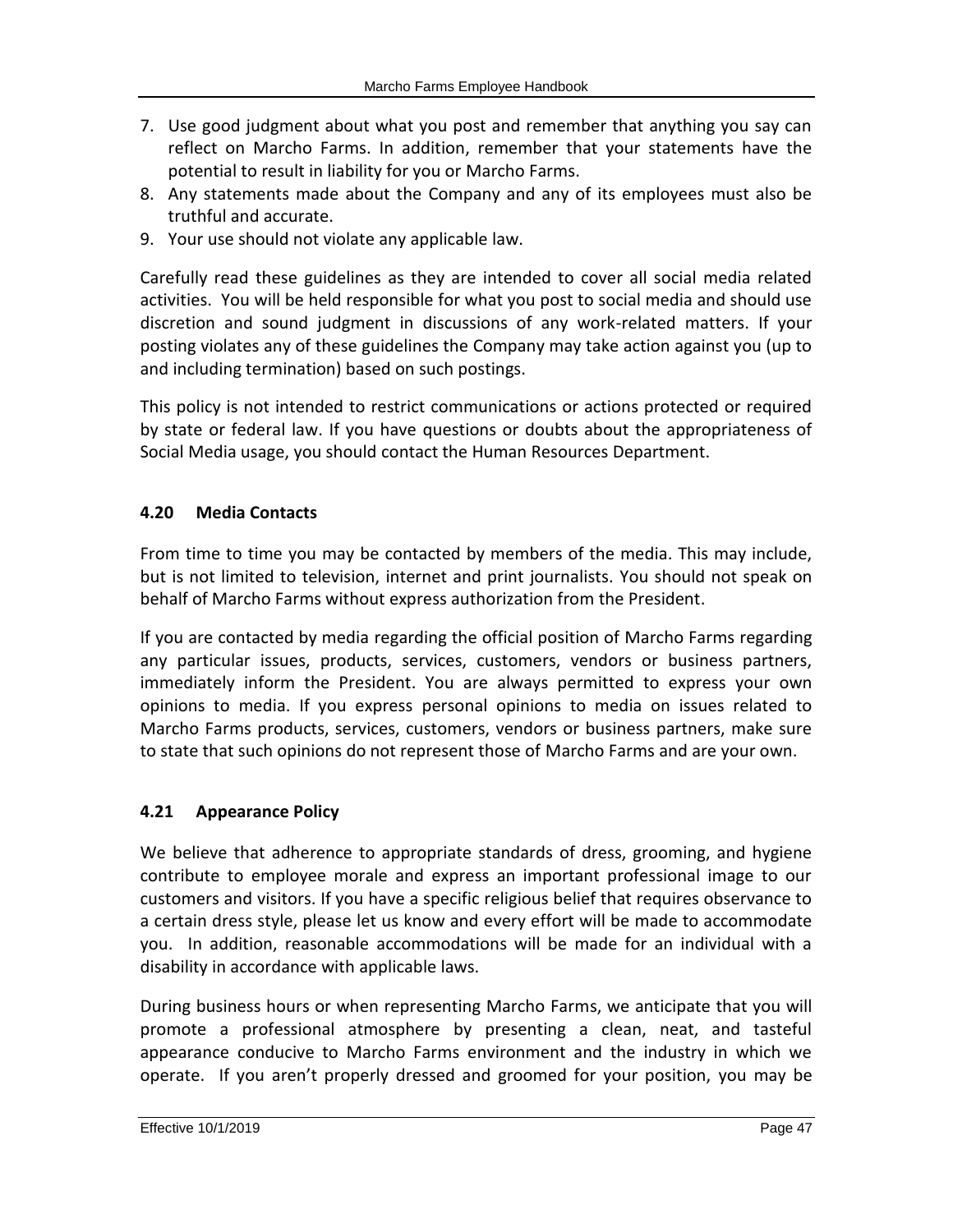7. Use good judgment about what you post and remember that anything you say can reflect on Marcho Farms. In addition, remember that your statements have the potential to result in liability for you or Marcho Farms.
8. Any statements made about the Company and any of its employees must also be truthful and accurate.
9. Your use should not violate any applicable law.

Carefully read these guidelines as they are intended to cover all social media related activities. You will be held responsible for what you post to social media and should use discretion and sound judgment in discussions of any work-related matters. If your posting violates any of these guidelines the Company may take action against you (up to and including termination) based on such postings.

This policy is not intended to restrict communications or actions protected or required by state or federal law. If you have questions or doubts about the appropriateness of Social Media usage, you should contact the Human Resources Department.

### 4.20 Media Contacts

From time to time you may be contacted by members of the media. This may include, but is not limited to television, internet and print journalists. You should not speak on behalf of Marcho Farms without express authorization from the President.

If you are contacted by media regarding the official position of Marcho Farms regarding any particular issues, products, services, customers, vendors or business partners, immediately inform the President. You are always permitted to express your own opinions to media. If you express personal opinions to media on issues related to Marcho Farms products, services, customers, vendors or business partners, make sure to state that such opinions do not represent those of Marcho Farms and are your own.

### 4.21 Appearance Policy

We believe that adherence to appropriate standards of dress, grooming, and hygiene contribute to employee morale and express an important professional image to our customers and visitors. If you have a specific religious belief that requires observance to a certain dress style, please let us know and every effort will be made to accommodate you. In addition, reasonable accommodations will be made for an individual with a disability in accordance with applicable laws.

During business hours or when representing Marcho Farms, we anticipate that you will promote a professional atmosphere by presenting a clean, neat, and tasteful appearance conducive to Marcho Farms environment and the industry in which we operate. If you aren't properly dressed and groomed for your position, you may be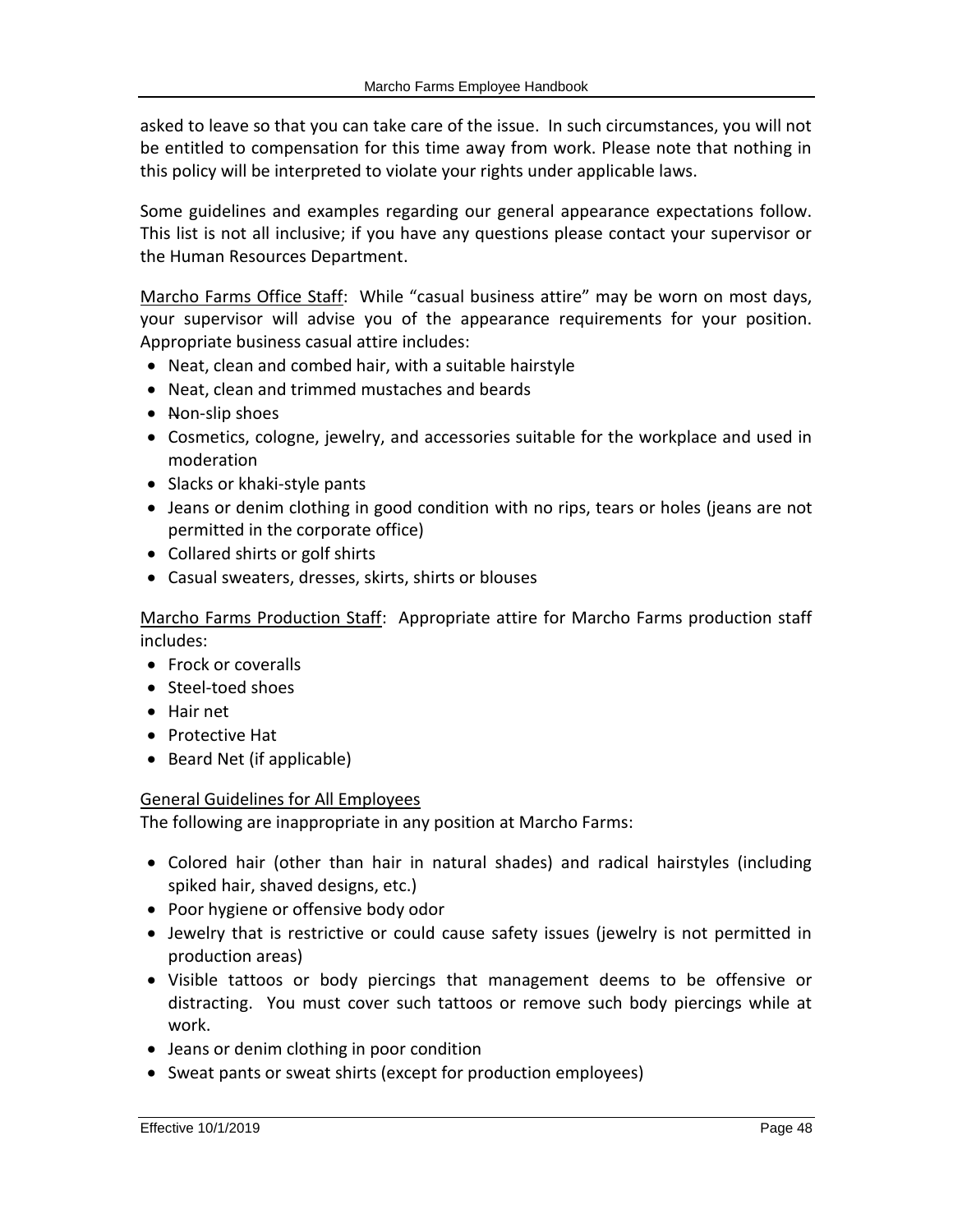asked to leave so that you can take care of the issue. In such circumstances, you will not be entitled to compensation for this time away from work. Please note that nothing in this policy will be interpreted to violate your rights under applicable laws.

Some guidelines and examples regarding our general appearance expectations follow. This list is not all inclusive; if you have any questions please contact your supervisor or the Human Resources Department.

Marcho Farms Office Staff: While "casual business attire" may be worn on most days, your supervisor will advise you of the appearance requirements for your position. Appropriate business casual attire includes:

- Neat, clean and combed hair, with a suitable hairstyle
- Neat, clean and trimmed mustaches and beards
- Non-slip shoes
- Cosmetics, cologne, jewelry, and accessories suitable for the workplace and used in moderation
- Slacks or khaki-style pants
- Jeans or denim clothing in good condition with no rips, tears or holes (jeans are not permitted in the corporate office)
- Collared shirts or golf shirts
- Casual sweaters, dresses, skirts, shirts or blouses

Marcho Farms Production Staff: Appropriate attire for Marcho Farms production staff includes:

- Frock or coveralls
- Steel-toed shoes
- Hair net
- Protective Hat
- Beard Net (if applicable)

General Guidelines for All Employees

The following are inappropriate in any position at Marcho Farms:

- Colored hair (other than hair in natural shades) and radical hairstyles (including spiked hair, shaved designs, etc.)
- Poor hygiene or offensive body odor
- Jewelry that is restrictive or could cause safety issues (jewelry is not permitted in production areas)
- Visible tattoos or body piercings that management deems to be offensive or distracting. You must cover such tattoos or remove such body piercings while at work.
- Jeans or denim clothing in poor condition
- Sweat pants or sweat shirts (except for production employees)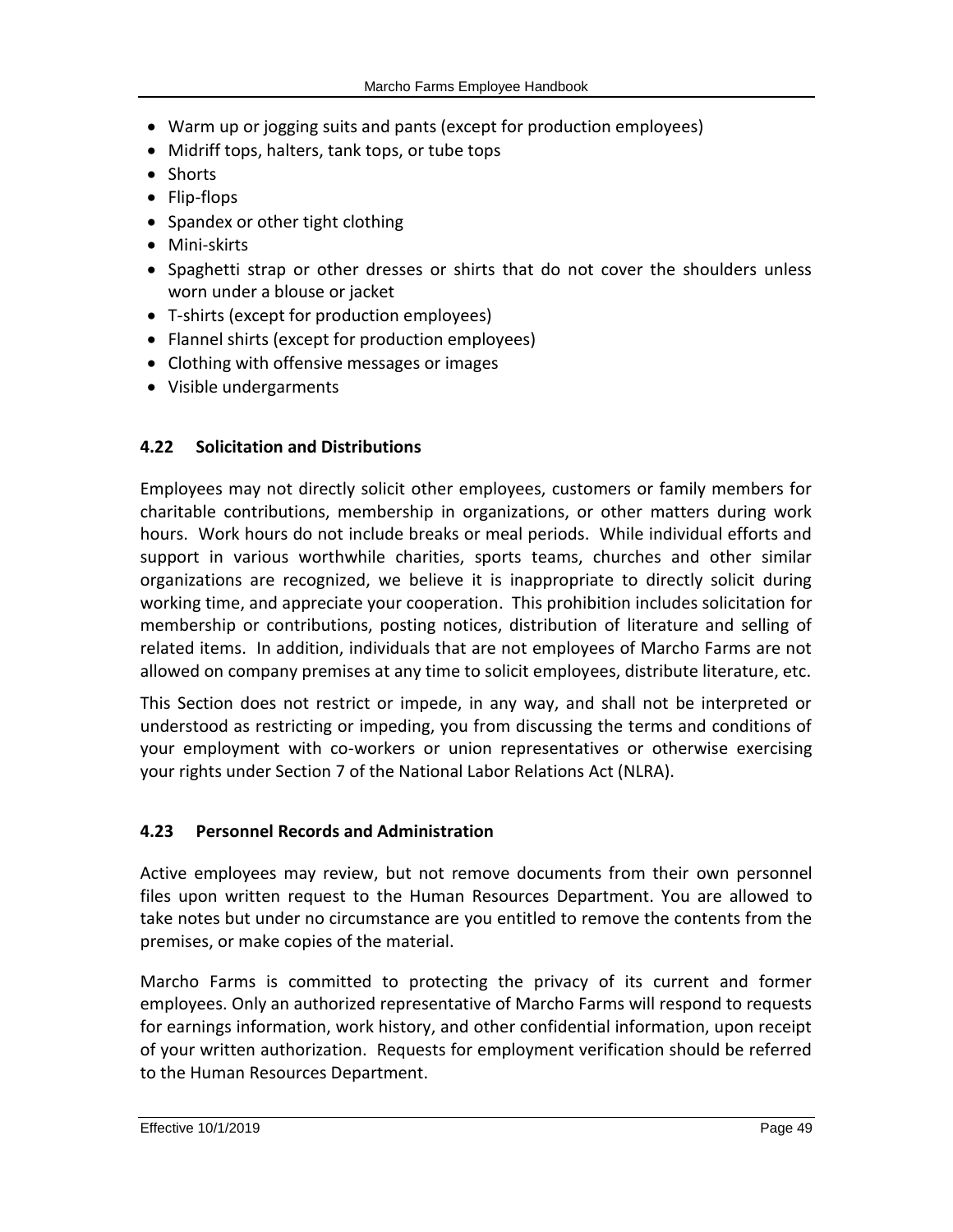- Warm up or jogging suits and pants (except for production employees)
- Midriff tops, halters, tank tops, or tube tops
- Shorts
- Flip-flops
- Spandex or other tight clothing
- Mini-skirts
- Spaghetti strap or other dresses or shirts that do not cover the shoulders unless worn under a blouse or jacket
- T-shirts (except for production employees)
- Flannel shirts (except for production employees)
- Clothing with offensive messages or images
- Visible undergarments

### 4.22 Solicitation and Distributions

Employees may not directly solicit other employees, customers or family members for charitable contributions, membership in organizations, or other matters during work hours. Work hours do not include breaks or meal periods. While individual efforts and support in various worthwhile charities, sports teams, churches and other similar organizations are recognized, we believe it is inappropriate to directly solicit during working time, and appreciate your cooperation. This prohibition includes solicitation for membership or contributions, posting notices, distribution of literature and selling of related items. In addition, individuals that are not employees of Marcho Farms are not allowed on company premises at any time to solicit employees, distribute literature, etc.

This Section does not restrict or impede, in any way, and shall not be interpreted or understood as restricting or impeding, you from discussing the terms and conditions of your employment with co-workers or union representatives or otherwise exercising your rights under Section 7 of the National Labor Relations Act (NLRA).

### 4.23 Personnel Records and Administration

Active employees may review, but not remove documents from their own personnel files upon written request to the Human Resources Department. You are allowed to take notes but under no circumstance are you entitled to remove the contents from the premises, or make copies of the material.

Marcho Farms is committed to protecting the privacy of its current and former employees. Only an authorized representative of Marcho Farms will respond to requests for earnings information, work history, and other confidential information, upon receipt of your written authorization. Requests for employment verification should be referred to the Human Resources Department.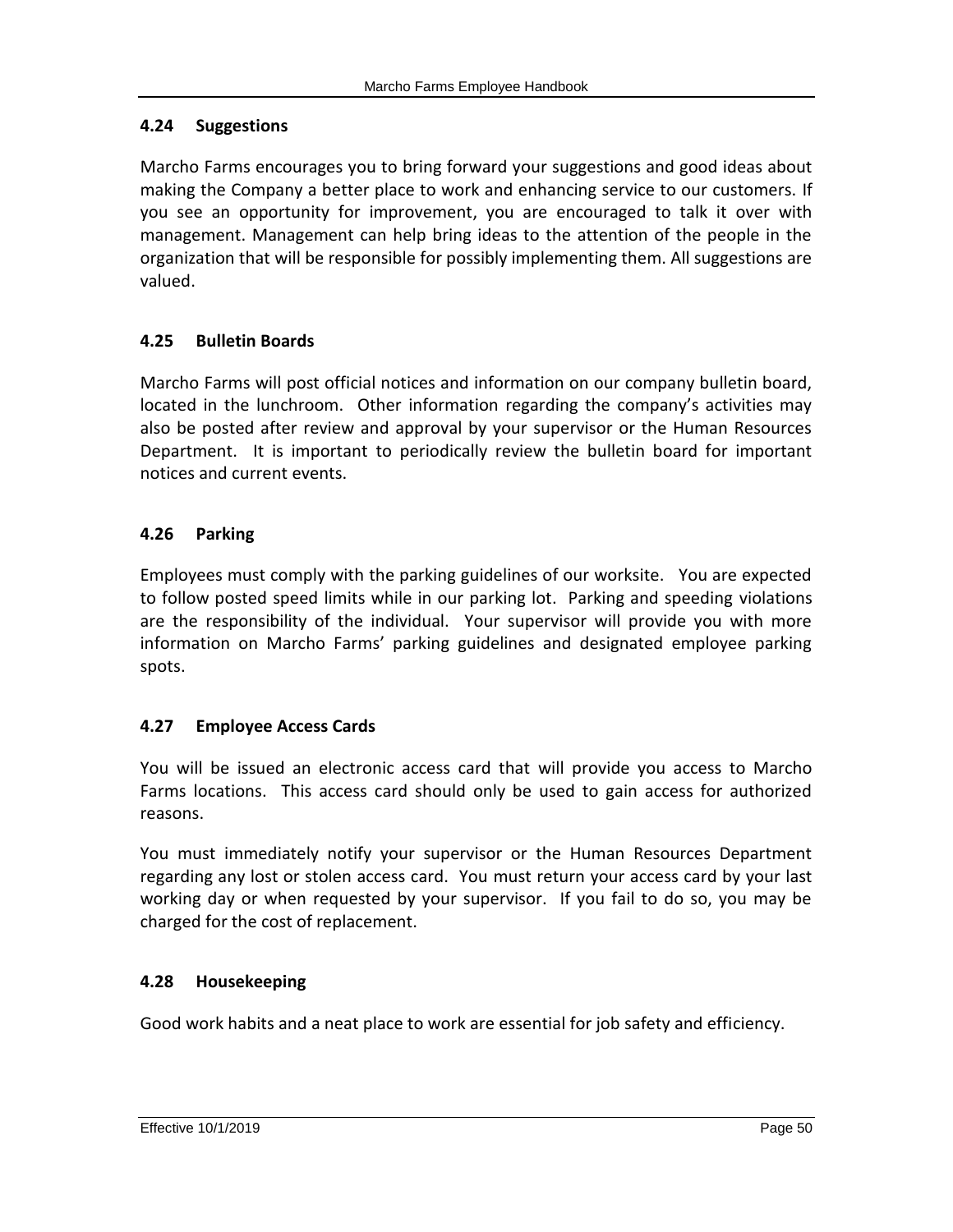### 4.24 Suggestions

Marcho Farms encourages you to bring forward your suggestions and good ideas about making the Company a better place to work and enhancing service to our customers. If you see an opportunity for improvement, you are encouraged to talk it over with management. Management can help bring ideas to the attention of the people in the organization that will be responsible for possibly implementing them. All suggestions are valued.

### 4.25 Bulletin Boards

Marcho Farms will post official notices and information on our company bulletin board, located in the lunchroom. Other information regarding the company's activities may also be posted after review and approval by your supervisor or the Human Resources Department. It is important to periodically review the bulletin board for important notices and current events.

### 4.26 Parking

Employees must comply with the parking guidelines of our worksite. You are expected to follow posted speed limits while in our parking lot. Parking and speeding violations are the responsibility of the individual. Your supervisor will provide you with more information on Marcho Farms' parking guidelines and designated employee parking spots.

### 4.27 Employee Access Cards

You will be issued an electronic access card that will provide you access to Marcho Farms locations. This access card should only be used to gain access for authorized reasons.

You must immediately notify your supervisor or the Human Resources Department regarding any lost or stolen access card. You must return your access card by your last working day or when requested by your supervisor. If you fail to do so, you may be charged for the cost of replacement.

### 4.28 Housekeeping

Good work habits and a neat place to work are essential for job safety and efficiency.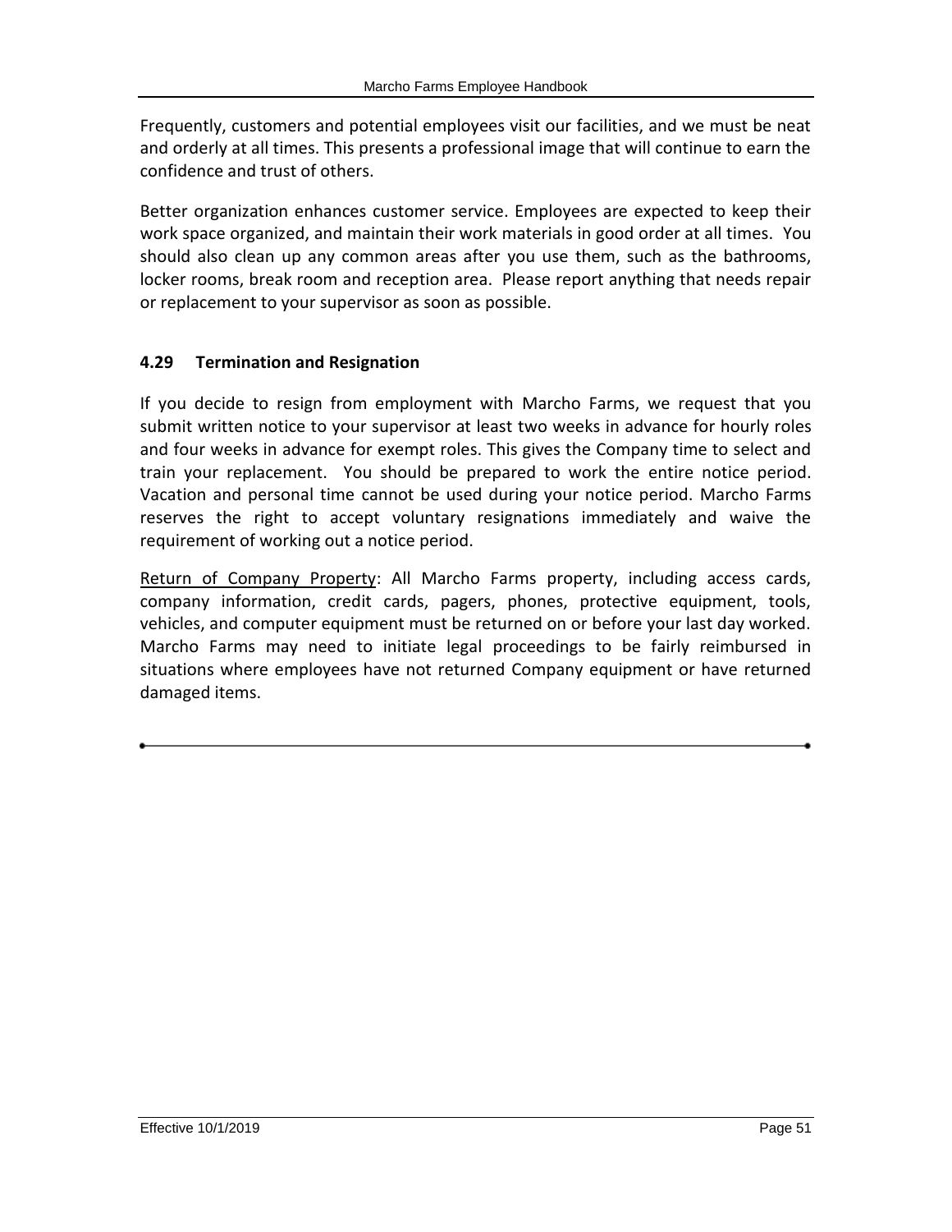Frequently, customers and potential employees visit our facilities, and we must be neat and orderly at all times. This presents a professional image that will continue to earn the confidence and trust of others.

Better organization enhances customer service. Employees are expected to keep their work space organized, and maintain their work materials in good order at all times. You should also clean up any common areas after you use them, such as the bathrooms, locker rooms, break room and reception area. Please report anything that needs repair or replacement to your supervisor as soon as possible.

### 4.29 Termination and Resignation

If you decide to resign from employment with Marcho Farms, we request that you submit written notice to your supervisor at least two weeks in advance for hourly roles and four weeks in advance for exempt roles. This gives the Company time to select and train your replacement. You should be prepared to work the entire notice period. Vacation and personal time cannot be used during your notice period. Marcho Farms reserves the right to accept voluntary resignations immediately and waive the requirement of working out a notice period.

<u>Return of Company Property</u>: All Marcho Farms property, including access cards, company information, credit cards, pagers, phones, protective equipment, tools, vehicles, and computer equipment must be returned on or before your last day worked. Marcho Farms may need to initiate legal proceedings to be fairly reimbursed in situations where employees have not returned Company equipment or have returned damaged items.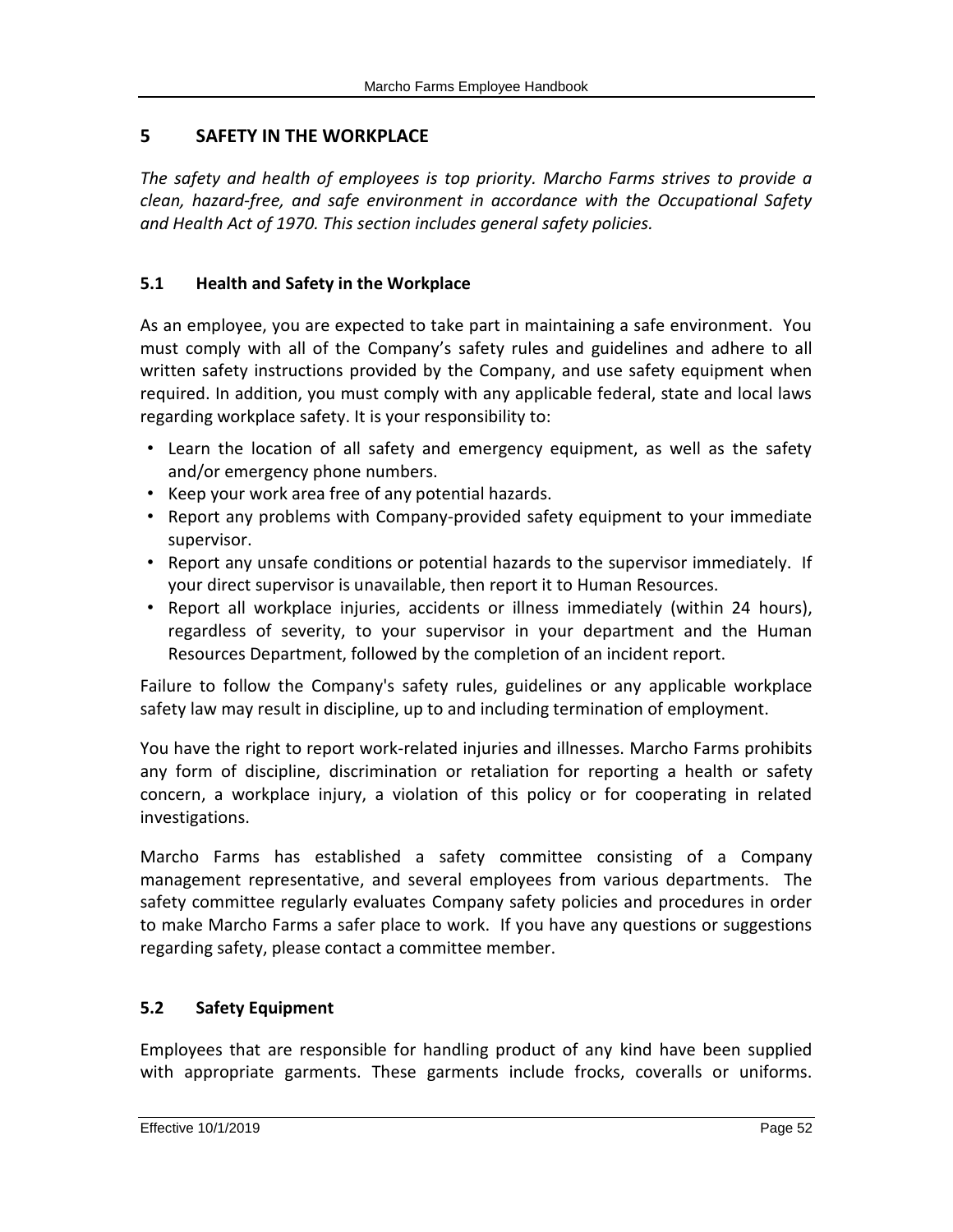## 5 SAFETY IN THE WORKPLACE

*The safety and health of employees is top priority. Marcho Farms strives to provide a clean, hazard-free, and safe environment in accordance with the Occupational Safety and Health Act of 1970. This section includes general safety policies.*

### 5.1 Health and Safety in the Workplace

As an employee, you are expected to take part in maintaining a safe environment. You must comply with all of the Company's safety rules and guidelines and adhere to all written safety instructions provided by the Company, and use safety equipment when required. In addition, you must comply with any applicable federal, state and local laws regarding workplace safety. It is your responsibility to:

- Learn the location of all safety and emergency equipment, as well as the safety and/or emergency phone numbers.
- Keep your work area free of any potential hazards.
- Report any problems with Company-provided safety equipment to your immediate supervisor.
- Report any unsafe conditions or potential hazards to the supervisor immediately. If your direct supervisor is unavailable, then report it to Human Resources.
- Report all workplace injuries, accidents or illness immediately (within 24 hours), regardless of severity, to your supervisor in your department and the Human Resources Department, followed by the completion of an incident report.

Failure to follow the Company's safety rules, guidelines or any applicable workplace safety law may result in discipline, up to and including termination of employment.

You have the right to report work-related injuries and illnesses. Marcho Farms prohibits any form of discipline, discrimination or retaliation for reporting a health or safety concern, a workplace injury, a violation of this policy or for cooperating in related investigations.

Marcho Farms has established a safety committee consisting of a Company management representative, and several employees from various departments. The safety committee regularly evaluates Company safety policies and procedures in order to make Marcho Farms a safer place to work. If you have any questions or suggestions regarding safety, please contact a committee member.

### 5.2 Safety Equipment

Employees that are responsible for handling product of any kind have been supplied with appropriate garments. These garments include frocks, coveralls or uniforms.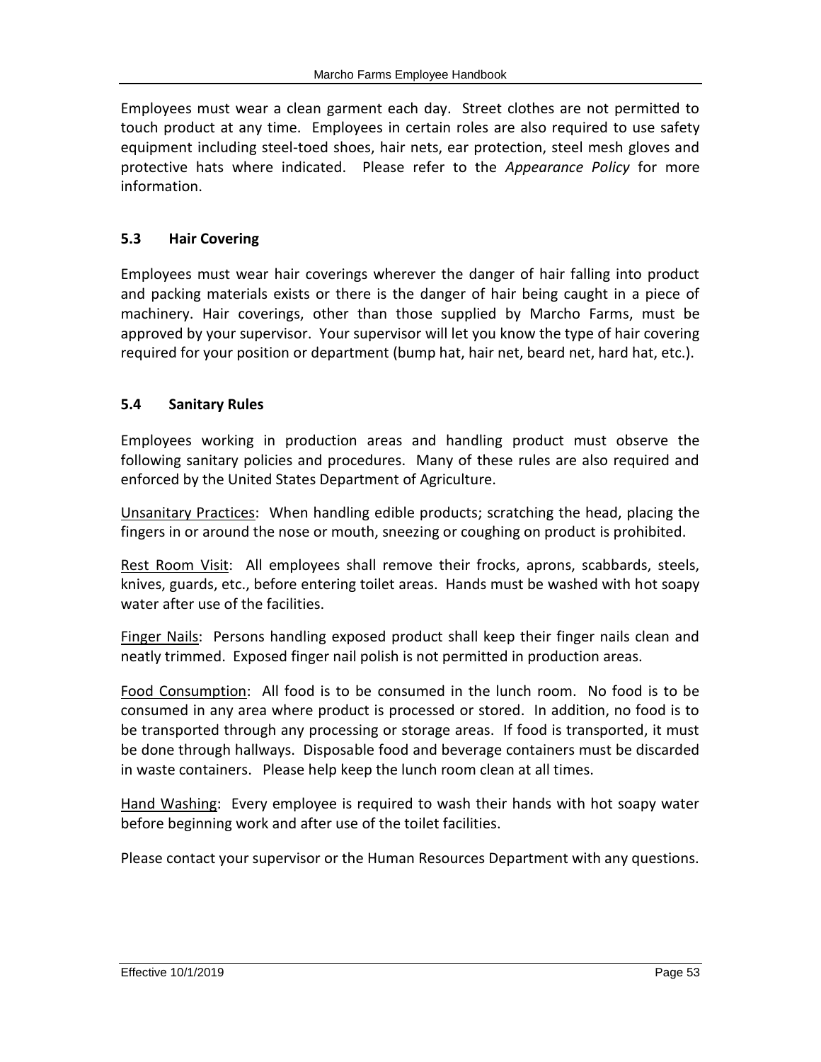Employees must wear a clean garment each day. Street clothes are not permitted to touch product at any time. Employees in certain roles are also required to use safety equipment including steel-toed shoes, hair nets, ear protection, steel mesh gloves and protective hats where indicated. Please refer to the *Appearance Policy* for more information.

### 5.3 Hair Covering

Employees must wear hair coverings wherever the danger of hair falling into product and packing materials exists or there is the danger of hair being caught in a piece of machinery. Hair coverings, other than those supplied by Marcho Farms, must be approved by your supervisor. Your supervisor will let you know the type of hair covering required for your position or department (bump hat, hair net, beard net, hard hat, etc.).

### 5.4 Sanitary Rules

Employees working in production areas and handling product must observe the following sanitary policies and procedures. Many of these rules are also required and enforced by the United States Department of Agriculture.

<u>Unsanitary Practices</u>: When handling edible products; scratching the head, placing the fingers in or around the nose or mouth, sneezing or coughing on product is prohibited.

<u>Rest Room Visit</u>: All employees shall remove their frocks, aprons, scabbards, steels, knives, guards, etc., before entering toilet areas. Hands must be washed with hot soapy water after use of the facilities.

<u>Finger Nails</u>: Persons handling exposed product shall keep their finger nails clean and neatly trimmed. Exposed finger nail polish is not permitted in production areas.

<u>Food Consumption</u>: All food is to be consumed in the lunch room. No food is to be consumed in any area where product is processed or stored. In addition, no food is to be transported through any processing or storage areas. If food is transported, it must be done through hallways. Disposable food and beverage containers must be discarded in waste containers. Please help keep the lunch room clean at all times.

<u>Hand Washing</u>: Every employee is required to wash their hands with hot soapy water before beginning work and after use of the toilet facilities.

Please contact your supervisor or the Human Resources Department with any questions.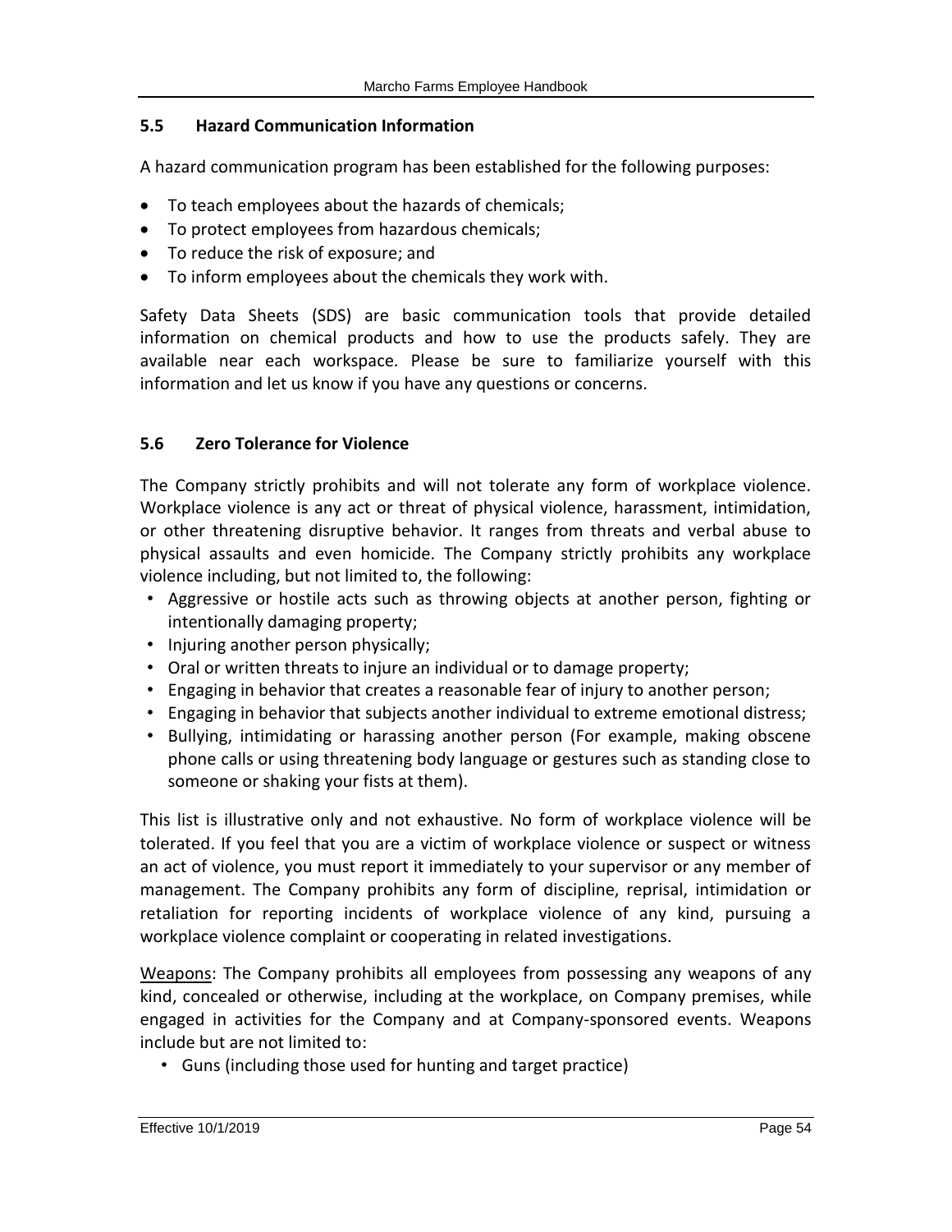### 5.5 Hazard Communication Information

A hazard communication program has been established for the following purposes:

- To teach employees about the hazards of chemicals;
- To protect employees from hazardous chemicals;
- To reduce the risk of exposure; and
- To inform employees about the chemicals they work with.

Safety Data Sheets (SDS) are basic communication tools that provide detailed information on chemical products and how to use the products safely. They are available near each workspace. Please be sure to familiarize yourself with this information and let us know if you have any questions or concerns.

### 5.6 Zero Tolerance for Violence

The Company strictly prohibits and will not tolerate any form of workplace violence. Workplace violence is any act or threat of physical violence, harassment, intimidation, or other threatening disruptive behavior. It ranges from threats and verbal abuse to physical assaults and even homicide. The Company strictly prohibits any workplace violence including, but not limited to, the following:

- Aggressive or hostile acts such as throwing objects at another person, fighting or intentionally damaging property;
- Injuring another person physically;
- Oral or written threats to injure an individual or to damage property;
- Engaging in behavior that creates a reasonable fear of injury to another person;
- Engaging in behavior that subjects another individual to extreme emotional distress;
- Bullying, intimidating or harassing another person (For example, making obscene phone calls or using threatening body language or gestures such as standing close to someone or shaking your fists at them).

This list is illustrative only and not exhaustive. No form of workplace violence will be tolerated. If you feel that you are a victim of workplace violence or suspect or witness an act of violence, you must report it immediately to your supervisor or any member of management. The Company prohibits any form of discipline, reprisal, intimidation or retaliation for reporting incidents of workplace violence of any kind, pursuing a workplace violence complaint or cooperating in related investigations.

<u>Weapons</u>: The Company prohibits all employees from possessing any weapons of any kind, concealed or otherwise, including at the workplace, on Company premises, while engaged in activities for the Company and at Company-sponsored events. Weapons include but are not limited to:

- Guns (including those used for hunting and target practice)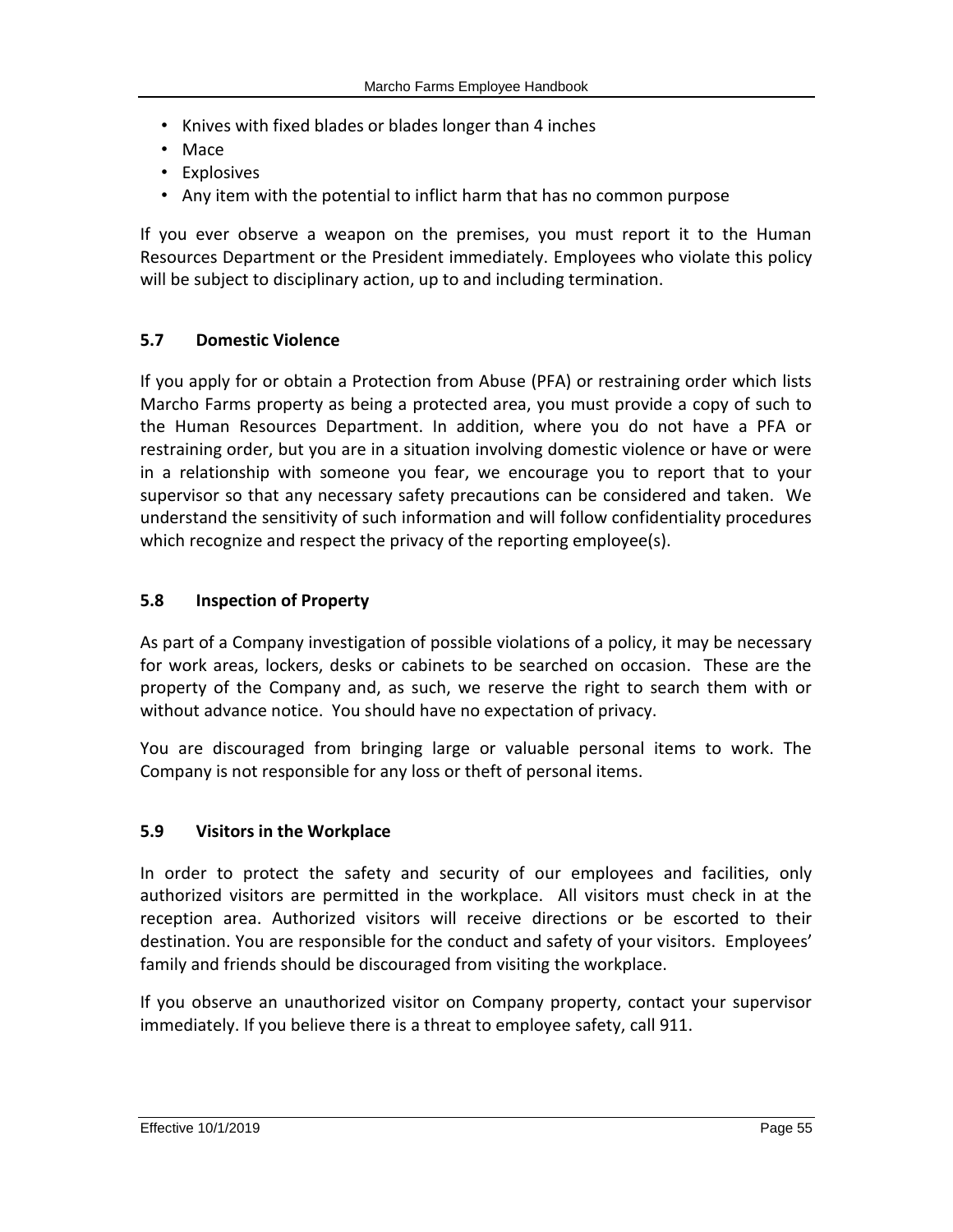- Knives with fixed blades or blades longer than 4 inches
- Mace
- Explosives
- Any item with the potential to inflict harm that has no common purpose

If you ever observe a weapon on the premises, you must report it to the Human Resources Department or the President immediately. Employees who violate this policy will be subject to disciplinary action, up to and including termination.

## 5.7 Domestic Violence

If you apply for or obtain a Protection from Abuse (PFA) or restraining order which lists Marcho Farms property as being a protected area, you must provide a copy of such to the Human Resources Department. In addition, where you do not have a PFA or restraining order, but you are in a situation involving domestic violence or have or were in a relationship with someone you fear, we encourage you to report that to your supervisor so that any necessary safety precautions can be considered and taken. We understand the sensitivity of such information and will follow confidentiality procedures which recognize and respect the privacy of the reporting employee(s).

## 5.8 Inspection of Property

As part of a Company investigation of possible violations of a policy, it may be necessary for work areas, lockers, desks or cabinets to be searched on occasion. These are the property of the Company and, as such, we reserve the right to search them with or without advance notice. You should have no expectation of privacy.

You are discouraged from bringing large or valuable personal items to work. The Company is not responsible for any loss or theft of personal items.

## 5.9 Visitors in the Workplace

In order to protect the safety and security of our employees and facilities, only authorized visitors are permitted in the workplace. All visitors must check in at the reception area. Authorized visitors will receive directions or be escorted to their destination. You are responsible for the conduct and safety of your visitors. Employees' family and friends should be discouraged from visiting the workplace.

If you observe an unauthorized visitor on Company property, contact your supervisor immediately. If you believe there is a threat to employee safety, call 911.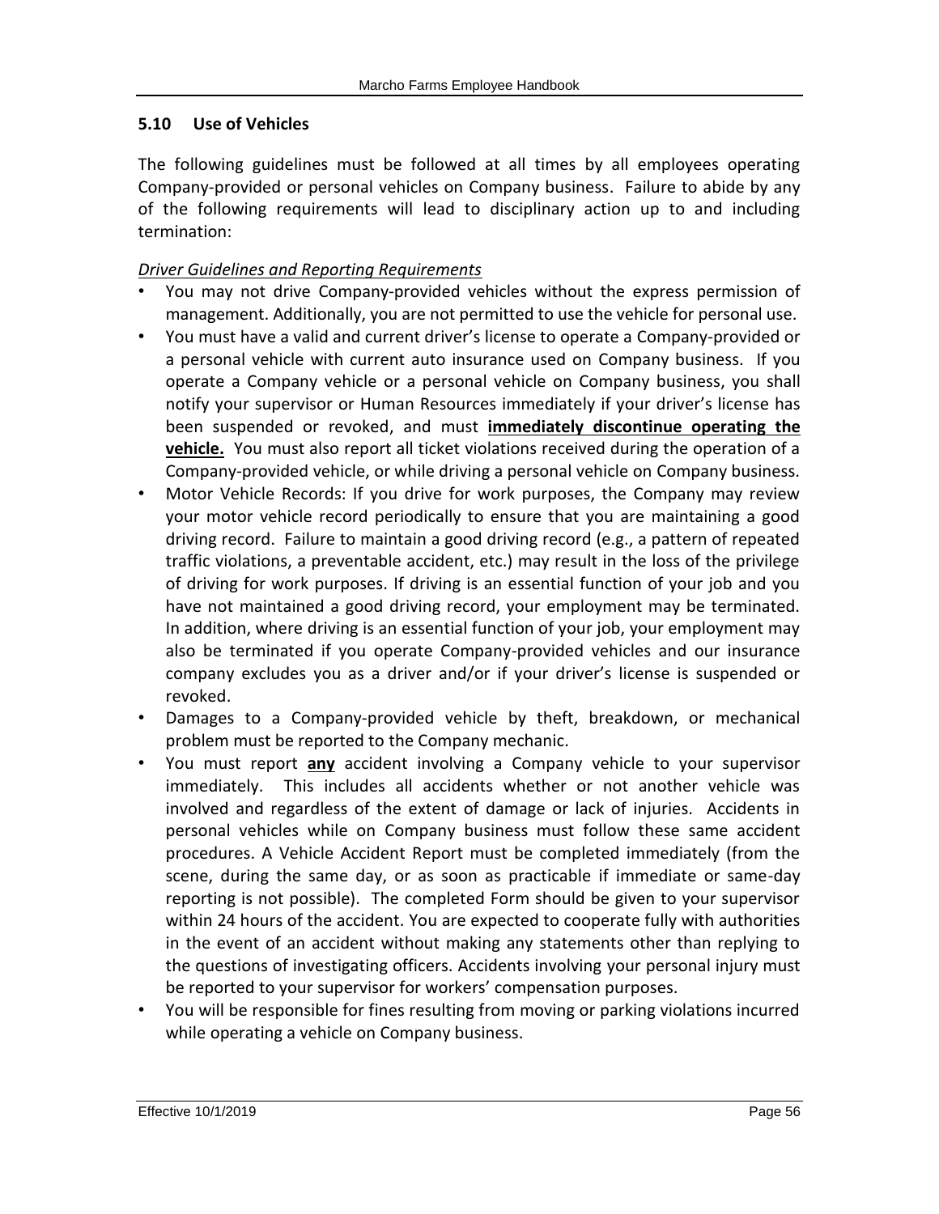### 5.10 Use of Vehicles

The following guidelines must be followed at all times by all employees operating Company-provided or personal vehicles on Company business. Failure to abide by any of the following requirements will lead to disciplinary action up to and including termination:

*Driver Guidelines and Reporting Requirements*

- You may not drive Company-provided vehicles without the express permission of management. Additionally, you are not permitted to use the vehicle for personal use.
- You must have a valid and current driver's license to operate a Company-provided or a personal vehicle with current auto insurance used on Company business. If you operate a Company vehicle or a personal vehicle on Company business, you shall notify your supervisor or Human Resources immediately if your driver's license has been suspended or revoked, and must **immediately discontinue operating the vehicle.** You must also report all ticket violations received during the operation of a Company-provided vehicle, or while driving a personal vehicle on Company business.
- Motor Vehicle Records: If you drive for work purposes, the Company may review your motor vehicle record periodically to ensure that you are maintaining a good driving record. Failure to maintain a good driving record (e.g., a pattern of repeated traffic violations, a preventable accident, etc.) may result in the loss of the privilege of driving for work purposes. If driving is an essential function of your job and you have not maintained a good driving record, your employment may be terminated. In addition, where driving is an essential function of your job, your employment may also be terminated if you operate Company-provided vehicles and our insurance company excludes you as a driver and/or if your driver's license is suspended or revoked.
- Damages to a Company-provided vehicle by theft, breakdown, or mechanical problem must be reported to the Company mechanic.
- You must report **any** accident involving a Company vehicle to your supervisor immediately. This includes all accidents whether or not another vehicle was involved and regardless of the extent of damage or lack of injuries. Accidents in personal vehicles while on Company business must follow these same accident procedures. A Vehicle Accident Report must be completed immediately (from the scene, during the same day, or as soon as practicable if immediate or same-day reporting is not possible). The completed Form should be given to your supervisor within 24 hours of the accident. You are expected to cooperate fully with authorities in the event of an accident without making any statements other than replying to the questions of investigating officers. Accidents involving your personal injury must be reported to your supervisor for workers' compensation purposes.
- You will be responsible for fines resulting from moving or parking violations incurred while operating a vehicle on Company business.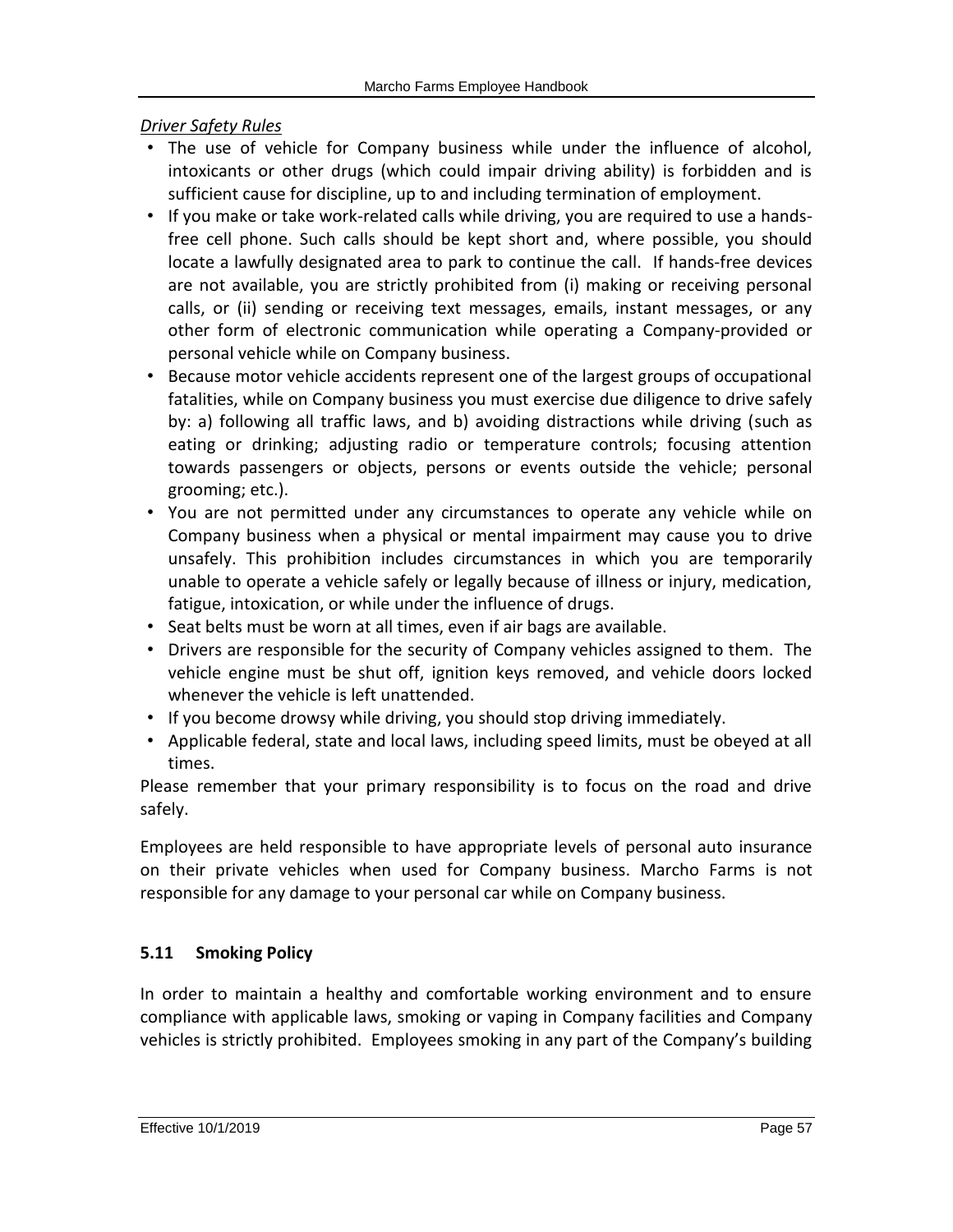*Driver Safety Rules*

- The use of vehicle for Company business while under the influence of alcohol, intoxicants or other drugs (which could impair driving ability) is forbidden and is sufficient cause for discipline, up to and including termination of employment.
- If you make or take work-related calls while driving, you are required to use a hands-free cell phone. Such calls should be kept short and, where possible, you should locate a lawfully designated area to park to continue the call. If hands-free devices are not available, you are strictly prohibited from (i) making or receiving personal calls, or (ii) sending or receiving text messages, emails, instant messages, or any other form of electronic communication while operating a Company-provided or personal vehicle while on Company business.
- Because motor vehicle accidents represent one of the largest groups of occupational fatalities, while on Company business you must exercise due diligence to drive safely by: a) following all traffic laws, and b) avoiding distractions while driving (such as eating or drinking; adjusting radio or temperature controls; focusing attention towards passengers or objects, persons or events outside the vehicle; personal grooming; etc.).
- You are not permitted under any circumstances to operate any vehicle while on Company business when a physical or mental impairment may cause you to drive unsafely. This prohibition includes circumstances in which you are temporarily unable to operate a vehicle safely or legally because of illness or injury, medication, fatigue, intoxication, or while under the influence of drugs.
- Seat belts must be worn at all times, even if air bags are available.
- Drivers are responsible for the security of Company vehicles assigned to them. The vehicle engine must be shut off, ignition keys removed, and vehicle doors locked whenever the vehicle is left unattended.
- If you become drowsy while driving, you should stop driving immediately.
- Applicable federal, state and local laws, including speed limits, must be obeyed at all times.

Please remember that your primary responsibility is to focus on the road and drive safely.

Employees are held responsible to have appropriate levels of personal auto insurance on their private vehicles when used for Company business. Marcho Farms is not responsible for any damage to your personal car while on Company business.

### 5.11 Smoking Policy

In order to maintain a healthy and comfortable working environment and to ensure compliance with applicable laws, smoking or vaping in Company facilities and Company vehicles is strictly prohibited. Employees smoking in any part of the Company's building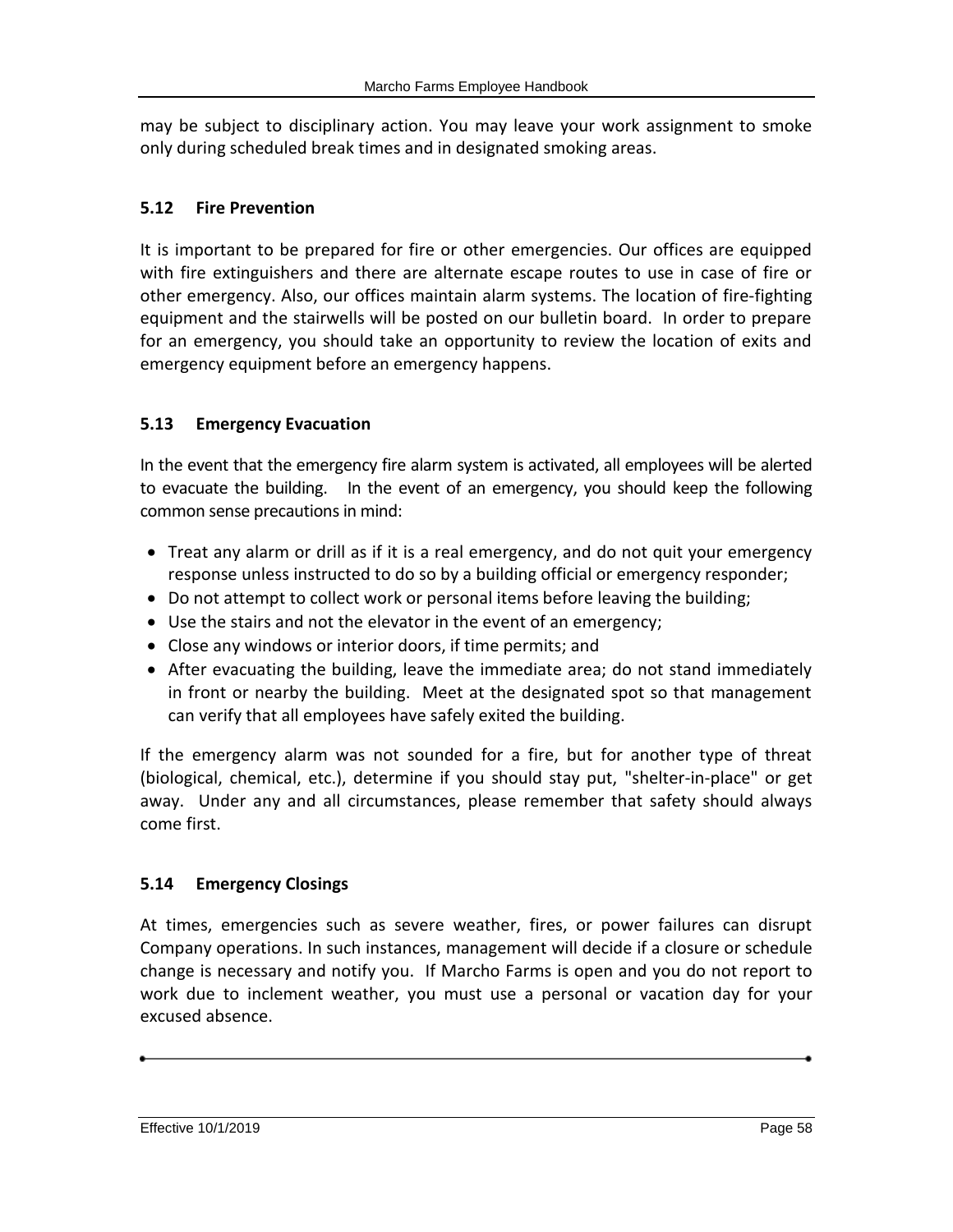may be subject to disciplinary action. You may leave your work assignment to smoke only during scheduled break times and in designated smoking areas.

### 5.12 Fire Prevention

It is important to be prepared for fire or other emergencies. Our offices are equipped with fire extinguishers and there are alternate escape routes to use in case of fire or other emergency. Also, our offices maintain alarm systems. The location of fire-fighting equipment and the stairwells will be posted on our bulletin board. In order to prepare for an emergency, you should take an opportunity to review the location of exits and emergency equipment before an emergency happens.

### 5.13 Emergency Evacuation

In the event that the emergency fire alarm system is activated, all employees will be alerted to evacuate the building. In the event of an emergency, you should keep the following common sense precautions in mind:

- Treat any alarm or drill as if it is a real emergency, and do not quit your emergency response unless instructed to do so by a building official or emergency responder;
- Do not attempt to collect work or personal items before leaving the building;
- Use the stairs and not the elevator in the event of an emergency;
- Close any windows or interior doors, if time permits; and
- After evacuating the building, leave the immediate area; do not stand immediately in front or nearby the building. Meet at the designated spot so that management can verify that all employees have safely exited the building.

If the emergency alarm was not sounded for a fire, but for another type of threat (biological, chemical, etc.), determine if you should stay put, "shelter-in-place" or get away. Under any and all circumstances, please remember that safety should always come first.

### 5.14 Emergency Closings

At times, emergencies such as severe weather, fires, or power failures can disrupt Company operations. In such instances, management will decide if a closure or schedule change is necessary and notify you. If Marcho Farms is open and you do not report to work due to inclement weather, you must use a personal or vacation day for your excused absence.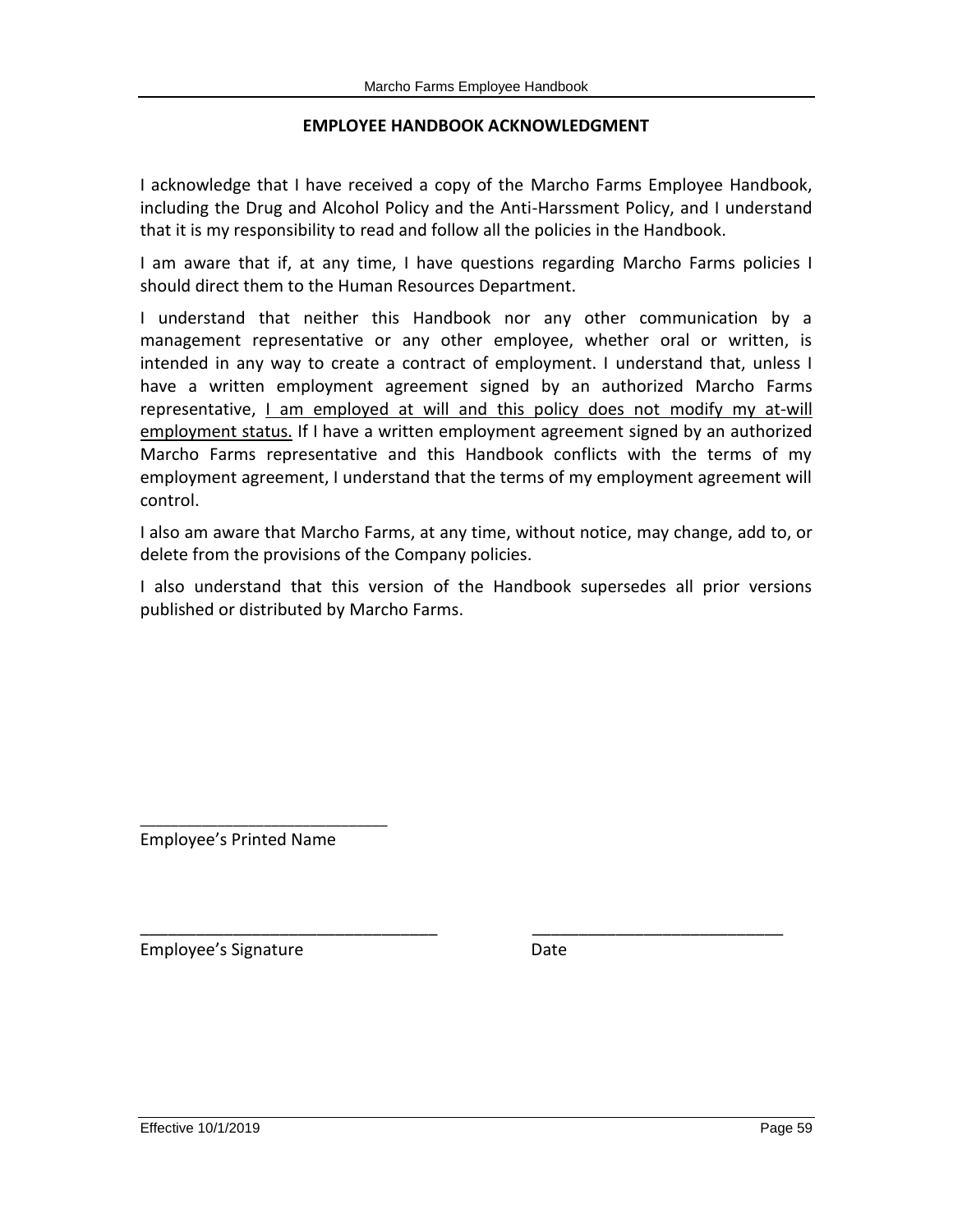## EMPLOYEE HANDBOOK ACKNOWLEDGMENT

I acknowledge that I have received a copy of the Marcho Farms Employee Handbook, including the Drug and Alcohol Policy and the Anti-Harssment Policy, and I understand that it is my responsibility to read and follow all the policies in the Handbook.

I am aware that if, at any time, I have questions regarding Marcho Farms policies I should direct them to the Human Resources Department.

I understand that neither this Handbook nor any other communication by a management representative or any other employee, whether oral or written, is intended in any way to create a contract of employment. I understand that, unless I have a written employment agreement signed by an authorized Marcho Farms representative, <u>I am employed at will and this policy does not modify my at-will employment status.</u> If I have a written employment agreement signed by an authorized Marcho Farms representative and this Handbook conflicts with the terms of my employment agreement, I understand that the terms of my employment agreement will control.

I also am aware that Marcho Farms, at any time, without notice, may change, add to, or delete from the provisions of the Company policies.

I also understand that this version of the Handbook supersedes all prior versions published or distributed by Marcho Farms.

___________________________
Employee's Printed Name

________________________________ ___________________________
Employee's Signature Date